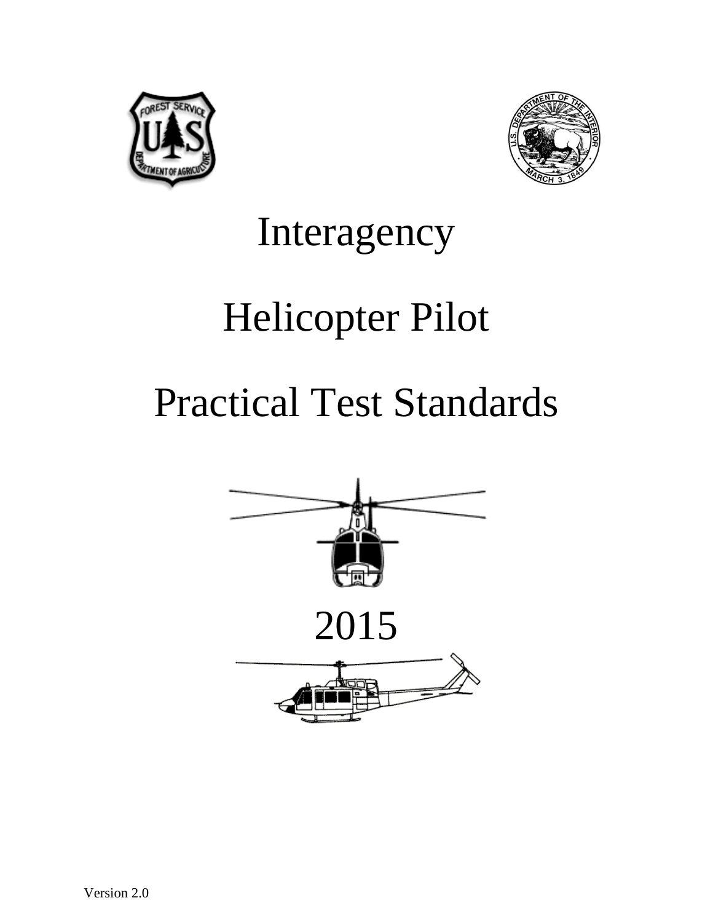# Interagency

# Helicopter Pilot

# Practical Test Standards

2015

Version 2.0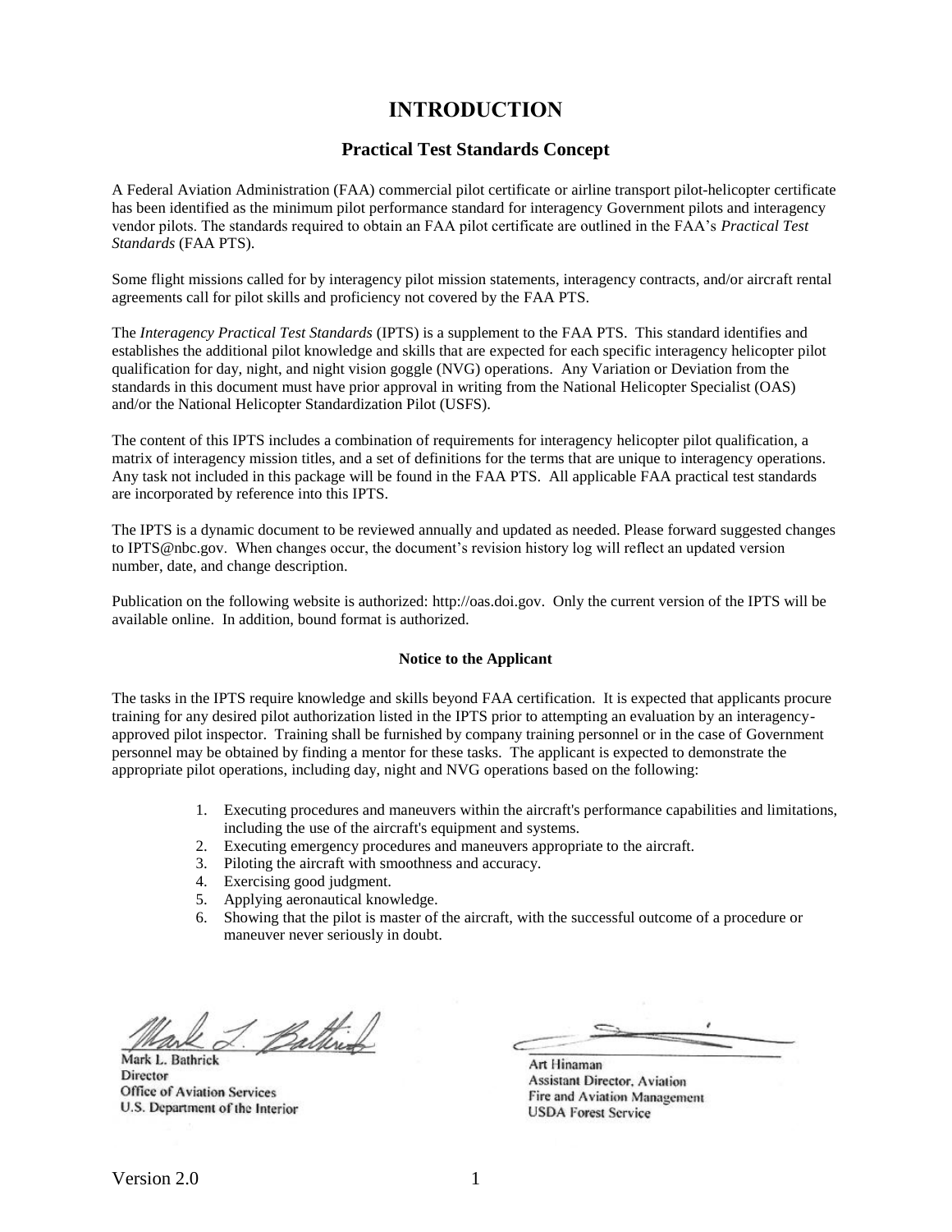# INTRODUCTION

## Practical Test Standards Concept

A Federal Aviation Administration (FAA) commercial pilot certificate or airline transport pilot-helicopter certificate has been identified as the minimum pilot performance standard for interagency Government pilots and interagency vendor pilots. The standards required to obtain an FAA pilot certificate are outlined in the FAA's *Practical Test Standards* (FAA PTS).

Some flight missions called for by interagency pilot mission statements, interagency contracts, and/or aircraft rental agreements call for pilot skills and proficiency not covered by the FAA PTS.

The *Interagency Practical Test Standards* (IPTS) is a supplement to the FAA PTS. This standard identifies and establishes the additional pilot knowledge and skills that are expected for each specific interagency helicopter pilot qualification for day, night, and night vision goggle (NVG) operations. Any Variation or Deviation from the standards in this document must have prior approval in writing from the National Helicopter Specialist (OAS) and/or the National Helicopter Standardization Pilot (USFS).

The content of this IPTS includes a combination of requirements for interagency helicopter pilot qualification, a matrix of interagency mission titles, and a set of definitions for the terms that are unique to interagency operations. Any task not included in this package will be found in the FAA PTS. All applicable FAA practical test standards are incorporated by reference into this IPTS.

The IPTS is a dynamic document to be reviewed annually and updated as needed. Please forward suggested changes to IPTS@nbc.gov. When changes occur, the document's revision history log will reflect an updated version number, date, and change description.

Publication on the following website is authorized: http://oas.doi.gov. Only the current version of the IPTS will be available online. In addition, bound format is authorized.

### Notice to the Applicant

The tasks in the IPTS require knowledge and skills beyond FAA certification. It is expected that applicants procure training for any desired pilot authorization listed in the IPTS prior to attempting an evaluation by an interagency-approved pilot inspector. Training shall be furnished by company training personnel or in the case of Government personnel may be obtained by finding a mentor for these tasks. The applicant is expected to demonstrate the appropriate pilot operations, including day, night and NVG operations based on the following:

1. Executing procedures and maneuvers within the aircraft's performance capabilities and limitations, including the use of the aircraft's equipment and systems.
2. Executing emergency procedures and maneuvers appropriate to the aircraft.
3. Piloting the aircraft with smoothness and accuracy.
4. Exercising good judgment.
5. Applying aeronautical knowledge.
6. Showing that the pilot is master of the aircraft, with the successful outcome of a procedure or maneuver never seriously in doubt.

Mark L. Bathrick
Director
Office of Aviation Services
U.S. Department of the Interior

Art Hinaman
Assistant Director, Aviation
Fire and Aviation Management
USDA Forest Service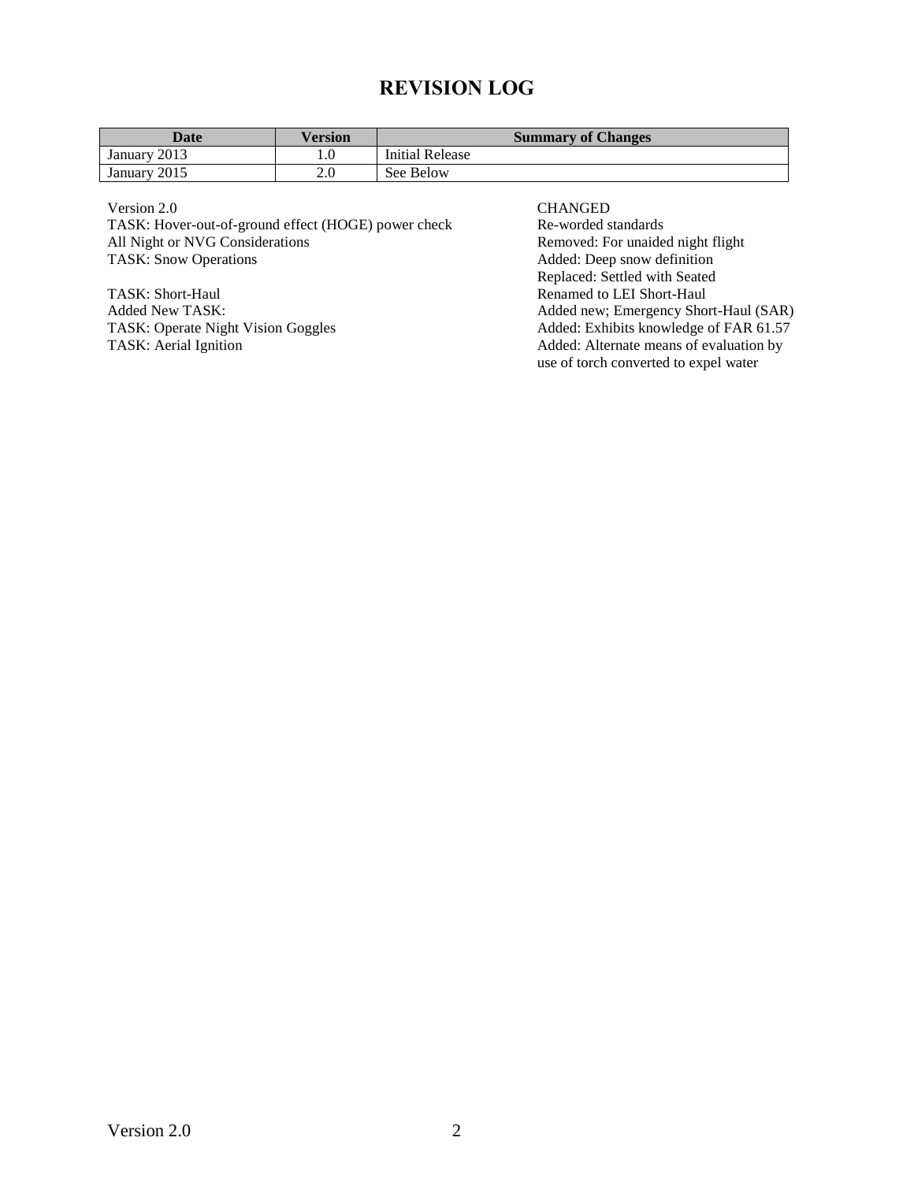# REVISION LOG

| Date | Version | Summary of Changes |
|---|---|---|
| January 2013 | 1.0 | Initial Release |
| January 2015 | 2.0 | See Below |

| Version 2.0 | CHANGED |
|---|---|
| TASK: Hover-out-of-ground effect (HOGE) power check | Re-worded standards |
| All Night or NVG Considerations | Removed: For unaided night flight |
| TASK: Snow Operations | Added: Deep snow definition<br>Replaced: Settled with Seated |
| TASK: Short-Haul | Renamed to LEI Short-Haul |
| Added New TASK: | Added new; Emergency Short-Haul (SAR) |
| TASK: Operate Night Vision Goggles | Added: Exhibits knowledge of FAR 61.57 |
| TASK: Aerial Ignition | Added: Alternate means of evaluation by use of torch converted to expel water |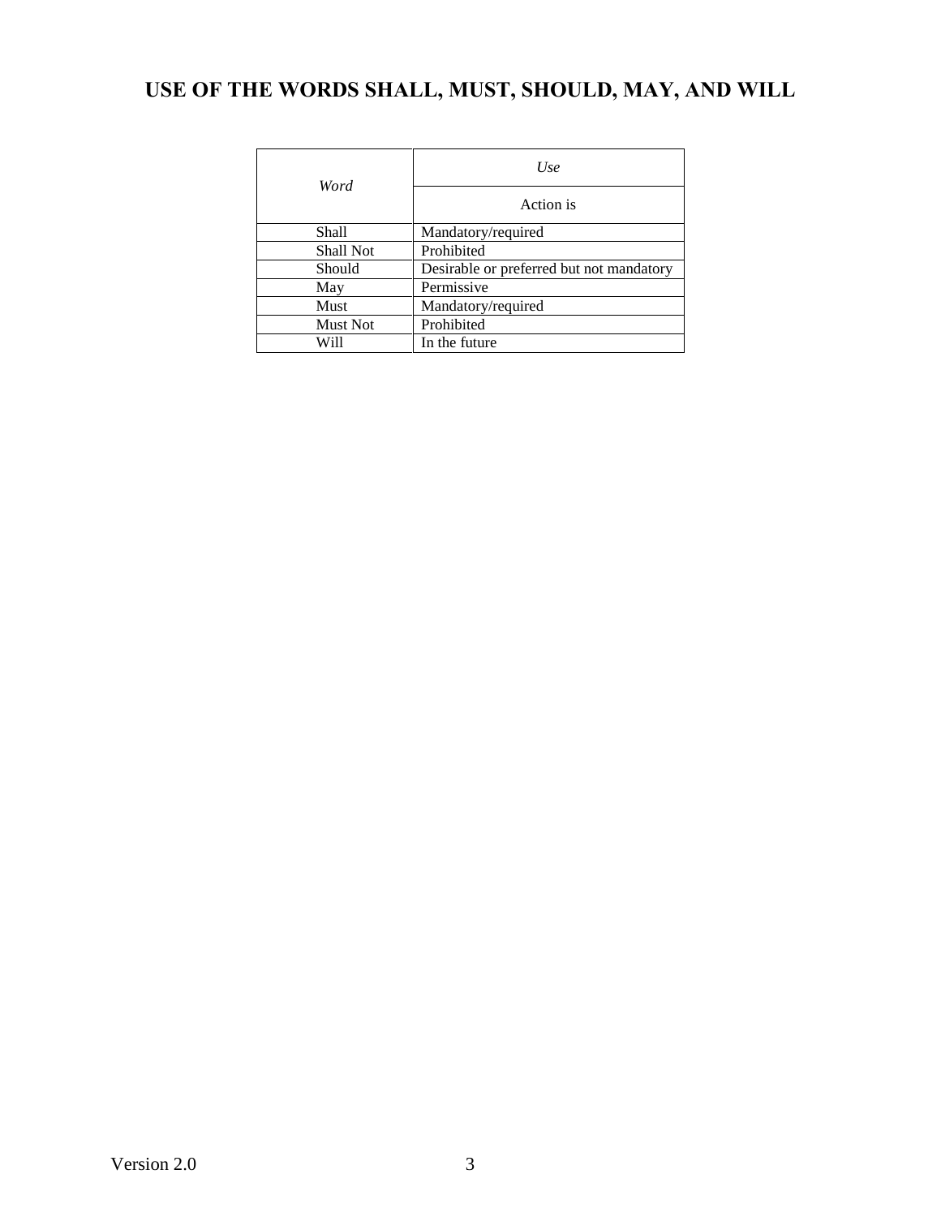# USE OF THE WORDS SHALL, MUST, SHOULD, MAY, AND WILL

| *Word* | *Use* |
|---|---|
| | Action is |
| Shall | Mandatory/required |
| Shall Not | Prohibited |
| Should | Desirable or preferred but not mandatory |
| May | Permissive |
| Must | Mandatory/required |
| Must Not | Prohibited |
| Will | In the future |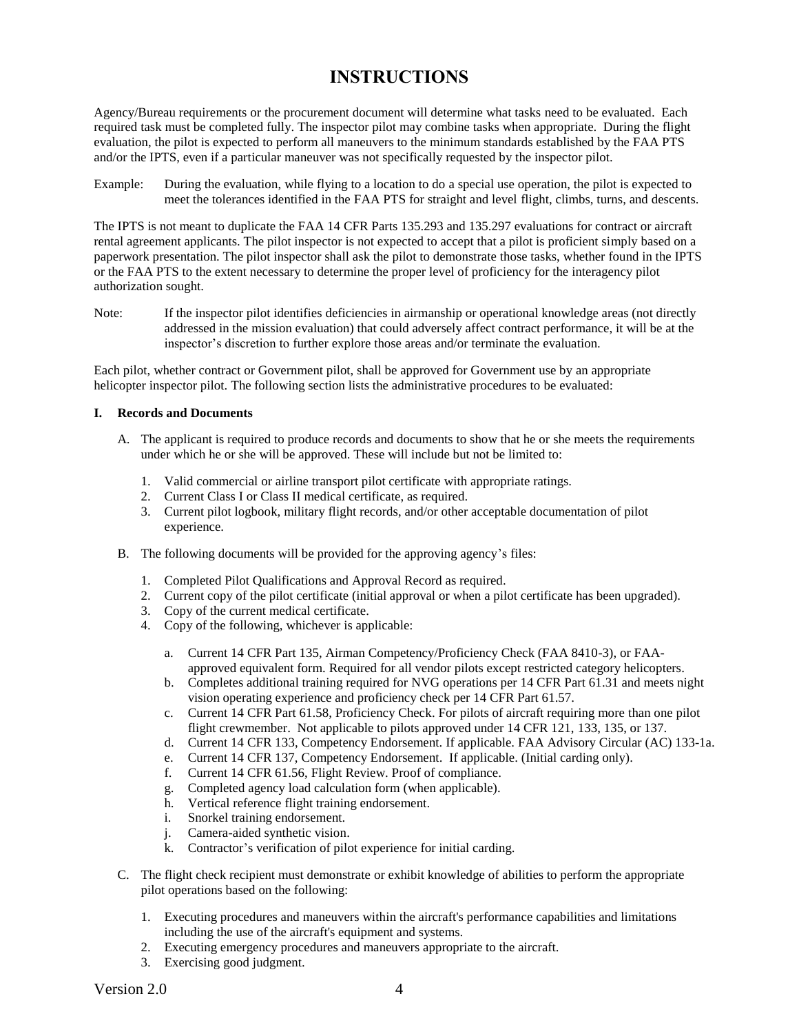# INSTRUCTIONS

Agency/Bureau requirements or the procurement document will determine what tasks need to be evaluated. Each required task must be completed fully. The inspector pilot may combine tasks when appropriate. During the flight evaluation, the pilot is expected to perform all maneuvers to the minimum standards established by the FAA PTS and/or the IPTS, even if a particular maneuver was not specifically requested by the inspector pilot.

Example: During the evaluation, while flying to a location to do a special use operation, the pilot is expected to meet the tolerances identified in the FAA PTS for straight and level flight, climbs, turns, and descents.

The IPTS is not meant to duplicate the FAA 14 CFR Parts 135.293 and 135.297 evaluations for contract or aircraft rental agreement applicants. The pilot inspector is not expected to accept that a pilot is proficient simply based on a paperwork presentation. The pilot inspector shall ask the pilot to demonstrate those tasks, whether found in the IPTS or the FAA PTS to the extent necessary to determine the proper level of proficiency for the interagency pilot authorization sought.

Note: If the inspector pilot identifies deficiencies in airmanship or operational knowledge areas (not directly addressed in the mission evaluation) that could adversely affect contract performance, it will be at the inspector's discretion to further explore those areas and/or terminate the evaluation.

Each pilot, whether contract or Government pilot, shall be approved for Government use by an appropriate helicopter inspector pilot. The following section lists the administrative procedures to be evaluated:

**I. Records and Documents**

A. The applicant is required to produce records and documents to show that he or she meets the requirements under which he or she will be approved. These will include but not be limited to:

1. Valid commercial or airline transport pilot certificate with appropriate ratings.
2. Current Class I or Class II medical certificate, as required.
3. Current pilot logbook, military flight records, and/or other acceptable documentation of pilot experience.

B. The following documents will be provided for the approving agency's files:

1. Completed Pilot Qualifications and Approval Record as required.
2. Current copy of the pilot certificate (initial approval or when a pilot certificate has been upgraded).
3. Copy of the current medical certificate.
4. Copy of the following, whichever is applicable:

   a. Current 14 CFR Part 135, Airman Competency/Proficiency Check (FAA 8410-3), or FAA-approved equivalent form. Required for all vendor pilots except restricted category helicopters.
   b. Completes additional training required for NVG operations per 14 CFR Part 61.31 and meets night vision operating experience and proficiency check per 14 CFR Part 61.57.
   c. Current 14 CFR Part 61.58, Proficiency Check. For pilots of aircraft requiring more than one pilot flight crewmember. Not applicable to pilots approved under 14 CFR 121, 133, 135, or 137.
   d. Current 14 CFR 133, Competency Endorsement. If applicable. FAA Advisory Circular (AC) 133-1a.
   e. Current 14 CFR 137, Competency Endorsement. If applicable. (Initial carding only).
   f. Current 14 CFR 61.56, Flight Review. Proof of compliance.
   g. Completed agency load calculation form (when applicable).
   h. Vertical reference flight training endorsement.
   i. Snorkel training endorsement.
   j. Camera-aided synthetic vision.
   k. Contractor's verification of pilot experience for initial carding.

C. The flight check recipient must demonstrate or exhibit knowledge of abilities to perform the appropriate pilot operations based on the following:

1. Executing procedures and maneuvers within the aircraft's performance capabilities and limitations including the use of the aircraft's equipment and systems.
2. Executing emergency procedures and maneuvers appropriate to the aircraft.
3. Exercising good judgment.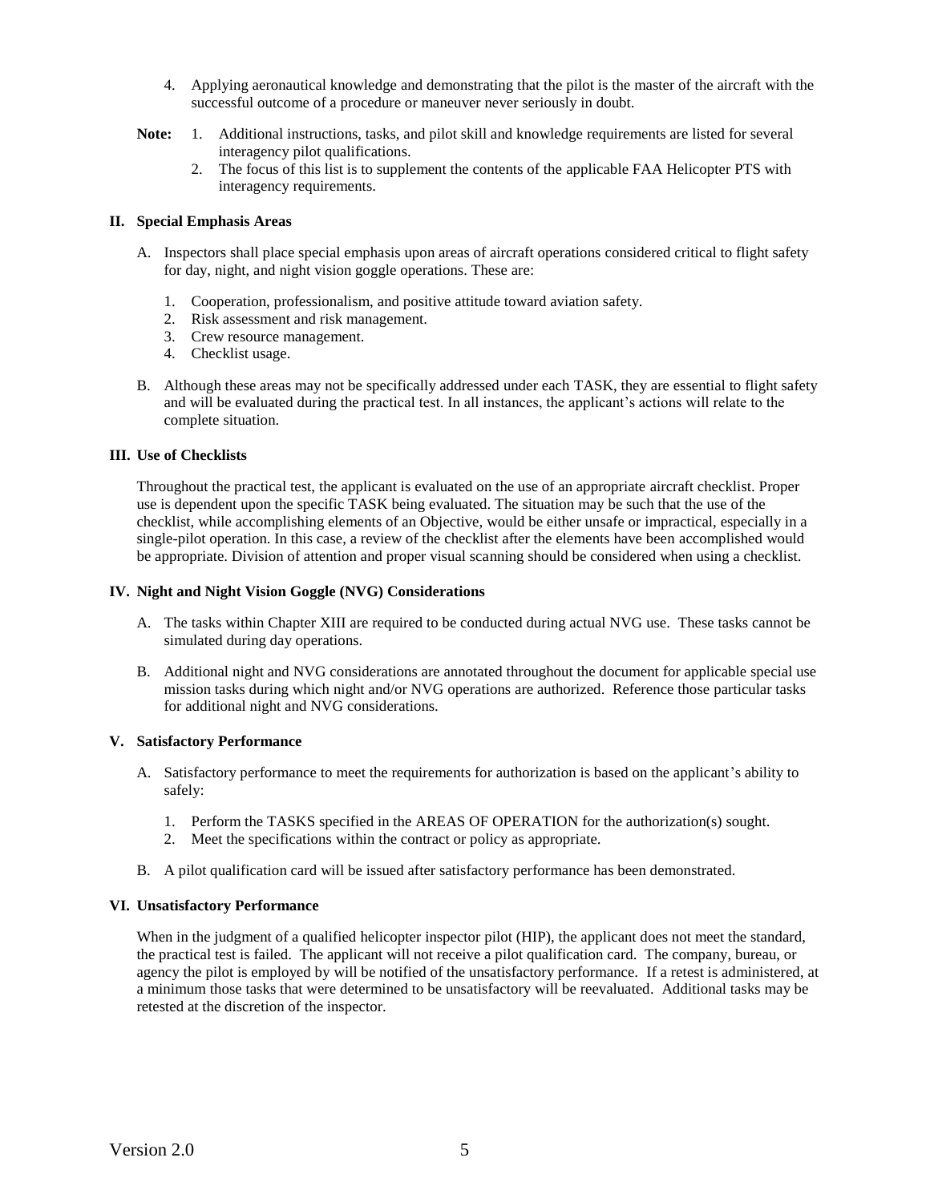4. Applying aeronautical knowledge and demonstrating that the pilot is the master of the aircraft with the successful outcome of a procedure or maneuver never seriously in doubt.

**Note:**
1. Additional instructions, tasks, and pilot skill and knowledge requirements are listed for several interagency pilot qualifications.
2. The focus of this list is to supplement the contents of the applicable FAA Helicopter PTS with interagency requirements.

## II. Special Emphasis Areas

A. Inspectors shall place special emphasis upon areas of aircraft operations considered critical to flight safety for day, night, and night vision goggle operations. These are:

   1. Cooperation, professionalism, and positive attitude toward aviation safety.
   2. Risk assessment and risk management.
   3. Crew resource management.
   4. Checklist usage.

B. Although these areas may not be specifically addressed under each TASK, they are essential to flight safety and will be evaluated during the practical test. In all instances, the applicant's actions will relate to the complete situation.

## III. Use of Checklists

Throughout the practical test, the applicant is evaluated on the use of an appropriate aircraft checklist. Proper use is dependent upon the specific TASK being evaluated. The situation may be such that the use of the checklist, while accomplishing elements of an Objective, would be either unsafe or impractical, especially in a single-pilot operation. In this case, a review of the checklist after the elements have been accomplished would be appropriate. Division of attention and proper visual scanning should be considered when using a checklist.

## IV. Night and Night Vision Goggle (NVG) Considerations

A. The tasks within Chapter XIII are required to be conducted during actual NVG use. These tasks cannot be simulated during day operations.

B. Additional night and NVG considerations are annotated throughout the document for applicable special use mission tasks during which night and/or NVG operations are authorized. Reference those particular tasks for additional night and NVG considerations.

## V. Satisfactory Performance

A. Satisfactory performance to meet the requirements for authorization is based on the applicant's ability to safely:

   1. Perform the TASKS specified in the AREAS OF OPERATION for the authorization(s) sought.
   2. Meet the specifications within the contract or policy as appropriate.

B. A pilot qualification card will be issued after satisfactory performance has been demonstrated.

## VI. Unsatisfactory Performance

When in the judgment of a qualified helicopter inspector pilot (HIP), the applicant does not meet the standard, the practical test is failed. The applicant will not receive a pilot qualification card. The company, bureau, or agency the pilot is employed by will be notified of the unsatisfactory performance. If a retest is administered, at a minimum those tasks that were determined to be unsatisfactory will be reevaluated. Additional tasks may be retested at the discretion of the inspector.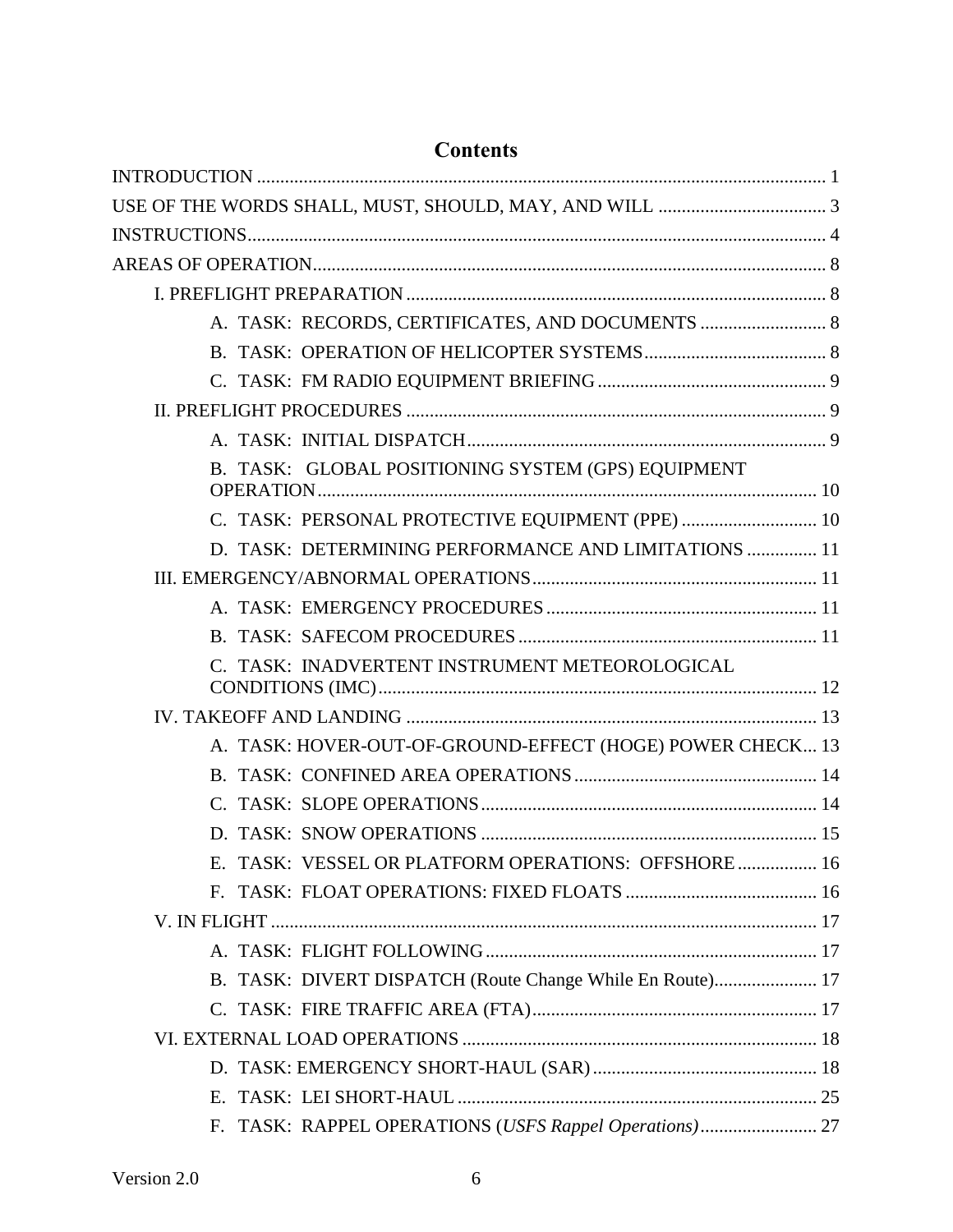# Contents

INTRODUCTION .......... 1

USE OF THE WORDS SHALL, MUST, SHOULD, MAY, AND WILL .......... 3

INSTRUCTIONS .......... 4

AREAS OF OPERATION .......... 8

- I. PREFLIGHT PREPARATION .......... 8
  - A. TASK: RECORDS, CERTIFICATES, AND DOCUMENTS .......... 8
  - B. TASK: OPERATION OF HELICOPTER SYSTEMS .......... 8
  - C. TASK: FM RADIO EQUIPMENT BRIEFING .......... 9
- II. PREFLIGHT PROCEDURES .......... 9
  - A. TASK: INITIAL DISPATCH .......... 9
  - B. TASK: GLOBAL POSITIONING SYSTEM (GPS) EQUIPMENT OPERATION .......... 10
  - C. TASK: PERSONAL PROTECTIVE EQUIPMENT (PPE) .......... 10
  - D. TASK: DETERMINING PERFORMANCE AND LIMITATIONS .......... 11
- III. EMERGENCY/ABNORMAL OPERATIONS .......... 11
  - A. TASK: EMERGENCY PROCEDURES .......... 11
  - B. TASK: SAFECOM PROCEDURES .......... 11
  - C. TASK: INADVERTENT INSTRUMENT METEOROLOGICAL CONDITIONS (IMC) .......... 12
- IV. TAKEOFF AND LANDING .......... 13
  - A. TASK: HOVER-OUT-OF-GROUND-EFFECT (HOGE) POWER CHECK .......... 13
  - B. TASK: CONFINED AREA OPERATIONS .......... 14
  - C. TASK: SLOPE OPERATIONS .......... 14
  - D. TASK: SNOW OPERATIONS .......... 15
  - E. TASK: VESSEL OR PLATFORM OPERATIONS: OFFSHORE .......... 16
  - F. TASK: FLOAT OPERATIONS: FIXED FLOATS .......... 16
- V. IN FLIGHT .......... 17
  - A. TASK: FLIGHT FOLLOWING .......... 17
  - B. TASK: DIVERT DISPATCH (Route Change While En Route) .......... 17
  - C. TASK: FIRE TRAFFIC AREA (FTA) .......... 17
- VI. EXTERNAL LOAD OPERATIONS .......... 18
  - D. TASK: EMERGENCY SHORT-HAUL (SAR) .......... 18
  - E. TASK: LEI SHORT-HAUL .......... 25
  - F. TASK: RAPPEL OPERATIONS (*USFS Rappel Operations*) .......... 27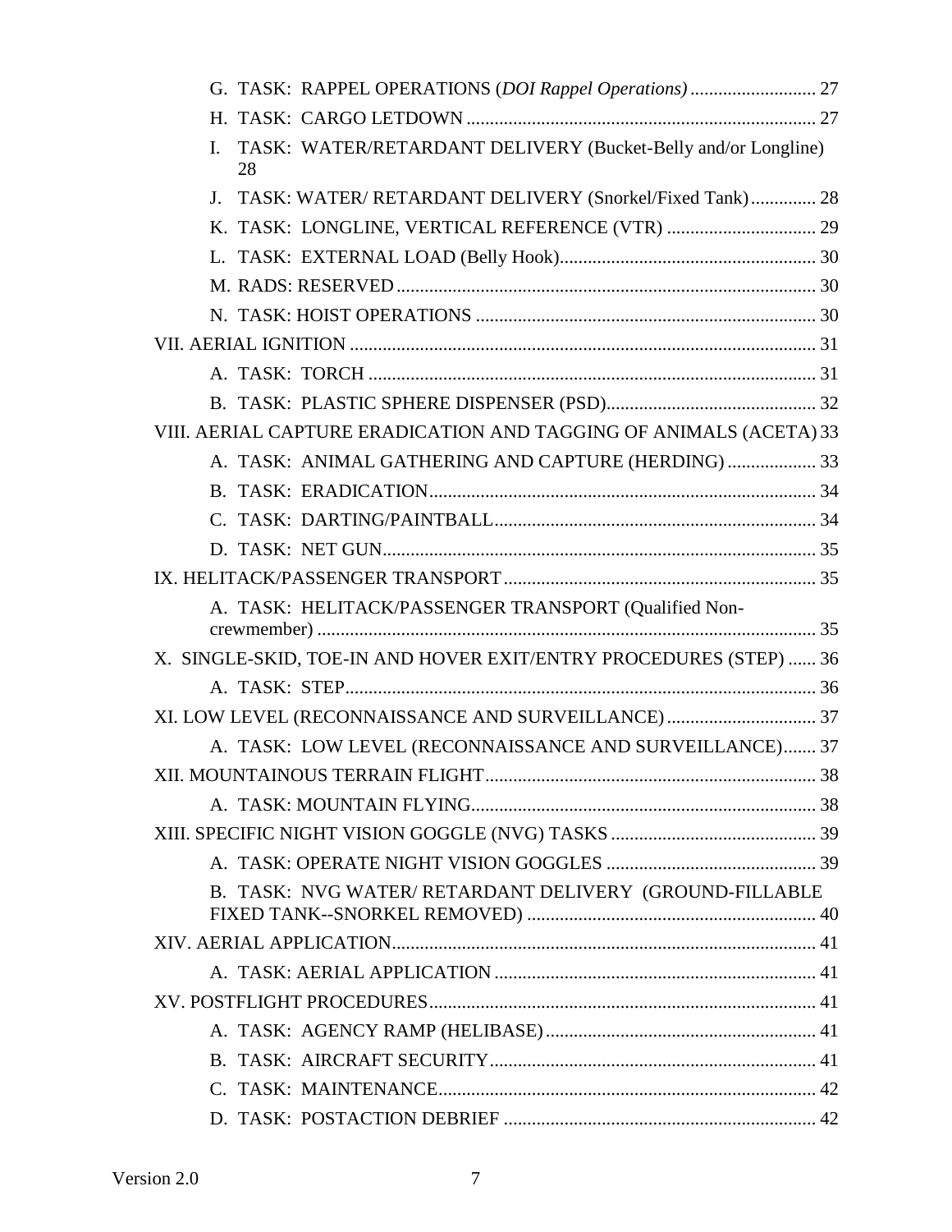G. TASK: RAPPEL OPERATIONS (*DOI Rappel Operations)* ........................... 27

H. TASK: CARGO LETDOWN ........................................................................... 27

I. TASK: WATER/RETARDANT DELIVERY (Bucket-Belly and/or Longline) 28

J. TASK: WATER/ RETARDANT DELIVERY (Snorkel/Fixed Tank).............. 28

K. TASK: LONGLINE, VERTICAL REFERENCE (VTR) ................................ 29

L. TASK: EXTERNAL LOAD (Belly Hook)....................................................... 30

M. RADS: RESERVED.......................................................................................... 30

N. TASK: HOIST OPERATIONS ......................................................................... 30

VII. AERIAL IGNITION .................................................................................................... 31

A. TASK: TORCH ................................................................................................ 31

B. TASK: PLASTIC SPHERE DISPENSER (PSD)............................................. 32

VIII. AERIAL CAPTURE ERADICATION AND TAGGING OF ANIMALS (ACETA) 33

A. TASK: ANIMAL GATHERING AND CAPTURE (HERDING) ................... 33

B. TASK: ERADICATION.................................................................................... 34

C. TASK: DARTING/PAINTBALL...................................................................... 34

D. TASK: NET GUN.............................................................................................. 35

IX. HELITACK/PASSENGER TRANSPORT .................................................................. 35

A. TASK: HELITACK/PASSENGER TRANSPORT (Qualified Non-crewmember) ........................................................................................................... 35

X. SINGLE-SKID, TOE-IN AND HOVER EXIT/ENTRY PROCEDURES (STEP) ...... 36

A. TASK: STEP..................................................................................................... 36

XI. LOW LEVEL (RECONNAISSANCE AND SURVEILLANCE) ................................ 37

A. TASK: LOW LEVEL (RECONNAISSANCE AND SURVEILLANCE)....... 37

XII. MOUNTAINOUS TERRAIN FLIGHT ...................................................................... 38

A. TASK: MOUNTAIN FLYING.......................................................................... 38

XIII. SPECIFIC NIGHT VISION GOGGLE (NVG) TASKS ............................................ 39

A. TASK: OPERATE NIGHT VISION GOGGLES ............................................. 39

B. TASK: NVG WATER/ RETARDANT DELIVERY (GROUND-FILLABLE FIXED TANK--SNORKEL REMOVED) ............................................................. 40

XIV. AERIAL APPLICATION........................................................................................... 41

A. TASK: AERIAL APPLICATION ..................................................................... 41

XV. POSTFLIGHT PROCEDURES................................................................................... 41

A. TASK: AGENCY RAMP (HELIBASE)........................................................... 41

B. TASK: AIRCRAFT SECURITY...................................................................... 41

C. TASK: MAINTENANCE................................................................................. 42

D. TASK: POSTACTION DEBRIEF ................................................................... 42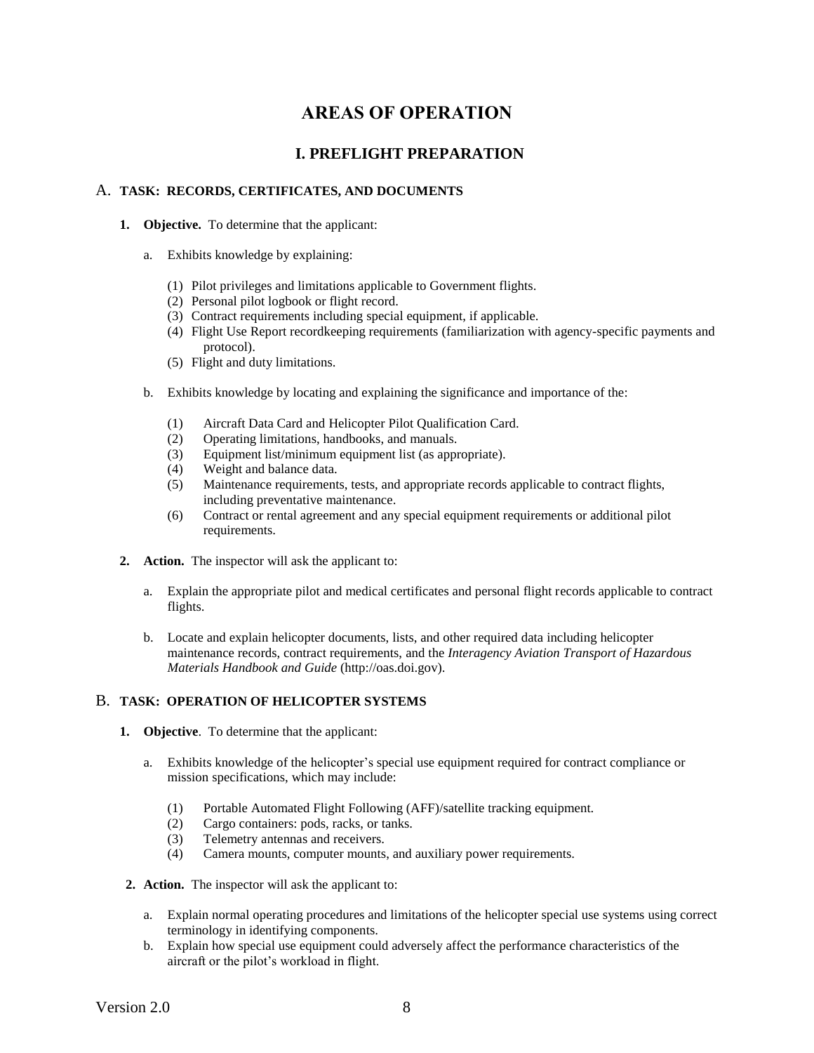# AREAS OF OPERATION

## I. PREFLIGHT PREPARATION

### A. TASK: RECORDS, CERTIFICATES, AND DOCUMENTS

**1. Objective.** To determine that the applicant:

a. Exhibits knowledge by explaining:

(1) Pilot privileges and limitations applicable to Government flights.
(2) Personal pilot logbook or flight record.
(3) Contract requirements including special equipment, if applicable.
(4) Flight Use Report recordkeeping requirements (familiarization with agency-specific payments and protocol).
(5) Flight and duty limitations.

b. Exhibits knowledge by locating and explaining the significance and importance of the:

(1) Aircraft Data Card and Helicopter Pilot Qualification Card.
(2) Operating limitations, handbooks, and manuals.
(3) Equipment list/minimum equipment list (as appropriate).
(4) Weight and balance data.
(5) Maintenance requirements, tests, and appropriate records applicable to contract flights, including preventative maintenance.
(6) Contract or rental agreement and any special equipment requirements or additional pilot requirements.

**2. Action.** The inspector will ask the applicant to:

a. Explain the appropriate pilot and medical certificates and personal flight records applicable to contract flights.

b. Locate and explain helicopter documents, lists, and other required data including helicopter maintenance records, contract requirements, and the *Interagency Aviation Transport of Hazardous Materials Handbook and Guide* (http://oas.doi.gov).

### B. TASK: OPERATION OF HELICOPTER SYSTEMS

**1. Objective**. To determine that the applicant:

a. Exhibits knowledge of the helicopter's special use equipment required for contract compliance or mission specifications, which may include:

(1) Portable Automated Flight Following (AFF)/satellite tracking equipment.
(2) Cargo containers: pods, racks, or tanks.
(3) Telemetry antennas and receivers.
(4) Camera mounts, computer mounts, and auxiliary power requirements.

**2. Action.** The inspector will ask the applicant to:

a. Explain normal operating procedures and limitations of the helicopter special use systems using correct terminology in identifying components.
b. Explain how special use equipment could adversely affect the performance characteristics of the aircraft or the pilot's workload in flight.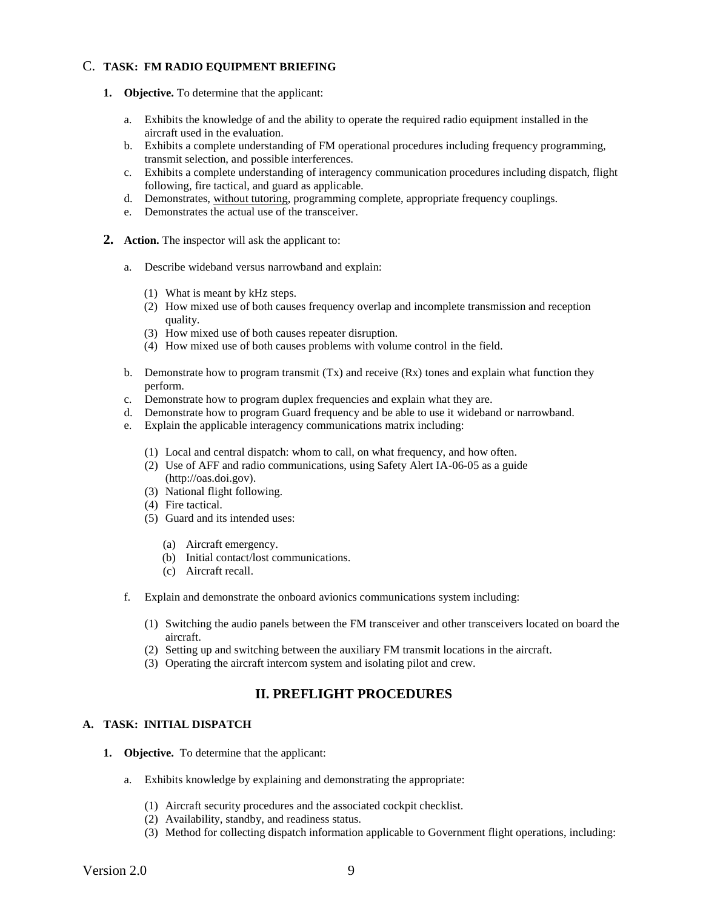### C. TASK: FM RADIO EQUIPMENT BRIEFING

1. **Objective.** To determine that the applicant:

   a. Exhibits the knowledge of and the ability to operate the required radio equipment installed in the aircraft used in the evaluation.
   b. Exhibits a complete understanding of FM operational procedures including frequency programming, transmit selection, and possible interferences.
   c. Exhibits a complete understanding of interagency communication procedures including dispatch, flight following, fire tactical, and guard as applicable.
   d. Demonstrates, without tutoring, programming complete, appropriate frequency couplings.
   e. Demonstrates the actual use of the transceiver.

2. **Action.** The inspector will ask the applicant to:

   a. Describe wideband versus narrowband and explain:

      (1) What is meant by kHz steps.
      (2) How mixed use of both causes frequency overlap and incomplete transmission and reception quality.
      (3) How mixed use of both causes repeater disruption.
      (4) How mixed use of both causes problems with volume control in the field.

   b. Demonstrate how to program transmit (Tx) and receive (Rx) tones and explain what function they perform.
   c. Demonstrate how to program duplex frequencies and explain what they are.
   d. Demonstrate how to program Guard frequency and be able to use it wideband or narrowband.
   e. Explain the applicable interagency communications matrix including:

      (1) Local and central dispatch: whom to call, on what frequency, and how often.
      (2) Use of AFF and radio communications, using Safety Alert IA-06-05 as a guide (http://oas.doi.gov).
      (3) National flight following.
      (4) Fire tactical.
      (5) Guard and its intended uses:

         (a) Aircraft emergency.
         (b) Initial contact/lost communications.
         (c) Aircraft recall.

   f. Explain and demonstrate the onboard avionics communications system including:

      (1) Switching the audio panels between the FM transceiver and other transceivers located on board the aircraft.
      (2) Setting up and switching between the auxiliary FM transmit locations in the aircraft.
      (3) Operating the aircraft intercom system and isolating pilot and crew.

## II. PREFLIGHT PROCEDURES

### A. TASK: INITIAL DISPATCH

1. **Objective.** To determine that the applicant:

   a. Exhibits knowledge by explaining and demonstrating the appropriate:

      (1) Aircraft security procedures and the associated cockpit checklist.
      (2) Availability, standby, and readiness status.
      (3) Method for collecting dispatch information applicable to Government flight operations, including: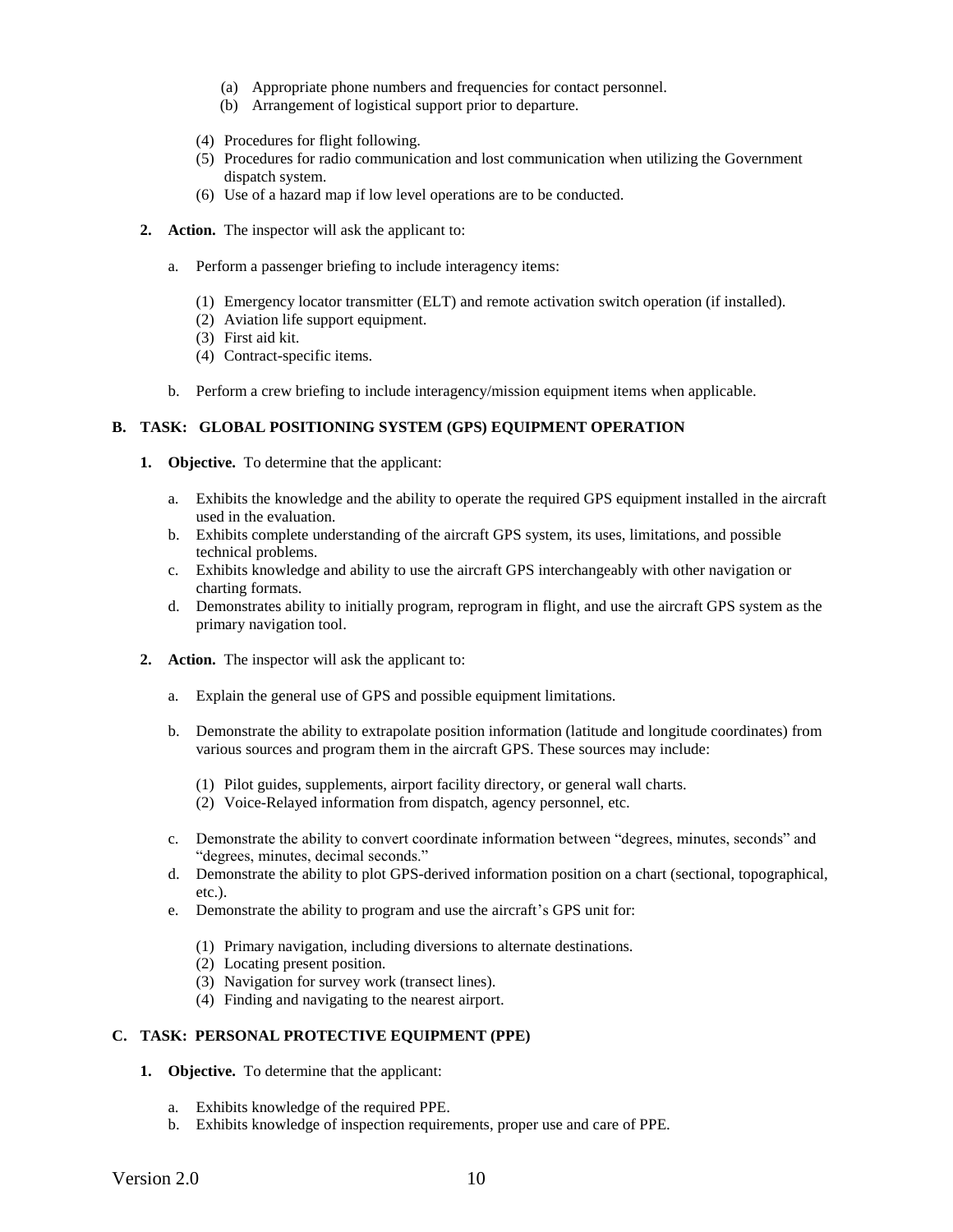(a) Appropriate phone numbers and frequencies for contact personnel.
(b) Arrangement of logistical support prior to departure.

(4) Procedures for flight following.
(5) Procedures for radio communication and lost communication when utilizing the Government dispatch system.
(6) Use of a hazard map if low level operations are to be conducted.

**2. Action.** The inspector will ask the applicant to:

a. Perform a passenger briefing to include interagency items:

(1) Emergency locator transmitter (ELT) and remote activation switch operation (if installed).
(2) Aviation life support equipment.
(3) First aid kit.
(4) Contract-specific items.

b. Perform a crew briefing to include interagency/mission equipment items when applicable.

### B. TASK: GLOBAL POSITIONING SYSTEM (GPS) EQUIPMENT OPERATION

**1. Objective.** To determine that the applicant:

a. Exhibits the knowledge and the ability to operate the required GPS equipment installed in the aircraft used in the evaluation.
b. Exhibits complete understanding of the aircraft GPS system, its uses, limitations, and possible technical problems.
c. Exhibits knowledge and ability to use the aircraft GPS interchangeably with other navigation or charting formats.
d. Demonstrates ability to initially program, reprogram in flight, and use the aircraft GPS system as the primary navigation tool.

**2. Action.** The inspector will ask the applicant to:

a. Explain the general use of GPS and possible equipment limitations.

b. Demonstrate the ability to extrapolate position information (latitude and longitude coordinates) from various sources and program them in the aircraft GPS. These sources may include:

(1) Pilot guides, supplements, airport facility directory, or general wall charts.
(2) Voice-Relayed information from dispatch, agency personnel, etc.

c. Demonstrate the ability to convert coordinate information between "degrees, minutes, seconds" and "degrees, minutes, decimal seconds."
d. Demonstrate the ability to plot GPS-derived information position on a chart (sectional, topographical, etc.).
e. Demonstrate the ability to program and use the aircraft's GPS unit for:

(1) Primary navigation, including diversions to alternate destinations.
(2) Locating present position.
(3) Navigation for survey work (transect lines).
(4) Finding and navigating to the nearest airport.

### C. TASK: PERSONAL PROTECTIVE EQUIPMENT (PPE)

**1. Objective.** To determine that the applicant:

a. Exhibits knowledge of the required PPE.
b. Exhibits knowledge of inspection requirements, proper use and care of PPE.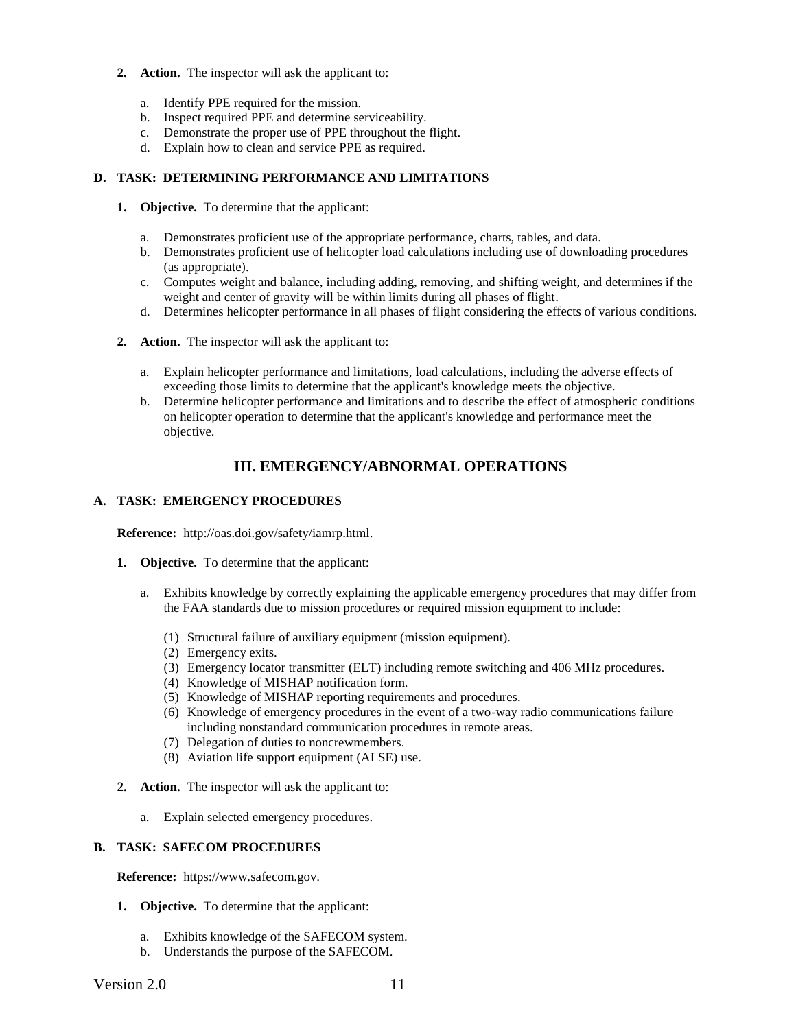2. **Action.** The inspector will ask the applicant to:

   a. Identify PPE required for the mission.
   b. Inspect required PPE and determine serviceability.
   c. Demonstrate the proper use of PPE throughout the flight.
   d. Explain how to clean and service PPE as required.

### D. TASK: DETERMINING PERFORMANCE AND LIMITATIONS

1. **Objective.** To determine that the applicant:

   a. Demonstrates proficient use of the appropriate performance, charts, tables, and data.
   b. Demonstrates proficient use of helicopter load calculations including use of downloading procedures (as appropriate).
   c. Computes weight and balance, including adding, removing, and shifting weight, and determines if the weight and center of gravity will be within limits during all phases of flight.
   d. Determines helicopter performance in all phases of flight considering the effects of various conditions.

2. **Action.** The inspector will ask the applicant to:

   a. Explain helicopter performance and limitations, load calculations, including the adverse effects of exceeding those limits to determine that the applicant's knowledge meets the objective.
   b. Determine helicopter performance and limitations and to describe the effect of atmospheric conditions on helicopter operation to determine that the applicant's knowledge and performance meet the objective.

## III. EMERGENCY/ABNORMAL OPERATIONS

### A. TASK: EMERGENCY PROCEDURES

**Reference:** http://oas.doi.gov/safety/iamrp.html.

1. **Objective.** To determine that the applicant:

   a. Exhibits knowledge by correctly explaining the applicable emergency procedures that may differ from the FAA standards due to mission procedures or required mission equipment to include:

      (1) Structural failure of auxiliary equipment (mission equipment).
      (2) Emergency exits.
      (3) Emergency locator transmitter (ELT) including remote switching and 406 MHz procedures.
      (4) Knowledge of MISHAP notification form.
      (5) Knowledge of MISHAP reporting requirements and procedures.
      (6) Knowledge of emergency procedures in the event of a two-way radio communications failure including nonstandard communication procedures in remote areas.
      (7) Delegation of duties to noncrewmembers.
      (8) Aviation life support equipment (ALSE) use.

2. **Action.** The inspector will ask the applicant to:

   a. Explain selected emergency procedures.

### B. TASK: SAFECOM PROCEDURES

**Reference:** https://www.safecom.gov.

1. **Objective.** To determine that the applicant:

   a. Exhibits knowledge of the SAFECOM system.
   b. Understands the purpose of the SAFECOM.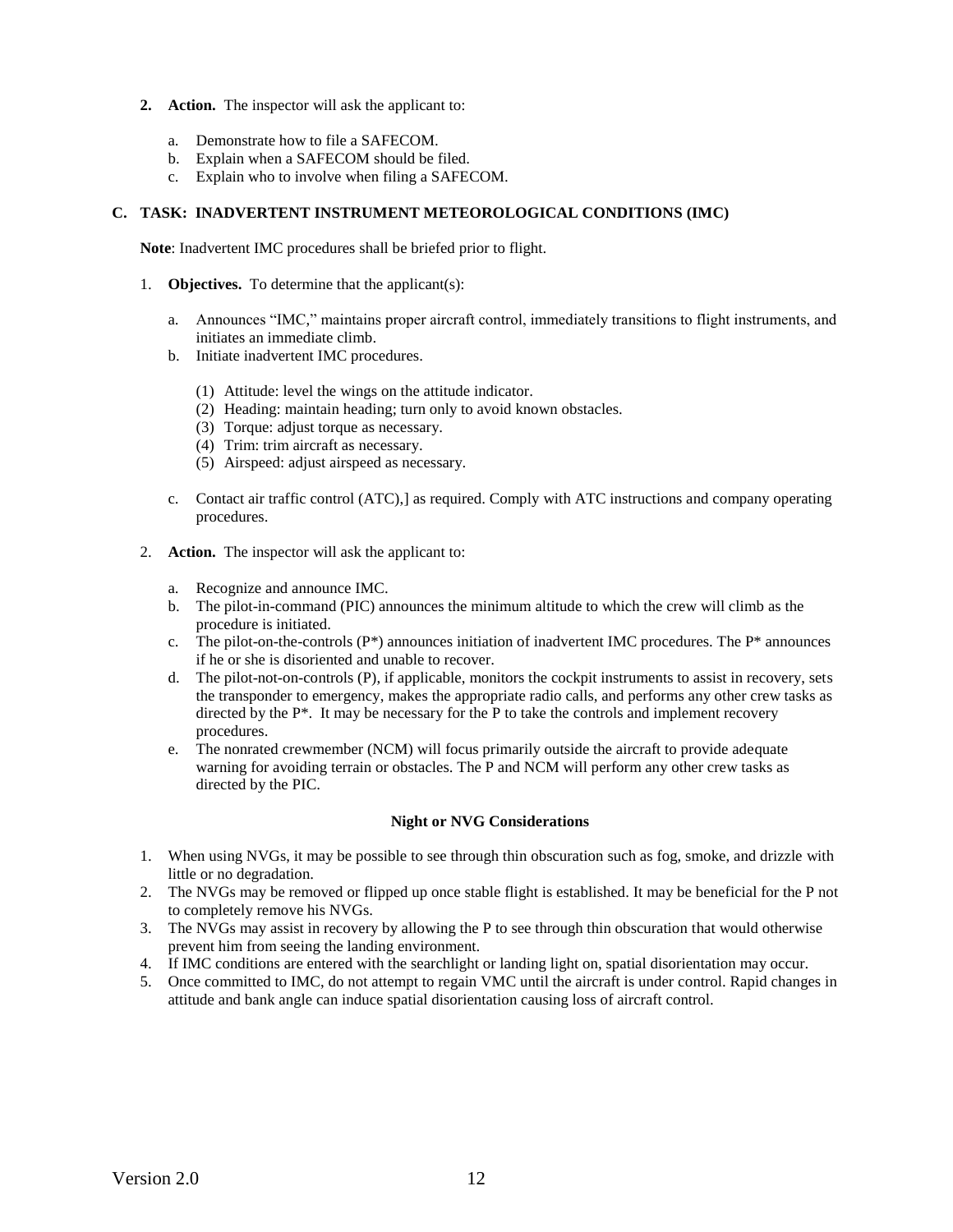2. **Action.** The inspector will ask the applicant to:

   a. Demonstrate how to file a SAFECOM.
   b. Explain when a SAFECOM should be filed.
   c. Explain who to involve when filing a SAFECOM.

### C. TASK: INADVERTENT INSTRUMENT METEOROLOGICAL CONDITIONS (IMC)

**Note**: Inadvertent IMC procedures shall be briefed prior to flight.

1. **Objectives.** To determine that the applicant(s):

   a. Announces "IMC," maintains proper aircraft control, immediately transitions to flight instruments, and initiates an immediate climb.
   b. Initiate inadvertent IMC procedures.

      (1) Attitude: level the wings on the attitude indicator.
      (2) Heading: maintain heading; turn only to avoid known obstacles.
      (3) Torque: adjust torque as necessary.
      (4) Trim: trim aircraft as necessary.
      (5) Airspeed: adjust airspeed as necessary.

   c. Contact air traffic control (ATC),] as required. Comply with ATC instructions and company operating procedures.

2. **Action.** The inspector will ask the applicant to:

   a. Recognize and announce IMC.
   b. The pilot-in-command (PIC) announces the minimum altitude to which the crew will climb as the procedure is initiated.
   c. The pilot-on-the-controls (P*) announces initiation of inadvertent IMC procedures. The P* announces if he or she is disoriented and unable to recover.
   d. The pilot-not-on-controls (P), if applicable, monitors the cockpit instruments to assist in recovery, sets the transponder to emergency, makes the appropriate radio calls, and performs any other crew tasks as directed by the P*. It may be necessary for the P to take the controls and implement recovery procedures.
   e. The nonrated crewmember (NCM) will focus primarily outside the aircraft to provide adequate warning for avoiding terrain or obstacles. The P and NCM will perform any other crew tasks as directed by the PIC.

**Night or NVG Considerations**

1. When using NVGs, it may be possible to see through thin obscuration such as fog, smoke, and drizzle with little or no degradation.
2. The NVGs may be removed or flipped up once stable flight is established. It may be beneficial for the P not to completely remove his NVGs.
3. The NVGs may assist in recovery by allowing the P to see through thin obscuration that would otherwise prevent him from seeing the landing environment.
4. If IMC conditions are entered with the searchlight or landing light on, spatial disorientation may occur.
5. Once committed to IMC, do not attempt to regain VMC until the aircraft is under control. Rapid changes in attitude and bank angle can induce spatial disorientation causing loss of aircraft control.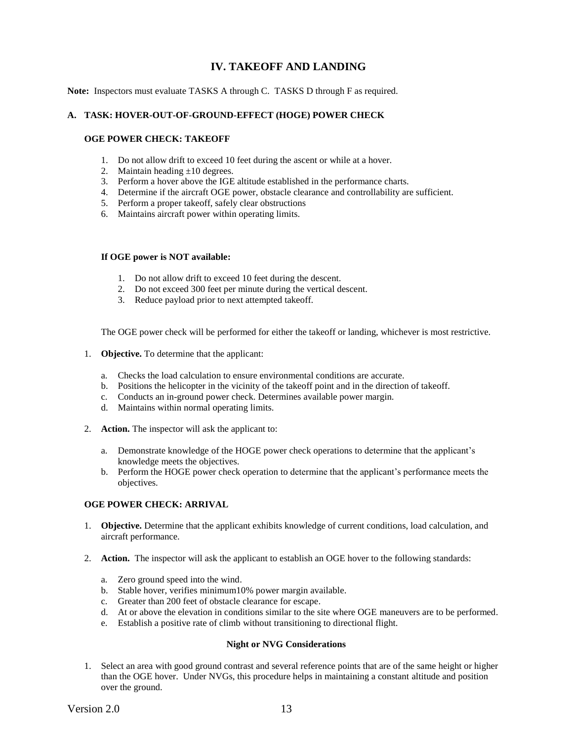# IV. TAKEOFF AND LANDING

**Note:** Inspectors must evaluate TASKS A through C. TASKS D through F as required.

### A. TASK: HOVER-OUT-OF-GROUND-EFFECT (HOGE) POWER CHECK

#### OGE POWER CHECK: TAKEOFF

1. Do not allow drift to exceed 10 feet during the ascent or while at a hover.
2. Maintain heading ±10 degrees.
3. Perform a hover above the IGE altitude established in the performance charts.
4. Determine if the aircraft OGE power, obstacle clearance and controllability are sufficient.
5. Perform a proper takeoff, safely clear obstructions
6. Maintains aircraft power within operating limits.

#### If OGE power is NOT available:

1. Do not allow drift to exceed 10 feet during the descent.
2. Do not exceed 300 feet per minute during the vertical descent.
3. Reduce payload prior to next attempted takeoff.

The OGE power check will be performed for either the takeoff or landing, whichever is most restrictive.

1. **Objective.** To determine that the applicant:
   a. Checks the load calculation to ensure environmental conditions are accurate.
   b. Positions the helicopter in the vicinity of the takeoff point and in the direction of takeoff.
   c. Conducts an in-ground power check. Determines available power margin.
   d. Maintains within normal operating limits.
2. **Action.** The inspector will ask the applicant to:
   a. Demonstrate knowledge of the HOGE power check operations to determine that the applicant's knowledge meets the objectives.
   b. Perform the HOGE power check operation to determine that the applicant's performance meets the objectives.

#### OGE POWER CHECK: ARRIVAL

1. **Objective.** Determine that the applicant exhibits knowledge of current conditions, load calculation, and aircraft performance.
2. **Action.** The inspector will ask the applicant to establish an OGE hover to the following standards:
   a. Zero ground speed into the wind.
   b. Stable hover, verifies minimum10% power margin available.
   c. Greater than 200 feet of obstacle clearance for escape.
   d. At or above the elevation in conditions similar to the site where OGE maneuvers are to be performed.
   e. Establish a positive rate of climb without transitioning to directional flight.

#### Night or NVG Considerations

1. Select an area with good ground contrast and several reference points that are of the same height or higher than the OGE hover. Under NVGs, this procedure helps in maintaining a constant altitude and position over the ground.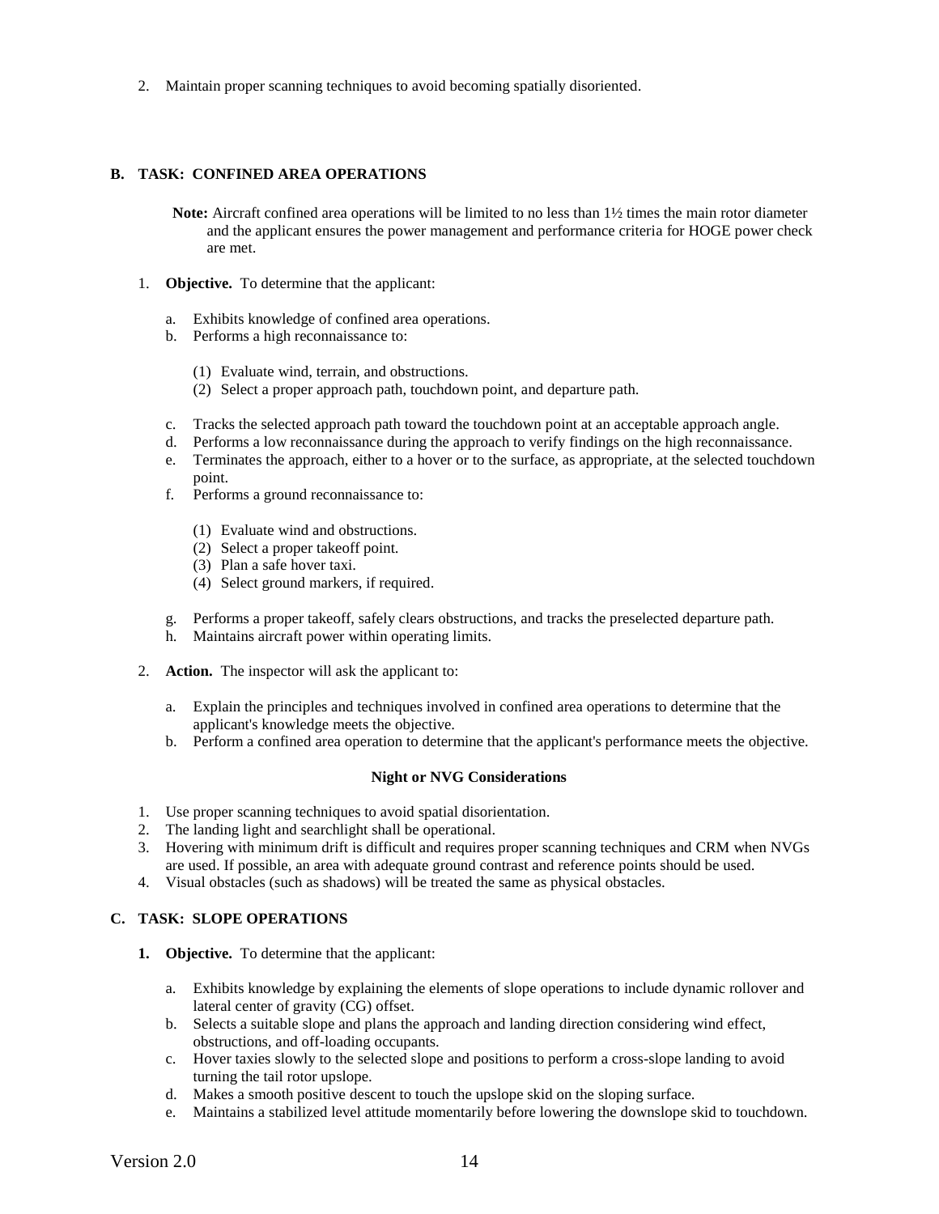2. Maintain proper scanning techniques to avoid becoming spatially disoriented.

## B. TASK: CONFINED AREA OPERATIONS

**Note:** Aircraft confined area operations will be limited to no less than 1½ times the main rotor diameter and the applicant ensures the power management and performance criteria for HOGE power check are met.

1. **Objective.** To determine that the applicant:

   a. Exhibits knowledge of confined area operations.
   b. Performs a high reconnaissance to:

      (1) Evaluate wind, terrain, and obstructions.
      (2) Select a proper approach path, touchdown point, and departure path.

   c. Tracks the selected approach path toward the touchdown point at an acceptable approach angle.
   d. Performs a low reconnaissance during the approach to verify findings on the high reconnaissance.
   e. Terminates the approach, either to a hover or to the surface, as appropriate, at the selected touchdown point.
   f. Performs a ground reconnaissance to:

      (1) Evaluate wind and obstructions.
      (2) Select a proper takeoff point.
      (3) Plan a safe hover taxi.
      (4) Select ground markers, if required.

   g. Performs a proper takeoff, safely clears obstructions, and tracks the preselected departure path.
   h. Maintains aircraft power within operating limits.

2. **Action.** The inspector will ask the applicant to:

   a. Explain the principles and techniques involved in confined area operations to determine that the applicant's knowledge meets the objective.
   b. Perform a confined area operation to determine that the applicant's performance meets the objective.

**Night or NVG Considerations**

1. Use proper scanning techniques to avoid spatial disorientation.
2. The landing light and searchlight shall be operational.
3. Hovering with minimum drift is difficult and requires proper scanning techniques and CRM when NVGs are used. If possible, an area with adequate ground contrast and reference points should be used.
4. Visual obstacles (such as shadows) will be treated the same as physical obstacles.

## C. TASK: SLOPE OPERATIONS

1. **Objective.** To determine that the applicant:

   a. Exhibits knowledge by explaining the elements of slope operations to include dynamic rollover and lateral center of gravity (CG) offset.
   b. Selects a suitable slope and plans the approach and landing direction considering wind effect, obstructions, and off-loading occupants.
   c. Hover taxies slowly to the selected slope and positions to perform a cross-slope landing to avoid turning the tail rotor upslope.
   d. Makes a smooth positive descent to touch the upslope skid on the sloping surface.
   e. Maintains a stabilized level attitude momentarily before lowering the downslope skid to touchdown.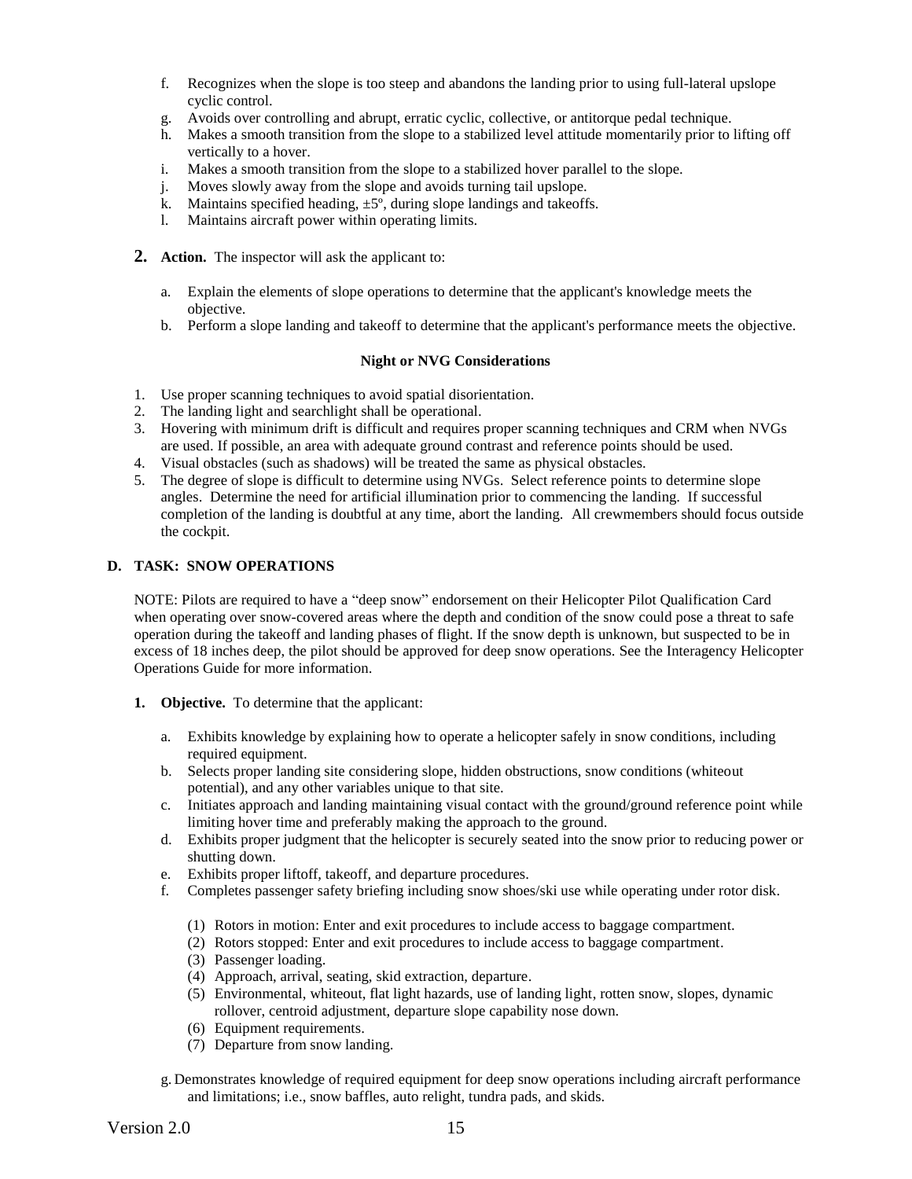f. Recognizes when the slope is too steep and abandons the landing prior to using full-lateral upslope cyclic control.
g. Avoids over controlling and abrupt, erratic cyclic, collective, or antitorque pedal technique.
h. Makes a smooth transition from the slope to a stabilized level attitude momentarily prior to lifting off vertically to a hover.
i. Makes a smooth transition from the slope to a stabilized hover parallel to the slope.
j. Moves slowly away from the slope and avoids turning tail upslope.
k. Maintains specified heading, ±5º, during slope landings and takeoffs.
l. Maintains aircraft power within operating limits.

**2. Action.** The inspector will ask the applicant to:

a. Explain the elements of slope operations to determine that the applicant's knowledge meets the objective.
b. Perform a slope landing and takeoff to determine that the applicant's performance meets the objective.

**Night or NVG Considerations**

1. Use proper scanning techniques to avoid spatial disorientation.
2. The landing light and searchlight shall be operational.
3. Hovering with minimum drift is difficult and requires proper scanning techniques and CRM when NVGs are used. If possible, an area with adequate ground contrast and reference points should be used.
4. Visual obstacles (such as shadows) will be treated the same as physical obstacles.
5. The degree of slope is difficult to determine using NVGs. Select reference points to determine slope angles. Determine the need for artificial illumination prior to commencing the landing. If successful completion of the landing is doubtful at any time, abort the landing. All crewmembers should focus outside the cockpit.

### D. TASK: SNOW OPERATIONS

NOTE: Pilots are required to have a "deep snow" endorsement on their Helicopter Pilot Qualification Card when operating over snow-covered areas where the depth and condition of the snow could pose a threat to safe operation during the takeoff and landing phases of flight. If the snow depth is unknown, but suspected to be in excess of 18 inches deep, the pilot should be approved for deep snow operations. See the Interagency Helicopter Operations Guide for more information.

**1. Objective.** To determine that the applicant:

a. Exhibits knowledge by explaining how to operate a helicopter safely in snow conditions, including required equipment.
b. Selects proper landing site considering slope, hidden obstructions, snow conditions (whiteout potential), and any other variables unique to that site.
c. Initiates approach and landing maintaining visual contact with the ground/ground reference point while limiting hover time and preferably making the approach to the ground.
d. Exhibits proper judgment that the helicopter is securely seated into the snow prior to reducing power or shutting down.
e. Exhibits proper liftoff, takeoff, and departure procedures.
f. Completes passenger safety briefing including snow shoes/ski use while operating under rotor disk.

    (1) Rotors in motion: Enter and exit procedures to include access to baggage compartment.
    (2) Rotors stopped: Enter and exit procedures to include access to baggage compartment.
    (3) Passenger loading.
    (4) Approach, arrival, seating, skid extraction, departure.
    (5) Environmental, whiteout, flat light hazards, use of landing light, rotten snow, slopes, dynamic rollover, centroid adjustment, departure slope capability nose down.
    (6) Equipment requirements.
    (7) Departure from snow landing.

g. Demonstrates knowledge of required equipment for deep snow operations including aircraft performance and limitations; i.e., snow baffles, auto relight, tundra pads, and skids.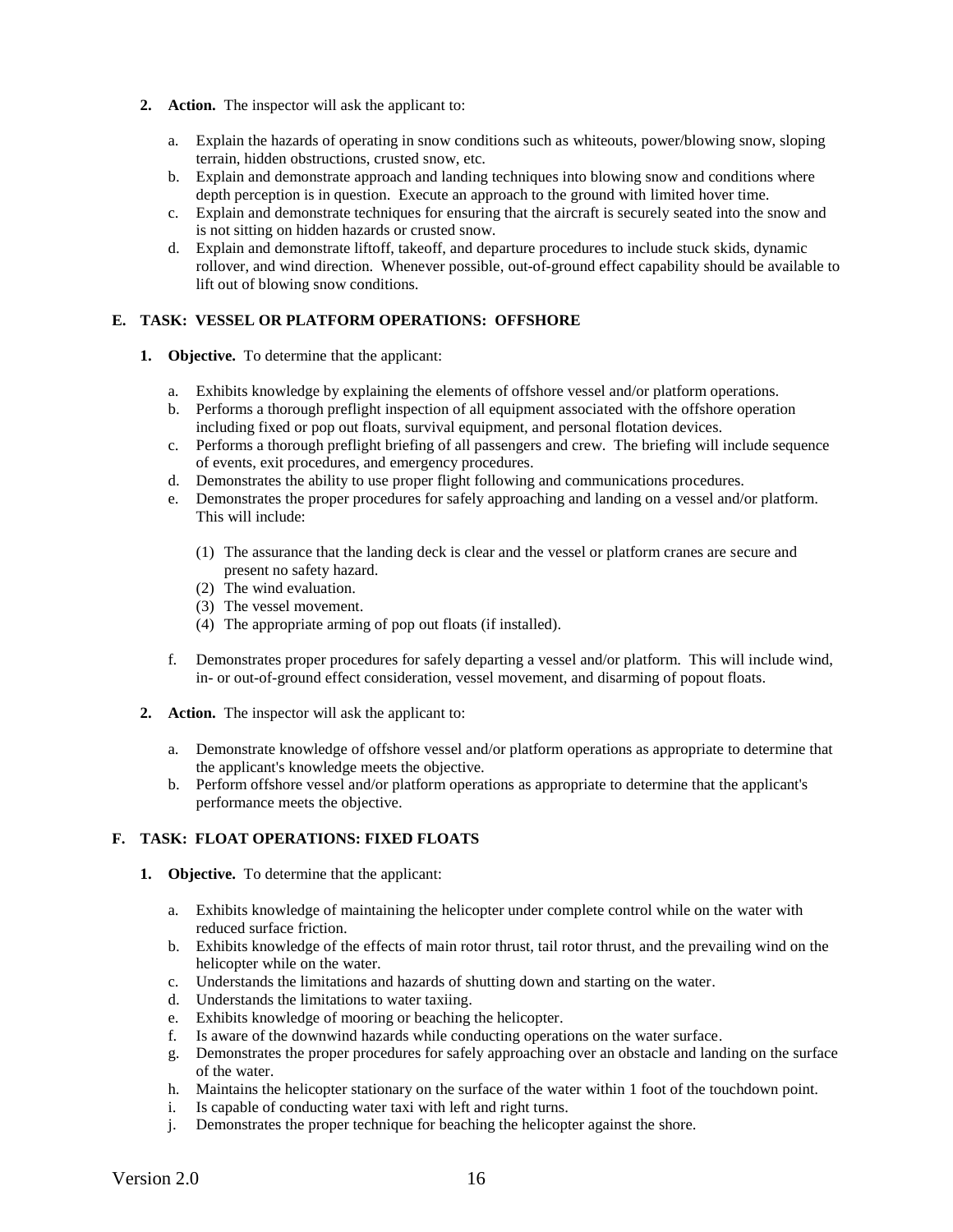2. **Action.** The inspector will ask the applicant to:

   a. Explain the hazards of operating in snow conditions such as whiteouts, power/blowing snow, sloping terrain, hidden obstructions, crusted snow, etc.
   b. Explain and demonstrate approach and landing techniques into blowing snow and conditions where depth perception is in question. Execute an approach to the ground with limited hover time.
   c. Explain and demonstrate techniques for ensuring that the aircraft is securely seated into the snow and is not sitting on hidden hazards or crusted snow.
   d. Explain and demonstrate liftoff, takeoff, and departure procedures to include stuck skids, dynamic rollover, and wind direction. Whenever possible, out-of-ground effect capability should be available to lift out of blowing snow conditions.

### E. TASK: VESSEL OR PLATFORM OPERATIONS: OFFSHORE

1. **Objective.** To determine that the applicant:

   a. Exhibits knowledge by explaining the elements of offshore vessel and/or platform operations.
   b. Performs a thorough preflight inspection of all equipment associated with the offshore operation including fixed or pop out floats, survival equipment, and personal flotation devices.
   c. Performs a thorough preflight briefing of all passengers and crew. The briefing will include sequence of events, exit procedures, and emergency procedures.
   d. Demonstrates the ability to use proper flight following and communications procedures.
   e. Demonstrates the proper procedures for safely approaching and landing on a vessel and/or platform. This will include:

      (1) The assurance that the landing deck is clear and the vessel or platform cranes are secure and present no safety hazard.
      (2) The wind evaluation.
      (3) The vessel movement.
      (4) The appropriate arming of pop out floats (if installed).

   f. Demonstrates proper procedures for safely departing a vessel and/or platform. This will include wind, in- or out-of-ground effect consideration, vessel movement, and disarming of popout floats.

2. **Action.** The inspector will ask the applicant to:

   a. Demonstrate knowledge of offshore vessel and/or platform operations as appropriate to determine that the applicant's knowledge meets the objective.
   b. Perform offshore vessel and/or platform operations as appropriate to determine that the applicant's performance meets the objective.

### F. TASK: FLOAT OPERATIONS: FIXED FLOATS

1. **Objective.** To determine that the applicant:

   a. Exhibits knowledge of maintaining the helicopter under complete control while on the water with reduced surface friction.
   b. Exhibits knowledge of the effects of main rotor thrust, tail rotor thrust, and the prevailing wind on the helicopter while on the water.
   c. Understands the limitations and hazards of shutting down and starting on the water.
   d. Understands the limitations to water taxiing.
   e. Exhibits knowledge of mooring or beaching the helicopter.
   f. Is aware of the downwind hazards while conducting operations on the water surface.
   g. Demonstrates the proper procedures for safely approaching over an obstacle and landing on the surface of the water.
   h. Maintains the helicopter stationary on the surface of the water within 1 foot of the touchdown point.
   i. Is capable of conducting water taxi with left and right turns.
   j. Demonstrates the proper technique for beaching the helicopter against the shore.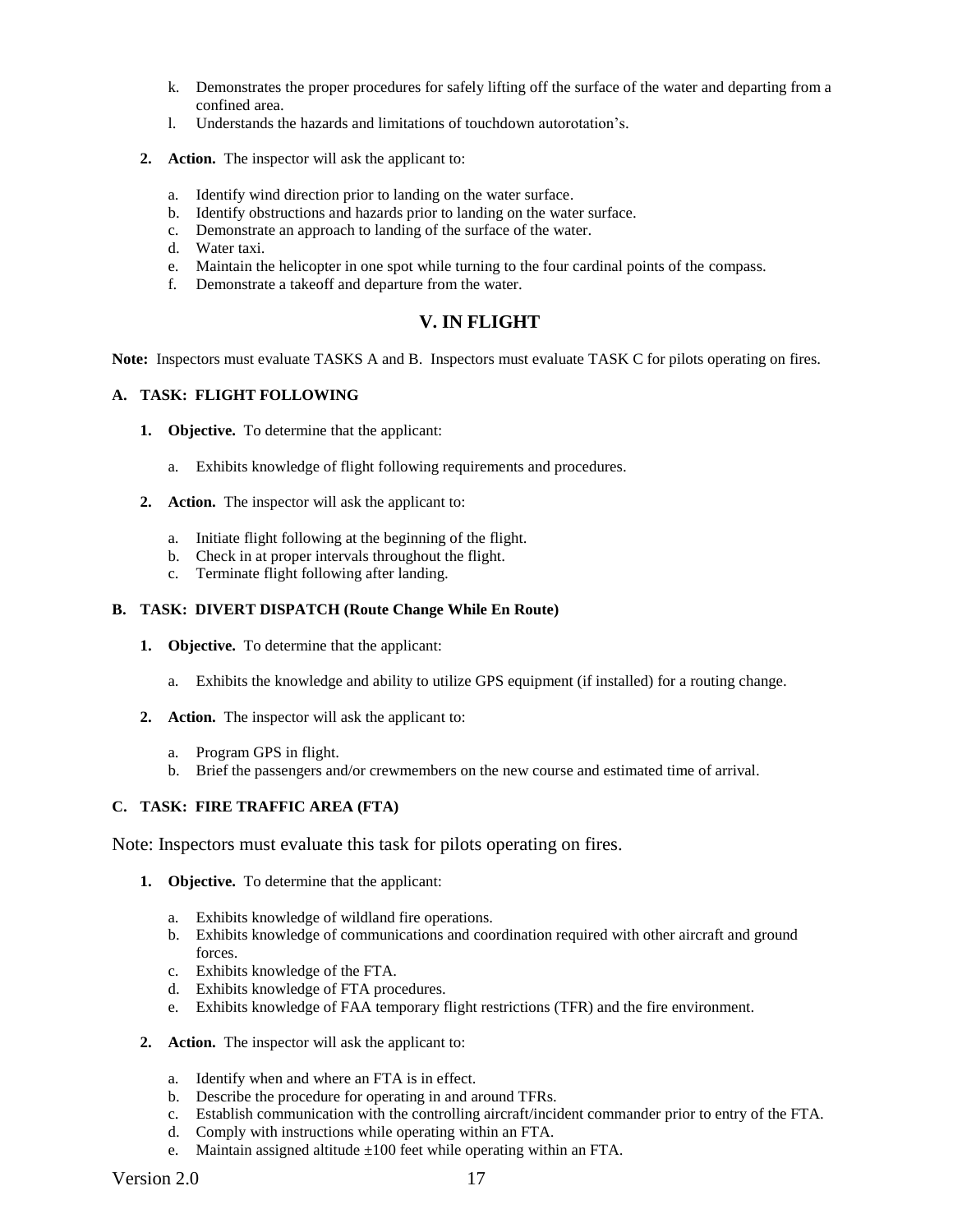k. Demonstrates the proper procedures for safely lifting off the surface of the water and departing from a confined area.
l. Understands the hazards and limitations of touchdown autorotation’s.

**2. Action.** The inspector will ask the applicant to:

a. Identify wind direction prior to landing on the water surface.
b. Identify obstructions and hazards prior to landing on the water surface.
c. Demonstrate an approach to landing of the surface of the water.
d. Water taxi.
e. Maintain the helicopter in one spot while turning to the four cardinal points of the compass.
f. Demonstrate a takeoff and departure from the water.

## V. IN FLIGHT

**Note:** Inspectors must evaluate TASKS A and B. Inspectors must evaluate TASK C for pilots operating on fires.

### A. TASK: FLIGHT FOLLOWING

**1. Objective.** To determine that the applicant:

a. Exhibits knowledge of flight following requirements and procedures.

**2. Action.** The inspector will ask the applicant to:

a. Initiate flight following at the beginning of the flight.
b. Check in at proper intervals throughout the flight.
c. Terminate flight following after landing.

### B. TASK: DIVERT DISPATCH (Route Change While En Route)

**1. Objective.** To determine that the applicant:

a. Exhibits the knowledge and ability to utilize GPS equipment (if installed) for a routing change.

**2. Action.** The inspector will ask the applicant to:

a. Program GPS in flight.
b. Brief the passengers and/or crewmembers on the new course and estimated time of arrival.

### C. TASK: FIRE TRAFFIC AREA (FTA)

Note: Inspectors must evaluate this task for pilots operating on fires.

**1. Objective.** To determine that the applicant:

a. Exhibits knowledge of wildland fire operations.
b. Exhibits knowledge of communications and coordination required with other aircraft and ground forces.
c. Exhibits knowledge of the FTA.
d. Exhibits knowledge of FTA procedures.
e. Exhibits knowledge of FAA temporary flight restrictions (TFR) and the fire environment.

**2. Action.** The inspector will ask the applicant to:

a. Identify when and where an FTA is in effect.
b. Describe the procedure for operating in and around TFRs.
c. Establish communication with the controlling aircraft/incident commander prior to entry of the FTA.
d. Comply with instructions while operating within an FTA.
e. Maintain assigned altitude ±100 feet while operating within an FTA.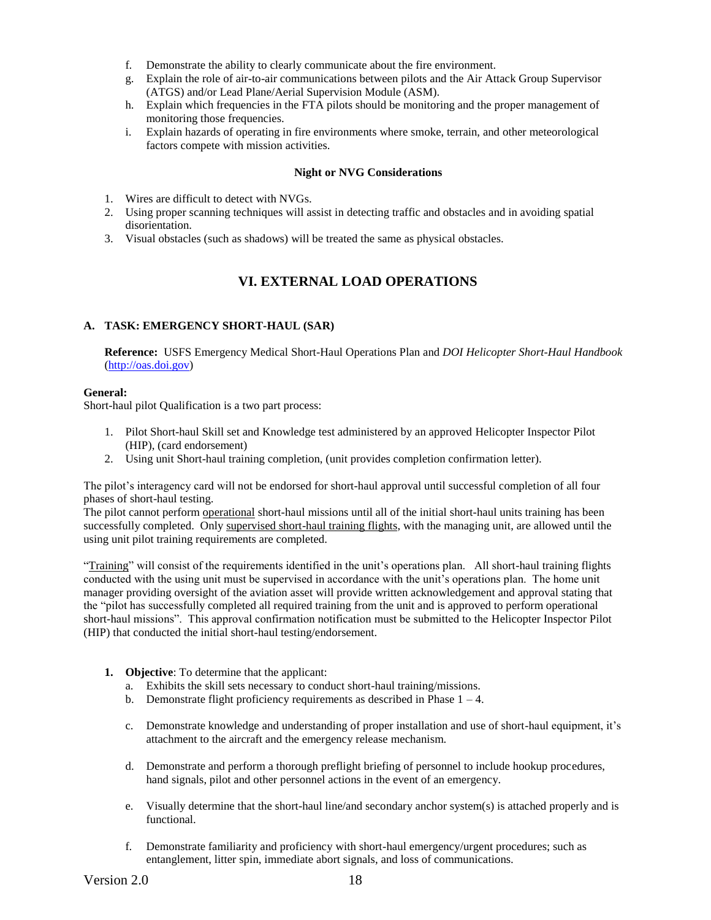f. Demonstrate the ability to clearly communicate about the fire environment.
g. Explain the role of air-to-air communications between pilots and the Air Attack Group Supervisor (ATGS) and/or Lead Plane/Aerial Supervision Module (ASM).
h. Explain which frequencies in the FTA pilots should be monitoring and the proper management of monitoring those frequencies.
i. Explain hazards of operating in fire environments where smoke, terrain, and other meteorological factors compete with mission activities.

**Night or NVG Considerations**

1. Wires are difficult to detect with NVGs.
2. Using proper scanning techniques will assist in detecting traffic and obstacles and in avoiding spatial disorientation.
3. Visual obstacles (such as shadows) will be treated the same as physical obstacles.

## VI. EXTERNAL LOAD OPERATIONS

### A. TASK: EMERGENCY SHORT-HAUL (SAR)

**Reference:** USFS Emergency Medical Short-Haul Operations Plan and *DOI Helicopter Short-Haul Handbook* (http://oas.doi.gov)

**General:**
Short-haul pilot Qualification is a two part process:

1. Pilot Short-haul Skill set and Knowledge test administered by an approved Helicopter Inspector Pilot (HIP), (card endorsement)
2. Using unit Short-haul training completion, (unit provides completion confirmation letter).

The pilot's interagency card will not be endorsed for short-haul approval until successful completion of all four phases of short-haul testing.
The pilot cannot perform operational short-haul missions until all of the initial short-haul units training has been successfully completed. Only supervised short-haul training flights, with the managing unit, are allowed until the using unit pilot training requirements are completed.

"Training" will consist of the requirements identified in the unit's operations plan. All short-haul training flights conducted with the using unit must be supervised in accordance with the unit's operations plan. The home unit manager providing oversight of the aviation asset will provide written acknowledgement and approval stating that the "pilot has successfully completed all required training from the unit and is approved to perform operational short-haul missions". This approval confirmation notification must be submitted to the Helicopter Inspector Pilot (HIP) that conducted the initial short-haul testing/endorsement.

1. **Objective**: To determine that the applicant:
   a. Exhibits the skill sets necessary to conduct short-haul training/missions.
   b. Demonstrate flight proficiency requirements as described in Phase 1 – 4.

   c. Demonstrate knowledge and understanding of proper installation and use of short-haul equipment, it's attachment to the aircraft and the emergency release mechanism.

   d. Demonstrate and perform a thorough preflight briefing of personnel to include hookup procedures, hand signals, pilot and other personnel actions in the event of an emergency.

   e. Visually determine that the short-haul line/and secondary anchor system(s) is attached properly and is functional.

   f. Demonstrate familiarity and proficiency with short-haul emergency/urgent procedures; such as entanglement, litter spin, immediate abort signals, and loss of communications.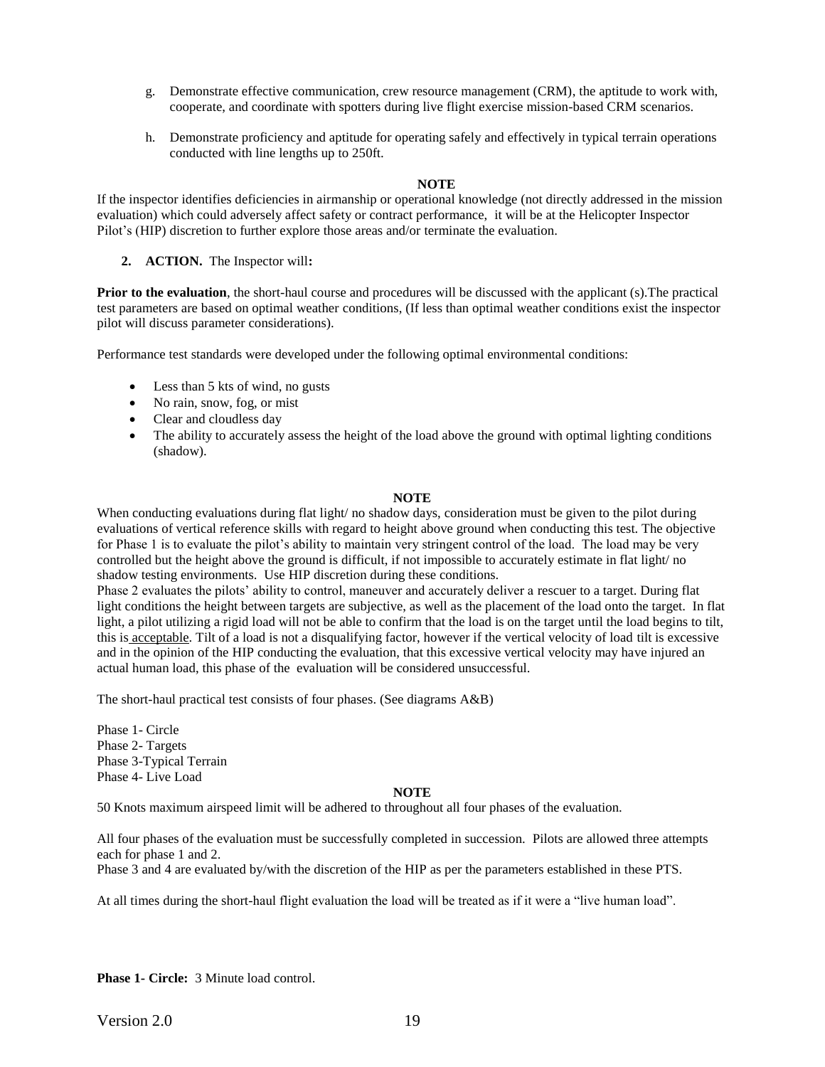g. Demonstrate effective communication, crew resource management (CRM), the aptitude to work with, cooperate, and coordinate with spotters during live flight exercise mission-based CRM scenarios.

h. Demonstrate proficiency and aptitude for operating safely and effectively in typical terrain operations conducted with line lengths up to 250ft.

**NOTE**

If the inspector identifies deficiencies in airmanship or operational knowledge (not directly addressed in the mission evaluation) which could adversely affect safety or contract performance, it will be at the Helicopter Inspector Pilot's (HIP) discretion to further explore those areas and/or terminate the evaluation.

**2. ACTION.** The Inspector will**:**

**Prior to the evaluation**, the short-haul course and procedures will be discussed with the applicant (s).The practical test parameters are based on optimal weather conditions, (If less than optimal weather conditions exist the inspector pilot will discuss parameter considerations).

Performance test standards were developed under the following optimal environmental conditions:

- Less than 5 kts of wind, no gusts
- No rain, snow, fog, or mist
- Clear and cloudless day
- The ability to accurately assess the height of the load above the ground with optimal lighting conditions (shadow).

**NOTE**

When conducting evaluations during flat light/ no shadow days, consideration must be given to the pilot during evaluations of vertical reference skills with regard to height above ground when conducting this test. The objective for Phase 1 is to evaluate the pilot's ability to maintain very stringent control of the load. The load may be very controlled but the height above the ground is difficult, if not impossible to accurately estimate in flat light/ no shadow testing environments. Use HIP discretion during these conditions.
Phase 2 evaluates the pilots' ability to control, maneuver and accurately deliver a rescuer to a target. During flat light conditions the height between targets are subjective, as well as the placement of the load onto the target. In flat light, a pilot utilizing a rigid load will not be able to confirm that the load is on the target until the load begins to tilt, this is acceptable. Tilt of a load is not a disqualifying factor, however if the vertical velocity of load tilt is excessive and in the opinion of the HIP conducting the evaluation, that this excessive vertical velocity may have injured an actual human load, this phase of the evaluation will be considered unsuccessful.

The short-haul practical test consists of four phases. (See diagrams A&B)

Phase 1- Circle
Phase 2- Targets
Phase 3-Typical Terrain
Phase 4- Live Load

**NOTE**

50 Knots maximum airspeed limit will be adhered to throughout all four phases of the evaluation.

All four phases of the evaluation must be successfully completed in succession. Pilots are allowed three attempts each for phase 1 and 2.
Phase 3 and 4 are evaluated by/with the discretion of the HIP as per the parameters established in these PTS.

At all times during the short-haul flight evaluation the load will be treated as if it were a "live human load".

**Phase 1- Circle:** 3 Minute load control.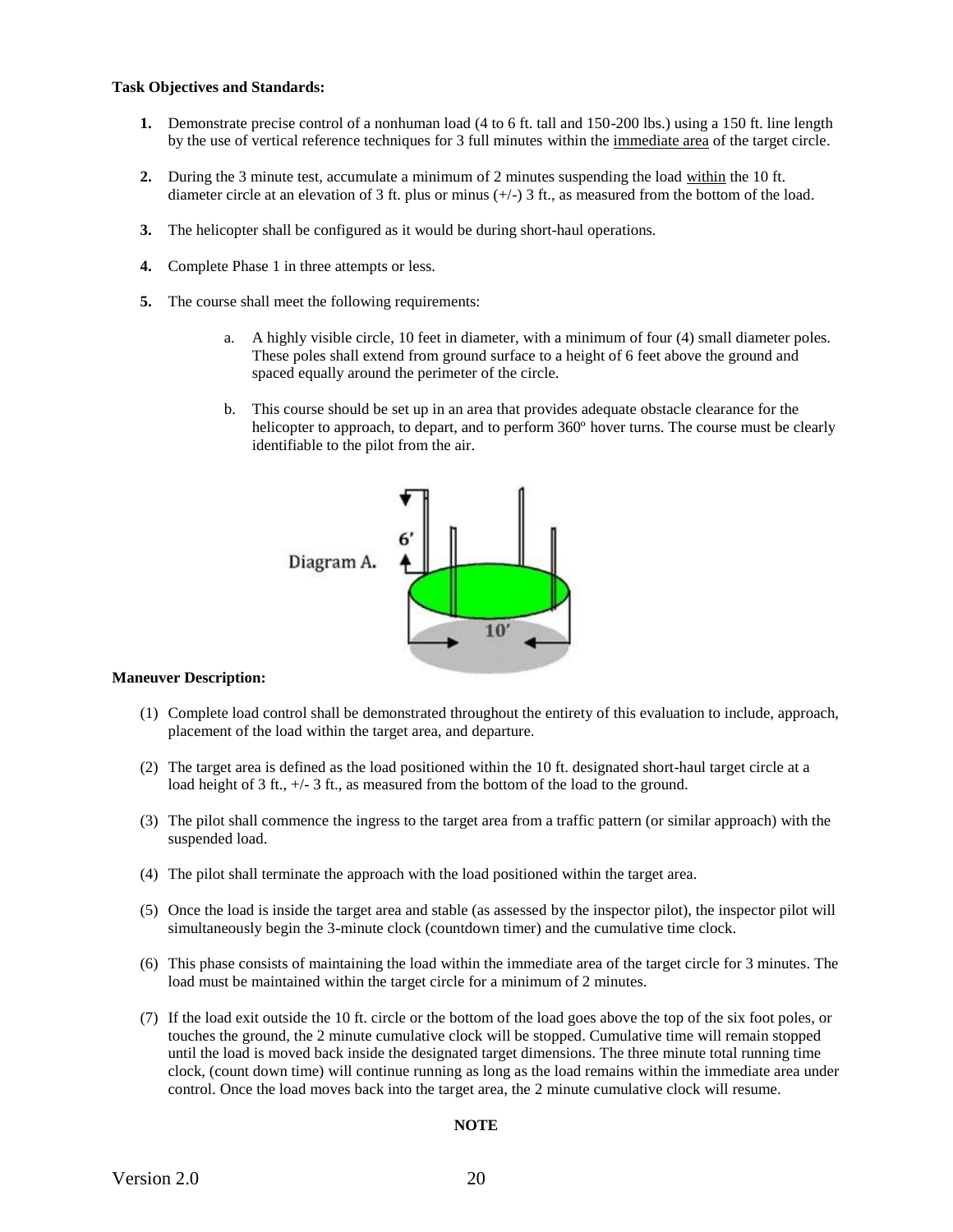**Task Objectives and Standards:**

1. Demonstrate precise control of a nonhuman load (4 to 6 ft. tall and 150-200 lbs.) using a 150 ft. line length by the use of vertical reference techniques for 3 full minutes within the immediate area of the target circle.

2. During the 3 minute test, accumulate a minimum of 2 minutes suspending the load within the 10 ft. diameter circle at an elevation of 3 ft. plus or minus (+/-) 3 ft., as measured from the bottom of the load.

3. The helicopter shall be configured as it would be during short-haul operations.

4. Complete Phase 1 in three attempts or less.

5. The course shall meet the following requirements:

   a. A highly visible circle, 10 feet in diameter, with a minimum of four (4) small diameter poles. These poles shall extend from ground surface to a height of 6 feet above the ground and spaced equally around the perimeter of the circle.

   b. This course should be set up in an area that provides adequate obstacle clearance for the helicopter to approach, to depart, and to perform 360º hover turns. The course must be clearly identifiable to the pilot from the air.

Diagram A. 6' 10'

**Maneuver Description:**

(1) Complete load control shall be demonstrated throughout the entirety of this evaluation to include, approach, placement of the load within the target area, and departure.

(2) The target area is defined as the load positioned within the 10 ft. designated short-haul target circle at a load height of 3 ft., +/- 3 ft., as measured from the bottom of the load to the ground.

(3) The pilot shall commence the ingress to the target area from a traffic pattern (or similar approach) with the suspended load.

(4) The pilot shall terminate the approach with the load positioned within the target area.

(5) Once the load is inside the target area and stable (as assessed by the inspector pilot), the inspector pilot will simultaneously begin the 3-minute clock (countdown timer) and the cumulative time clock.

(6) This phase consists of maintaining the load within the immediate area of the target circle for 3 minutes. The load must be maintained within the target circle for a minimum of 2 minutes.

(7) If the load exit outside the 10 ft. circle or the bottom of the load goes above the top of the six foot poles, or touches the ground, the 2 minute cumulative clock will be stopped. Cumulative time will remain stopped until the load is moved back inside the designated target dimensions. The three minute total running time clock, (count down time) will continue running as long as the load remains within the immediate area under control. Once the load moves back into the target area, the 2 minute cumulative clock will resume.

**NOTE**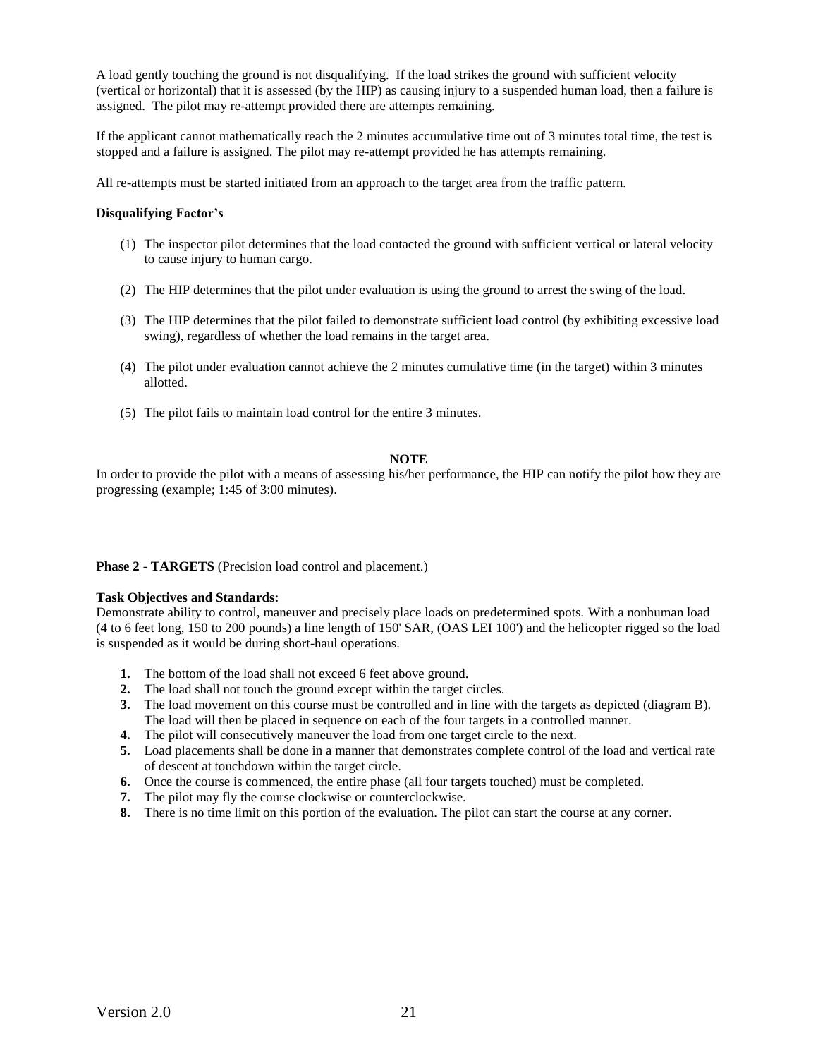A load gently touching the ground is not disqualifying. If the load strikes the ground with sufficient velocity (vertical or horizontal) that it is assessed (by the HIP) as causing injury to a suspended human load, then a failure is assigned. The pilot may re-attempt provided there are attempts remaining.

If the applicant cannot mathematically reach the 2 minutes accumulative time out of 3 minutes total time, the test is stopped and a failure is assigned. The pilot may re-attempt provided he has attempts remaining.

All re-attempts must be started initiated from an approach to the target area from the traffic pattern.

**Disqualifying Factor's**

(1) The inspector pilot determines that the load contacted the ground with sufficient vertical or lateral velocity to cause injury to human cargo.

(2) The HIP determines that the pilot under evaluation is using the ground to arrest the swing of the load.

(3) The HIP determines that the pilot failed to demonstrate sufficient load control (by exhibiting excessive load swing), regardless of whether the load remains in the target area.

(4) The pilot under evaluation cannot achieve the 2 minutes cumulative time (in the target) within 3 minutes allotted.

(5) The pilot fails to maintain load control for the entire 3 minutes.

**NOTE**

In order to provide the pilot with a means of assessing his/her performance, the HIP can notify the pilot how they are progressing (example; 1:45 of 3:00 minutes).

**Phase 2 - TARGETS** (Precision load control and placement.)

**Task Objectives and Standards:**
Demonstrate ability to control, maneuver and precisely place loads on predetermined spots. With a nonhuman load (4 to 6 feet long, 150 to 200 pounds) a line length of 150' SAR, (OAS LEI 100') and the helicopter rigged so the load is suspended as it would be during short-haul operations.

1. The bottom of the load shall not exceed 6 feet above ground.
2. The load shall not touch the ground except within the target circles.
3. The load movement on this course must be controlled and in line with the targets as depicted (diagram B). The load will then be placed in sequence on each of the four targets in a controlled manner.
4. The pilot will consecutively maneuver the load from one target circle to the next.
5. Load placements shall be done in a manner that demonstrates complete control of the load and vertical rate of descent at touchdown within the target circle.
6. Once the course is commenced, the entire phase (all four targets touched) must be completed.
7. The pilot may fly the course clockwise or counterclockwise.
8. There is no time limit on this portion of the evaluation. The pilot can start the course at any corner.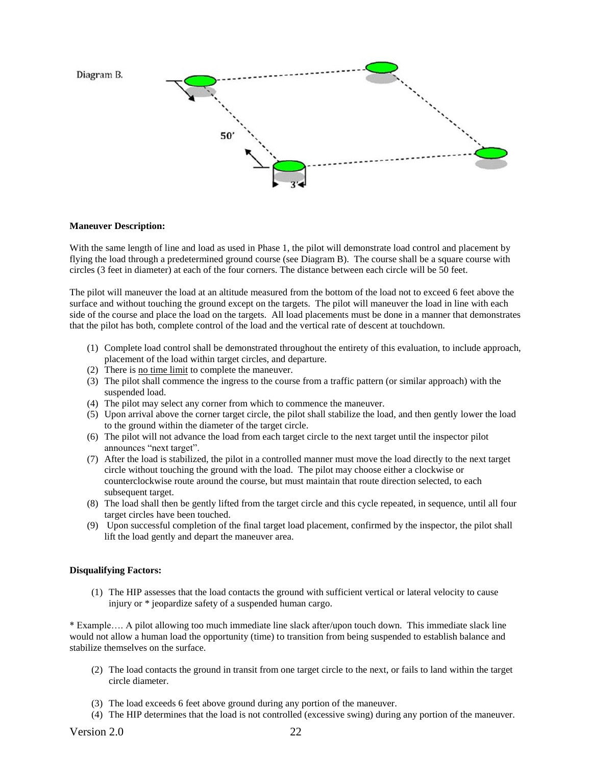Diagram B.

50'

3'

**Maneuver Description:**

With the same length of line and load as used in Phase 1, the pilot will demonstrate load control and placement by flying the load through a predetermined ground course (see Diagram B). The course shall be a square course with circles (3 feet in diameter) at each of the four corners. The distance between each circle will be 50 feet.

The pilot will maneuver the load at an altitude measured from the bottom of the load not to exceed 6 feet above the surface and without touching the ground except on the targets. The pilot will maneuver the load in line with each side of the course and place the load on the targets. All load placements must be done in a manner that demonstrates that the pilot has both, complete control of the load and the vertical rate of descent at touchdown.

(1) Complete load control shall be demonstrated throughout the entirety of this evaluation, to include approach, placement of the load within target circles, and departure.
(2) There is no time limit to complete the maneuver.
(3) The pilot shall commence the ingress to the course from a traffic pattern (or similar approach) with the suspended load.
(4) The pilot may select any corner from which to commence the maneuver.
(5) Upon arrival above the corner target circle, the pilot shall stabilize the load, and then gently lower the load to the ground within the diameter of the target circle.
(6) The pilot will not advance the load from each target circle to the next target until the inspector pilot announces "next target".
(7) After the load is stabilized, the pilot in a controlled manner must move the load directly to the next target circle without touching the ground with the load. The pilot may choose either a clockwise or counterclockwise route around the course, but must maintain that route direction selected, to each subsequent target.
(8) The load shall then be gently lifted from the target circle and this cycle repeated, in sequence, until all four target circles have been touched.
(9) Upon successful completion of the final target load placement, confirmed by the inspector, the pilot shall lift the load gently and depart the maneuver area.

**Disqualifying Factors:**

(1) The HIP assesses that the load contacts the ground with sufficient vertical or lateral velocity to cause injury or * jeopardize safety of a suspended human cargo.

* Example…. A pilot allowing too much immediate line slack after/upon touch down. This immediate slack line would not allow a human load the opportunity (time) to transition from being suspended to establish balance and stabilize themselves on the surface.

(2) The load contacts the ground in transit from one target circle to the next, or fails to land within the target circle diameter.
(3) The load exceeds 6 feet above ground during any portion of the maneuver.
(4) The HIP determines that the load is not controlled (excessive swing) during any portion of the maneuver.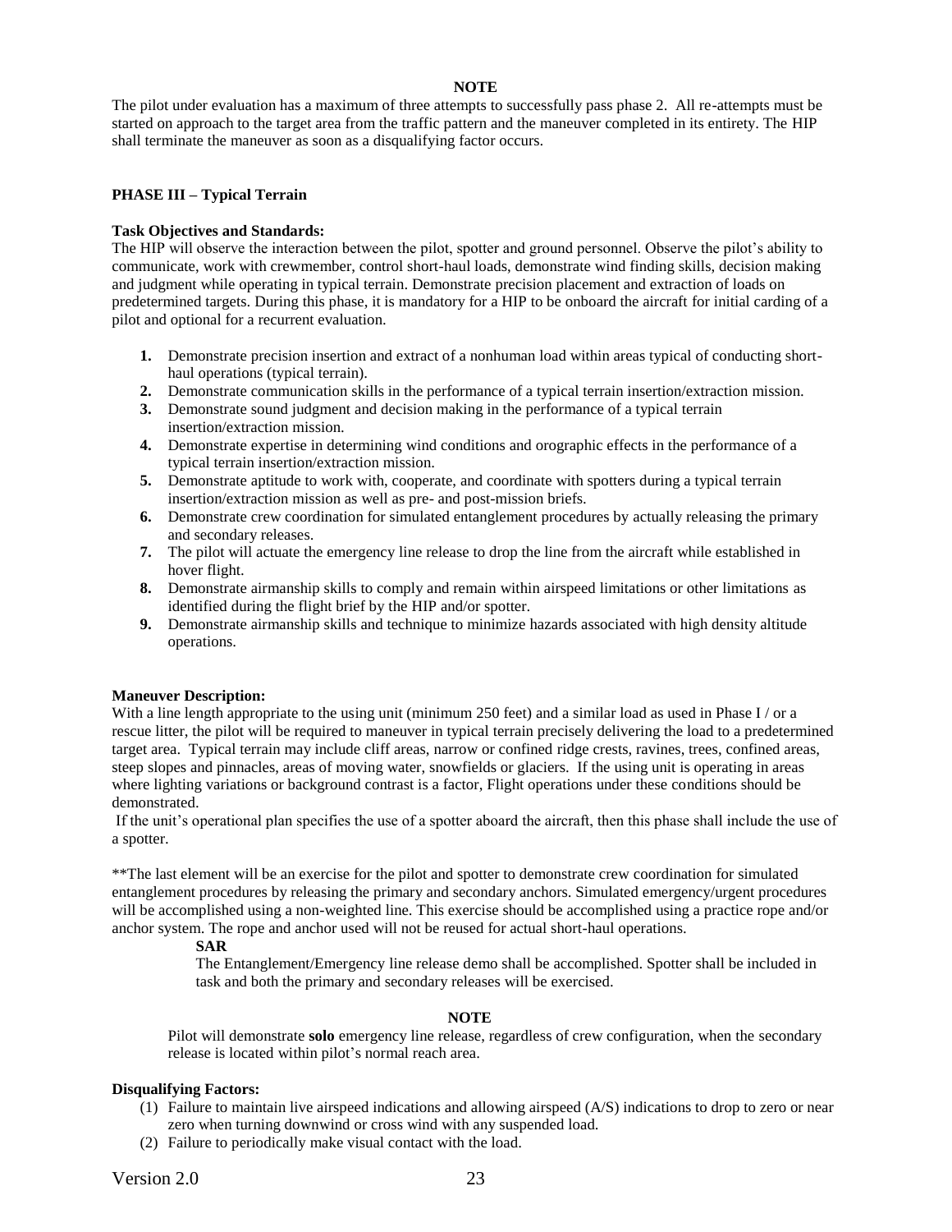**NOTE**

The pilot under evaluation has a maximum of three attempts to successfully pass phase 2. All re-attempts must be started on approach to the target area from the traffic pattern and the maneuver completed in its entirety. The HIP shall terminate the maneuver as soon as a disqualifying factor occurs.

### PHASE III – Typical Terrain

**Task Objectives and Standards:**

The HIP will observe the interaction between the pilot, spotter and ground personnel. Observe the pilot's ability to communicate, work with crewmember, control short-haul loads, demonstrate wind finding skills, decision making and judgment while operating in typical terrain. Demonstrate precision placement and extraction of loads on predetermined targets. During this phase, it is mandatory for a HIP to be onboard the aircraft for initial carding of a pilot and optional for a recurrent evaluation.

1. Demonstrate precision insertion and extract of a nonhuman load within areas typical of conducting short-haul operations (typical terrain).
2. Demonstrate communication skills in the performance of a typical terrain insertion/extraction mission.
3. Demonstrate sound judgment and decision making in the performance of a typical terrain insertion/extraction mission.
4. Demonstrate expertise in determining wind conditions and orographic effects in the performance of a typical terrain insertion/extraction mission.
5. Demonstrate aptitude to work with, cooperate, and coordinate with spotters during a typical terrain insertion/extraction mission as well as pre- and post-mission briefs.
6. Demonstrate crew coordination for simulated entanglement procedures by actually releasing the primary and secondary releases.
7. The pilot will actuate the emergency line release to drop the line from the aircraft while established in hover flight.
8. Demonstrate airmanship skills to comply and remain within airspeed limitations or other limitations as identified during the flight brief by the HIP and/or spotter.
9. Demonstrate airmanship skills and technique to minimize hazards associated with high density altitude operations.

**Maneuver Description:**

With a line length appropriate to the using unit (minimum 250 feet) and a similar load as used in Phase I / or a rescue litter, the pilot will be required to maneuver in typical terrain precisely delivering the load to a predetermined target area. Typical terrain may include cliff areas, narrow or confined ridge crests, ravines, trees, confined areas, steep slopes and pinnacles, areas of moving water, snowfields or glaciers. If the using unit is operating in areas where lighting variations or background contrast is a factor, Flight operations under these conditions should be demonstrated.

If the unit's operational plan specifies the use of a spotter aboard the aircraft, then this phase shall include the use of a spotter.

**The last element will be an exercise for the pilot and spotter to demonstrate crew coordination for simulated entanglement procedures by releasing the primary and secondary anchors. Simulated emergency/urgent procedures will be accomplished using a non-weighted line. This exercise should be accomplished using a practice rope and/or anchor system. The rope and anchor used will not be reused for actual short-haul operations.

> **SAR**
>
> The Entanglement/Emergency line release demo shall be accomplished. Spotter shall be included in task and both the primary and secondary releases will be exercised.

**NOTE**

Pilot will demonstrate **solo** emergency line release, regardless of crew configuration, when the secondary release is located within pilot's normal reach area.

**Disqualifying Factors:**

(1) Failure to maintain live airspeed indications and allowing airspeed (A/S) indications to drop to zero or near zero when turning downwind or cross wind with any suspended load.
(2) Failure to periodically make visual contact with the load.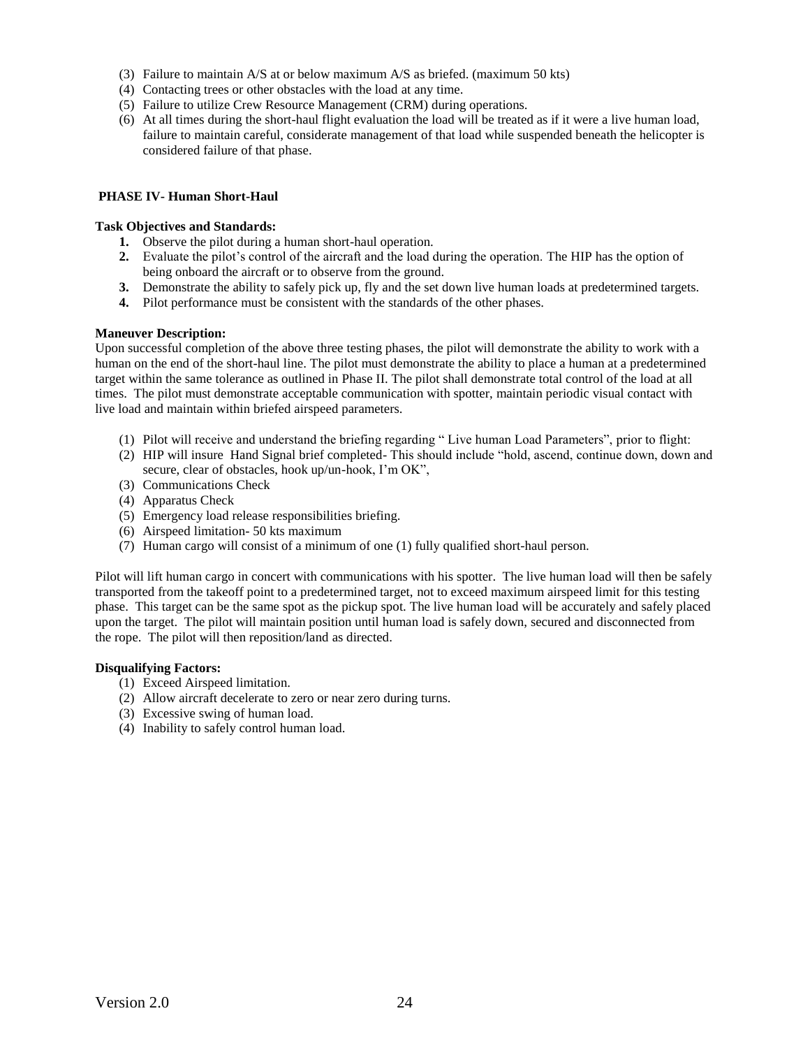(3) Failure to maintain A/S at or below maximum A/S as briefed. (maximum 50 kts)
(4) Contacting trees or other obstacles with the load at any time.
(5) Failure to utilize Crew Resource Management (CRM) during operations.
(6) At all times during the short-haul flight evaluation the load will be treated as if it were a live human load, failure to maintain careful, considerate management of that load while suspended beneath the helicopter is considered failure of that phase.

**PHASE IV- Human Short-Haul**

**Task Objectives and Standards:**

1. Observe the pilot during a human short-haul operation.
2. Evaluate the pilot's control of the aircraft and the load during the operation. The HIP has the option of being onboard the aircraft or to observe from the ground.
3. Demonstrate the ability to safely pick up, fly and the set down live human loads at predetermined targets.
4. Pilot performance must be consistent with the standards of the other phases.

**Maneuver Description:**

Upon successful completion of the above three testing phases, the pilot will demonstrate the ability to work with a human on the end of the short-haul line. The pilot must demonstrate the ability to place a human at a predetermined target within the same tolerance as outlined in Phase II. The pilot shall demonstrate total control of the load at all times. The pilot must demonstrate acceptable communication with spotter, maintain periodic visual contact with live load and maintain within briefed airspeed parameters.

(1) Pilot will receive and understand the briefing regarding " Live human Load Parameters", prior to flight:
(2) HIP will insure Hand Signal brief completed- This should include "hold, ascend, continue down, down and secure, clear of obstacles, hook up/un-hook, I'm OK",
(3) Communications Check
(4) Apparatus Check
(5) Emergency load release responsibilities briefing.
(6) Airspeed limitation- 50 kts maximum
(7) Human cargo will consist of a minimum of one (1) fully qualified short-haul person.

Pilot will lift human cargo in concert with communications with his spotter. The live human load will then be safely transported from the takeoff point to a predetermined target, not to exceed maximum airspeed limit for this testing phase. This target can be the same spot as the pickup spot. The live human load will be accurately and safely placed upon the target. The pilot will maintain position until human load is safely down, secured and disconnected from the rope. The pilot will then reposition/land as directed.

**Disqualifying Factors:**

(1) Exceed Airspeed limitation.
(2) Allow aircraft decelerate to zero or near zero during turns.
(3) Excessive swing of human load.
(4) Inability to safely control human load.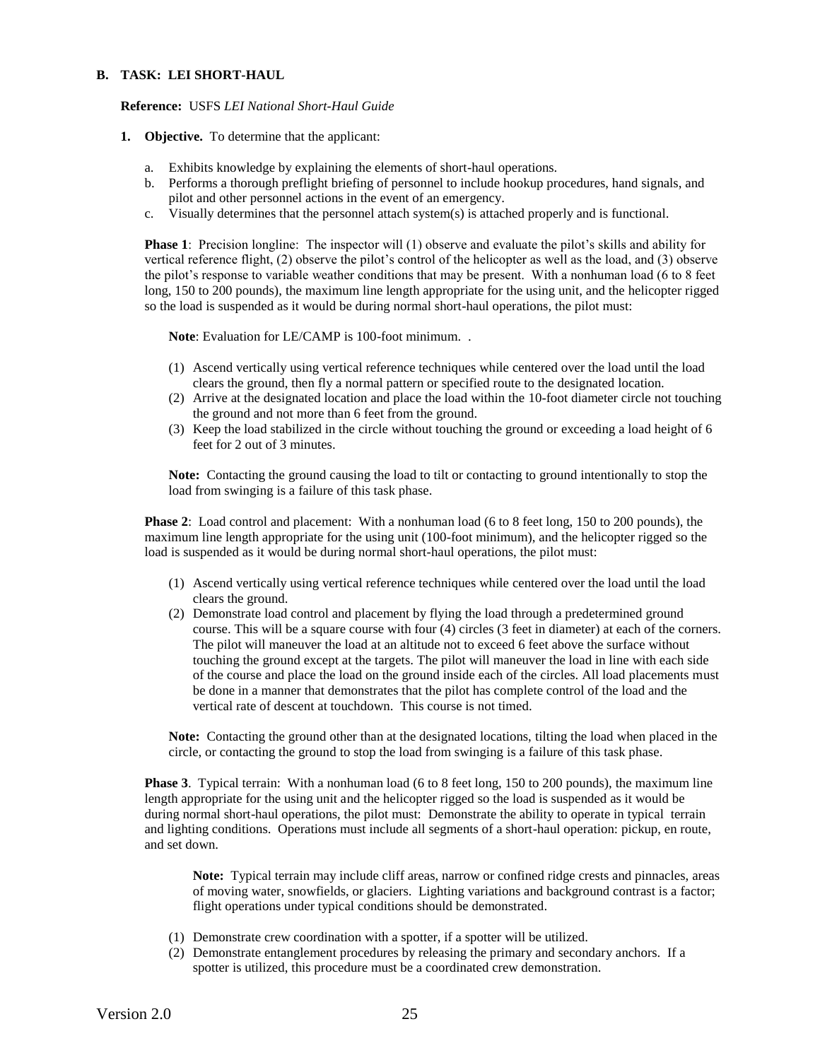## B. TASK: LEI SHORT-HAUL

**Reference:** USFS *LEI National Short-Haul Guide*

1. **Objective.** To determine that the applicant:

   a. Exhibits knowledge by explaining the elements of short-haul operations.
   b. Performs a thorough preflight briefing of personnel to include hookup procedures, hand signals, and pilot and other personnel actions in the event of an emergency.
   c. Visually determines that the personnel attach system(s) is attached properly and is functional.

   **Phase 1**: Precision longline: The inspector will (1) observe and evaluate the pilot's skills and ability for vertical reference flight, (2) observe the pilot's control of the helicopter as well as the load, and (3) observe the pilot's response to variable weather conditions that may be present. With a nonhuman load (6 to 8 feet long, 150 to 200 pounds), the maximum line length appropriate for the using unit, and the helicopter rigged so the load is suspended as it would be during normal short-haul operations, the pilot must:

   **Note**: Evaluation for LE/CAMP is 100-foot minimum. .

   (1) Ascend vertically using vertical reference techniques while centered over the load until the load clears the ground, then fly a normal pattern or specified route to the designated location.
   (2) Arrive at the designated location and place the load within the 10-foot diameter circle not touching the ground and not more than 6 feet from the ground.
   (3) Keep the load stabilized in the circle without touching the ground or exceeding a load height of 6 feet for 2 out of 3 minutes.

   **Note:** Contacting the ground causing the load to tilt or contacting to ground intentionally to stop the load from swinging is a failure of this task phase.

   **Phase 2**: Load control and placement: With a nonhuman load (6 to 8 feet long, 150 to 200 pounds), the maximum line length appropriate for the using unit (100-foot minimum), and the helicopter rigged so the load is suspended as it would be during normal short-haul operations, the pilot must:

   (1) Ascend vertically using vertical reference techniques while centered over the load until the load clears the ground.
   (2) Demonstrate load control and placement by flying the load through a predetermined ground course. This will be a square course with four (4) circles (3 feet in diameter) at each of the corners. The pilot will maneuver the load at an altitude not to exceed 6 feet above the surface without touching the ground except at the targets. The pilot will maneuver the load in line with each side of the course and place the load on the ground inside each of the circles. All load placements must be done in a manner that demonstrates that the pilot has complete control of the load and the vertical rate of descent at touchdown. This course is not timed.

   **Note:** Contacting the ground other than at the designated locations, tilting the load when placed in the circle, or contacting the ground to stop the load from swinging is a failure of this task phase.

   **Phase 3**. Typical terrain: With a nonhuman load (6 to 8 feet long, 150 to 200 pounds), the maximum line length appropriate for the using unit and the helicopter rigged so the load is suspended as it would be during normal short-haul operations, the pilot must: Demonstrate the ability to operate in typical terrain and lighting conditions. Operations must include all segments of a short-haul operation: pickup, en route, and set down.

   **Note:** Typical terrain may include cliff areas, narrow or confined ridge crests and pinnacles, areas of moving water, snowfields, or glaciers. Lighting variations and background contrast is a factor; flight operations under typical conditions should be demonstrated.

   (1) Demonstrate crew coordination with a spotter, if a spotter will be utilized.
   (2) Demonstrate entanglement procedures by releasing the primary and secondary anchors. If a spotter is utilized, this procedure must be a coordinated crew demonstration.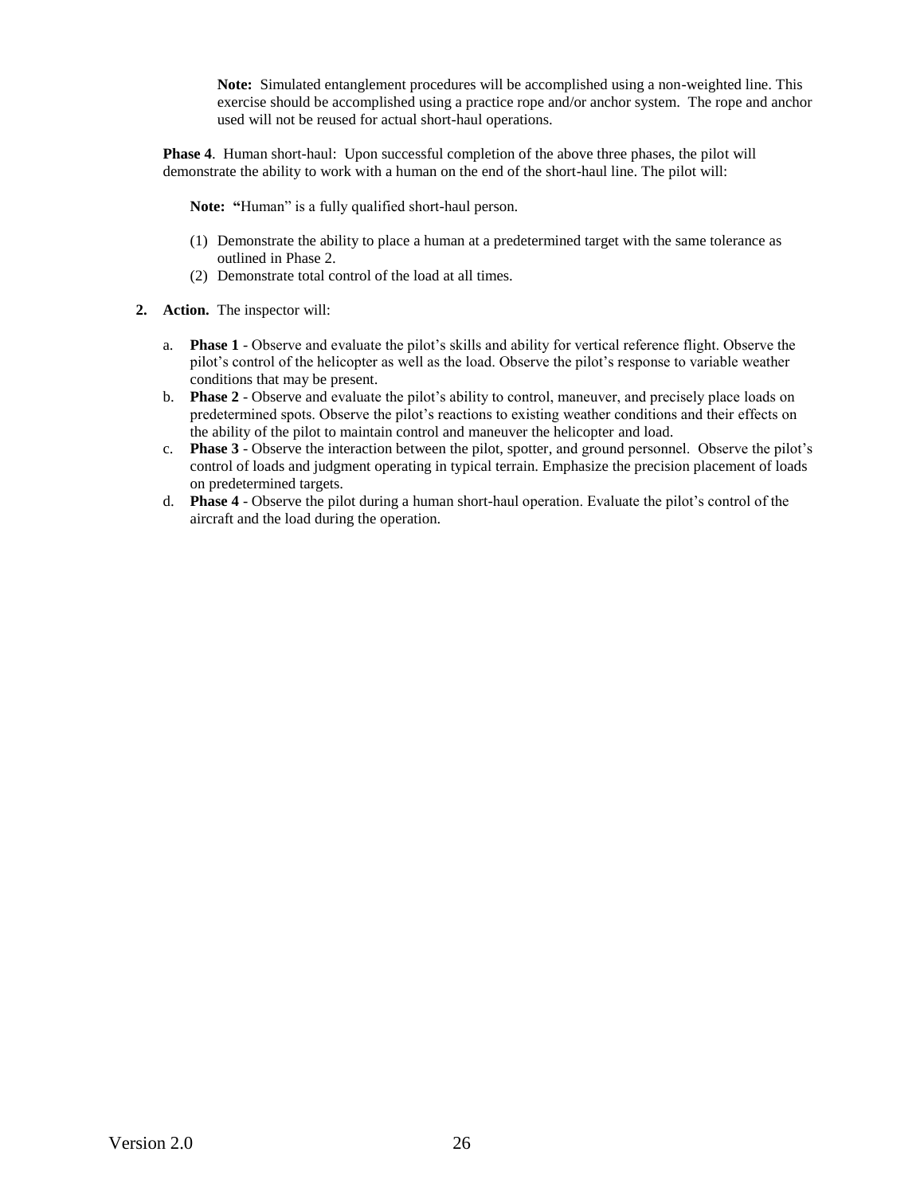**Note:** Simulated entanglement procedures will be accomplished using a non-weighted line. This exercise should be accomplished using a practice rope and/or anchor system. The rope and anchor used will not be reused for actual short-haul operations.

**Phase 4**. Human short-haul: Upon successful completion of the above three phases, the pilot will demonstrate the ability to work with a human on the end of the short-haul line. The pilot will:

**Note: "**Human" is a fully qualified short-haul person.

(1) Demonstrate the ability to place a human at a predetermined target with the same tolerance as outlined in Phase 2.
(2) Demonstrate total control of the load at all times.

**2. Action.** The inspector will:

a. **Phase 1** - Observe and evaluate the pilot's skills and ability for vertical reference flight. Observe the pilot's control of the helicopter as well as the load. Observe the pilot's response to variable weather conditions that may be present.
b. **Phase 2** - Observe and evaluate the pilot's ability to control, maneuver, and precisely place loads on predetermined spots. Observe the pilot's reactions to existing weather conditions and their effects on the ability of the pilot to maintain control and maneuver the helicopter and load.
c. **Phase 3** - Observe the interaction between the pilot, spotter, and ground personnel. Observe the pilot's control of loads and judgment operating in typical terrain. Emphasize the precision placement of loads on predetermined targets.
d. **Phase 4** - Observe the pilot during a human short-haul operation. Evaluate the pilot's control of the aircraft and the load during the operation.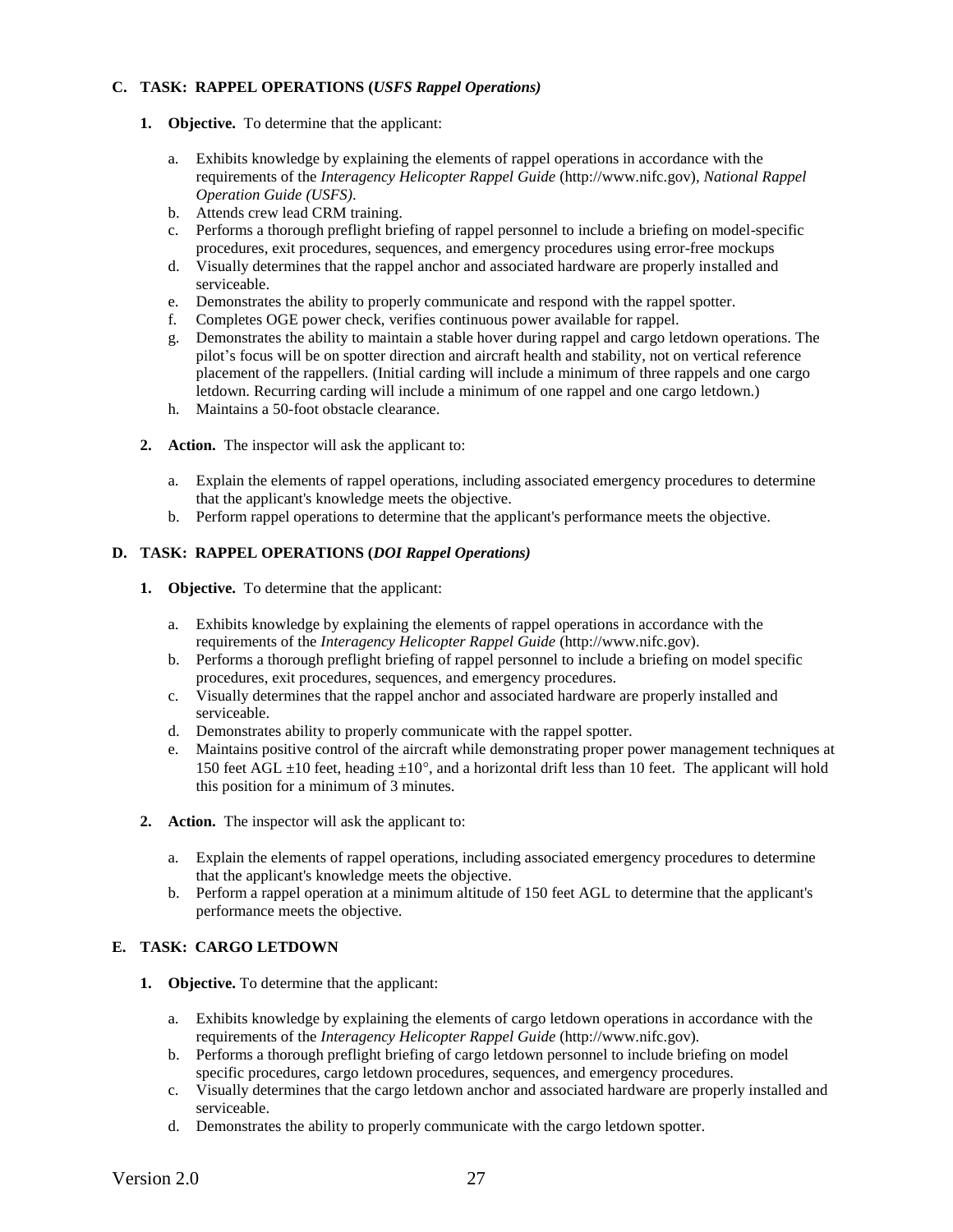### C. TASK: RAPPEL OPERATIONS (*USFS Rappel Operations)*

1. **Objective.** To determine that the applicant:

   a. Exhibits knowledge by explaining the elements of rappel operations in accordance with the requirements of the *Interagency Helicopter Rappel Guide* (http://www.nifc.gov), *National Rappel Operation Guide (USFS)*.
   b. Attends crew lead CRM training.
   c. Performs a thorough preflight briefing of rappel personnel to include a briefing on model-specific procedures, exit procedures, sequences, and emergency procedures using error-free mockups
   d. Visually determines that the rappel anchor and associated hardware are properly installed and serviceable.
   e. Demonstrates the ability to properly communicate and respond with the rappel spotter.
   f. Completes OGE power check, verifies continuous power available for rappel.
   g. Demonstrates the ability to maintain a stable hover during rappel and cargo letdown operations. The pilot's focus will be on spotter direction and aircraft health and stability, not on vertical reference placement of the rappellers. (Initial carding will include a minimum of three rappels and one cargo letdown. Recurring carding will include a minimum of one rappel and one cargo letdown.)
   h. Maintains a 50-foot obstacle clearance.

2. **Action.** The inspector will ask the applicant to:

   a. Explain the elements of rappel operations, including associated emergency procedures to determine that the applicant's knowledge meets the objective.
   b. Perform rappel operations to determine that the applicant's performance meets the objective.

### D. TASK: RAPPEL OPERATIONS (*DOI Rappel Operations)*

1. **Objective.** To determine that the applicant:

   a. Exhibits knowledge by explaining the elements of rappel operations in accordance with the requirements of the *Interagency Helicopter Rappel Guide* (http://www.nifc.gov).
   b. Performs a thorough preflight briefing of rappel personnel to include a briefing on model specific procedures, exit procedures, sequences, and emergency procedures.
   c. Visually determines that the rappel anchor and associated hardware are properly installed and serviceable.
   d. Demonstrates ability to properly communicate with the rappel spotter.
   e. Maintains positive control of the aircraft while demonstrating proper power management techniques at 150 feet AGL ±10 feet, heading ±10°, and a horizontal drift less than 10 feet. The applicant will hold this position for a minimum of 3 minutes.

2. **Action.** The inspector will ask the applicant to:

   a. Explain the elements of rappel operations, including associated emergency procedures to determine that the applicant's knowledge meets the objective.
   b. Perform a rappel operation at a minimum altitude of 150 feet AGL to determine that the applicant's performance meets the objective.

### E. TASK: CARGO LETDOWN

1. **Objective.** To determine that the applicant:

   a. Exhibits knowledge by explaining the elements of cargo letdown operations in accordance with the requirements of the *Interagency Helicopter Rappel Guide* (http://www.nifc.gov).
   b. Performs a thorough preflight briefing of cargo letdown personnel to include briefing on model specific procedures, cargo letdown procedures, sequences, and emergency procedures.
   c. Visually determines that the cargo letdown anchor and associated hardware are properly installed and serviceable.
   d. Demonstrates the ability to properly communicate with the cargo letdown spotter.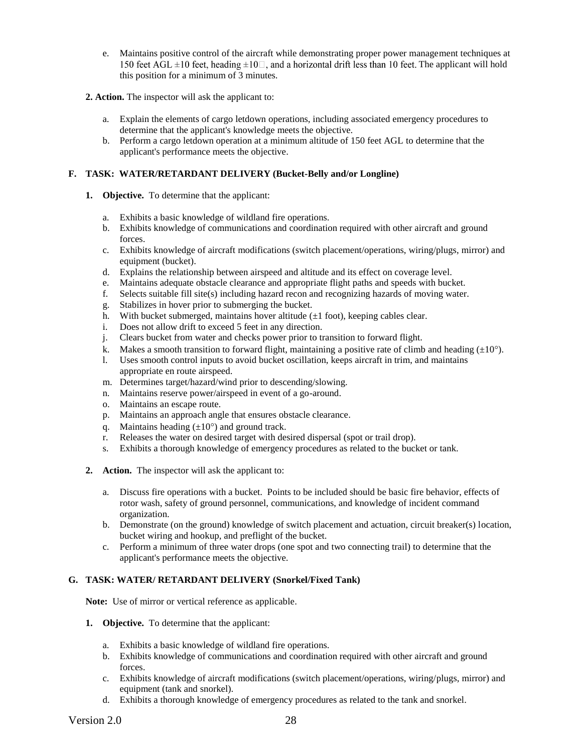e. Maintains positive control of the aircraft while demonstrating proper power management techniques at 150 feet AGL ±10 feet, heading ±10□, and a horizontal drift less than 10 feet. The applicant will hold this position for a minimum of 3 minutes.

**2. Action.** The inspector will ask the applicant to:

a. Explain the elements of cargo letdown operations, including associated emergency procedures to determine that the applicant's knowledge meets the objective.
b. Perform a cargo letdown operation at a minimum altitude of 150 feet AGL to determine that the applicant's performance meets the objective.

**F. TASK: WATER/RETARDANT DELIVERY (Bucket-Belly and/or Longline)**

**1. Objective.** To determine that the applicant:

a. Exhibits a basic knowledge of wildland fire operations.
b. Exhibits knowledge of communications and coordination required with other aircraft and ground forces.
c. Exhibits knowledge of aircraft modifications (switch placement/operations, wiring/plugs, mirror) and equipment (bucket).
d. Explains the relationship between airspeed and altitude and its effect on coverage level.
e. Maintains adequate obstacle clearance and appropriate flight paths and speeds with bucket.
f. Selects suitable fill site(s) including hazard recon and recognizing hazards of moving water.
g. Stabilizes in hover prior to submerging the bucket.
h. With bucket submerged, maintains hover altitude (±1 foot), keeping cables clear.
i. Does not allow drift to exceed 5 feet in any direction.
j. Clears bucket from water and checks power prior to transition to forward flight.
k. Makes a smooth transition to forward flight, maintaining a positive rate of climb and heading (±10°).
l. Uses smooth control inputs to avoid bucket oscillation, keeps aircraft in trim, and maintains appropriate en route airspeed.
m. Determines target/hazard/wind prior to descending/slowing.
n. Maintains reserve power/airspeed in event of a go-around.
o. Maintains an escape route.
p. Maintains an approach angle that ensures obstacle clearance.
q. Maintains heading (±10°) and ground track.
r. Releases the water on desired target with desired dispersal (spot or trail drop).
s. Exhibits a thorough knowledge of emergency procedures as related to the bucket or tank.

**2. Action.** The inspector will ask the applicant to:

a. Discuss fire operations with a bucket. Points to be included should be basic fire behavior, effects of rotor wash, safety of ground personnel, communications, and knowledge of incident command organization.
b. Demonstrate (on the ground) knowledge of switch placement and actuation, circuit breaker(s) location, bucket wiring and hookup, and preflight of the bucket.
c. Perform a minimum of three water drops (one spot and two connecting trail) to determine that the applicant's performance meets the objective.

**G. TASK: WATER/ RETARDANT DELIVERY (Snorkel/Fixed Tank)**

**Note:** Use of mirror or vertical reference as applicable.

**1. Objective.** To determine that the applicant:

a. Exhibits a basic knowledge of wildland fire operations.
b. Exhibits knowledge of communications and coordination required with other aircraft and ground forces.
c. Exhibits knowledge of aircraft modifications (switch placement/operations, wiring/plugs, mirror) and equipment (tank and snorkel).
d. Exhibits a thorough knowledge of emergency procedures as related to the tank and snorkel.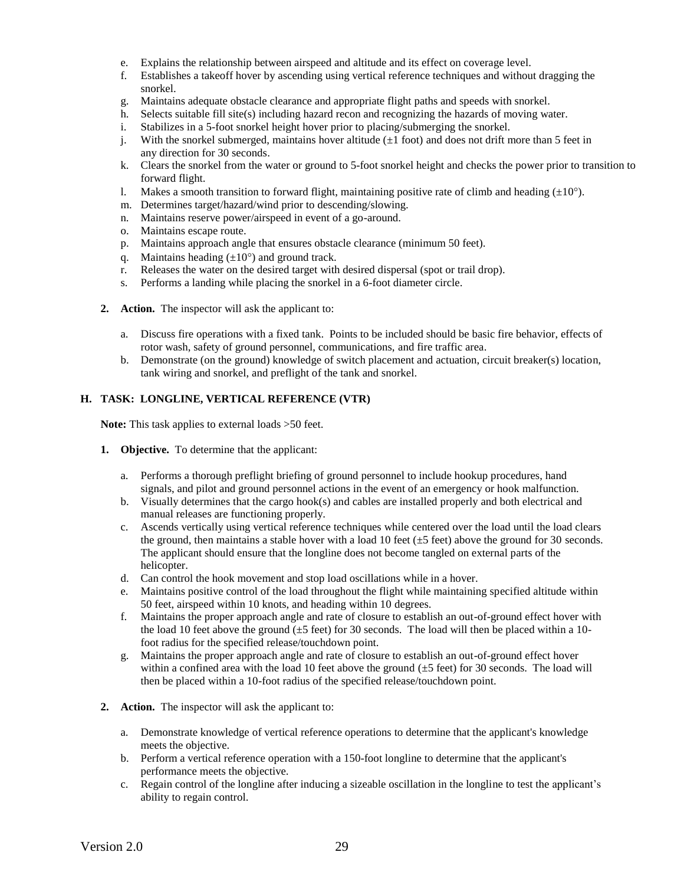e. Explains the relationship between airspeed and altitude and its effect on coverage level.
f. Establishes a takeoff hover by ascending using vertical reference techniques and without dragging the snorkel.
g. Maintains adequate obstacle clearance and appropriate flight paths and speeds with snorkel.
h. Selects suitable fill site(s) including hazard recon and recognizing the hazards of moving water.
i. Stabilizes in a 5-foot snorkel height hover prior to placing/submerging the snorkel.
j. With the snorkel submerged, maintains hover altitude (±1 foot) and does not drift more than 5 feet in any direction for 30 seconds.
k. Clears the snorkel from the water or ground to 5-foot snorkel height and checks the power prior to transition to forward flight.
l. Makes a smooth transition to forward flight, maintaining positive rate of climb and heading (±10°).
m. Determines target/hazard/wind prior to descending/slowing.
n. Maintains reserve power/airspeed in event of a go-around.
o. Maintains escape route.
p. Maintains approach angle that ensures obstacle clearance (minimum 50 feet).
q. Maintains heading (±10°) and ground track.
r. Releases the water on the desired target with desired dispersal (spot or trail drop).
s. Performs a landing while placing the snorkel in a 6-foot diameter circle.

**2. Action.** The inspector will ask the applicant to:

a. Discuss fire operations with a fixed tank. Points to be included should be basic fire behavior, effects of rotor wash, safety of ground personnel, communications, and fire traffic area.
b. Demonstrate (on the ground) knowledge of switch placement and actuation, circuit breaker(s) location, tank wiring and snorkel, and preflight of the tank and snorkel.

### H. TASK: LONGLINE, VERTICAL REFERENCE (VTR)

**Note:** This task applies to external loads >50 feet.

**1. Objective.** To determine that the applicant:

a. Performs a thorough preflight briefing of ground personnel to include hookup procedures, hand signals, and pilot and ground personnel actions in the event of an emergency or hook malfunction.
b. Visually determines that the cargo hook(s) and cables are installed properly and both electrical and manual releases are functioning properly.
c. Ascends vertically using vertical reference techniques while centered over the load until the load clears the ground, then maintains a stable hover with a load 10 feet (±5 feet) above the ground for 30 seconds. The applicant should ensure that the longline does not become tangled on external parts of the helicopter.
d. Can control the hook movement and stop load oscillations while in a hover.
e. Maintains positive control of the load throughout the flight while maintaining specified altitude within 50 feet, airspeed within 10 knots, and heading within 10 degrees.
f. Maintains the proper approach angle and rate of closure to establish an out-of-ground effect hover with the load 10 feet above the ground (±5 feet) for 30 seconds. The load will then be placed within a 10-foot radius for the specified release/touchdown point.
g. Maintains the proper approach angle and rate of closure to establish an out-of-ground effect hover within a confined area with the load 10 feet above the ground (±5 feet) for 30 seconds. The load will then be placed within a 10-foot radius of the specified release/touchdown point.

**2. Action.** The inspector will ask the applicant to:

a. Demonstrate knowledge of vertical reference operations to determine that the applicant's knowledge meets the objective.
b. Perform a vertical reference operation with a 150-foot longline to determine that the applicant's performance meets the objective.
c. Regain control of the longline after inducing a sizeable oscillation in the longline to test the applicant's ability to regain control.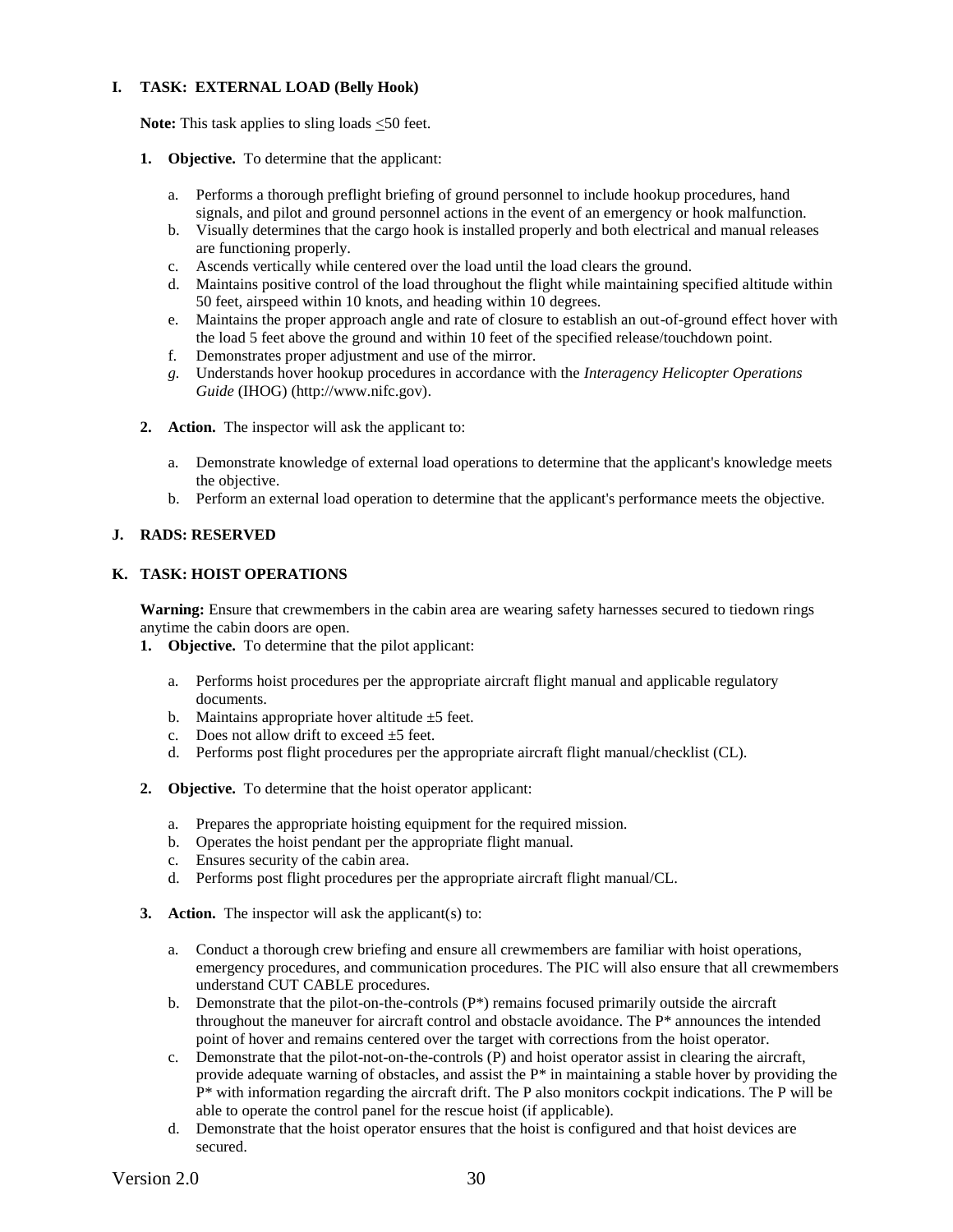### I. TASK: EXTERNAL LOAD (Belly Hook)

**Note:** This task applies to sling loads ≤50 feet.

1. **Objective.** To determine that the applicant:

   a. Performs a thorough preflight briefing of ground personnel to include hookup procedures, hand signals, and pilot and ground personnel actions in the event of an emergency or hook malfunction.
   b. Visually determines that the cargo hook is installed properly and both electrical and manual releases are functioning properly.
   c. Ascends vertically while centered over the load until the load clears the ground.
   d. Maintains positive control of the load throughout the flight while maintaining specified altitude within 50 feet, airspeed within 10 knots, and heading within 10 degrees.
   e. Maintains the proper approach angle and rate of closure to establish an out-of-ground effect hover with the load 5 feet above the ground and within 10 feet of the specified release/touchdown point.
   f. Demonstrates proper adjustment and use of the mirror.
   g. Understands hover hookup procedures in accordance with the *Interagency Helicopter Operations Guide* (IHOG) (http://www.nifc.gov).

2. **Action.** The inspector will ask the applicant to:

   a. Demonstrate knowledge of external load operations to determine that the applicant's knowledge meets the objective.
   b. Perform an external load operation to determine that the applicant's performance meets the objective.

### J. RADS: RESERVED

### K. TASK: HOIST OPERATIONS

**Warning:** Ensure that crewmembers in the cabin area are wearing safety harnesses secured to tiedown rings anytime the cabin doors are open.

1. **Objective.** To determine that the pilot applicant:

   a. Performs hoist procedures per the appropriate aircraft flight manual and applicable regulatory documents.
   b. Maintains appropriate hover altitude ±5 feet.
   c. Does not allow drift to exceed ±5 feet.
   d. Performs post flight procedures per the appropriate aircraft flight manual/checklist (CL).

2. **Objective.** To determine that the hoist operator applicant:

   a. Prepares the appropriate hoisting equipment for the required mission.
   b. Operates the hoist pendant per the appropriate flight manual.
   c. Ensures security of the cabin area.
   d. Performs post flight procedures per the appropriate aircraft flight manual/CL.

3. **Action.** The inspector will ask the applicant(s) to:

   a. Conduct a thorough crew briefing and ensure all crewmembers are familiar with hoist operations, emergency procedures, and communication procedures. The PIC will also ensure that all crewmembers understand CUT CABLE procedures.
   b. Demonstrate that the pilot-on-the-controls (P*) remains focused primarily outside the aircraft throughout the maneuver for aircraft control and obstacle avoidance. The P* announces the intended point of hover and remains centered over the target with corrections from the hoist operator.
   c. Demonstrate that the pilot-not-on-the-controls (P) and hoist operator assist in clearing the aircraft, provide adequate warning of obstacles, and assist the P* in maintaining a stable hover by providing the P* with information regarding the aircraft drift. The P also monitors cockpit indications. The P will be able to operate the control panel for the rescue hoist (if applicable).
   d. Demonstrate that the hoist operator ensures that the hoist is configured and that hoist devices are secured.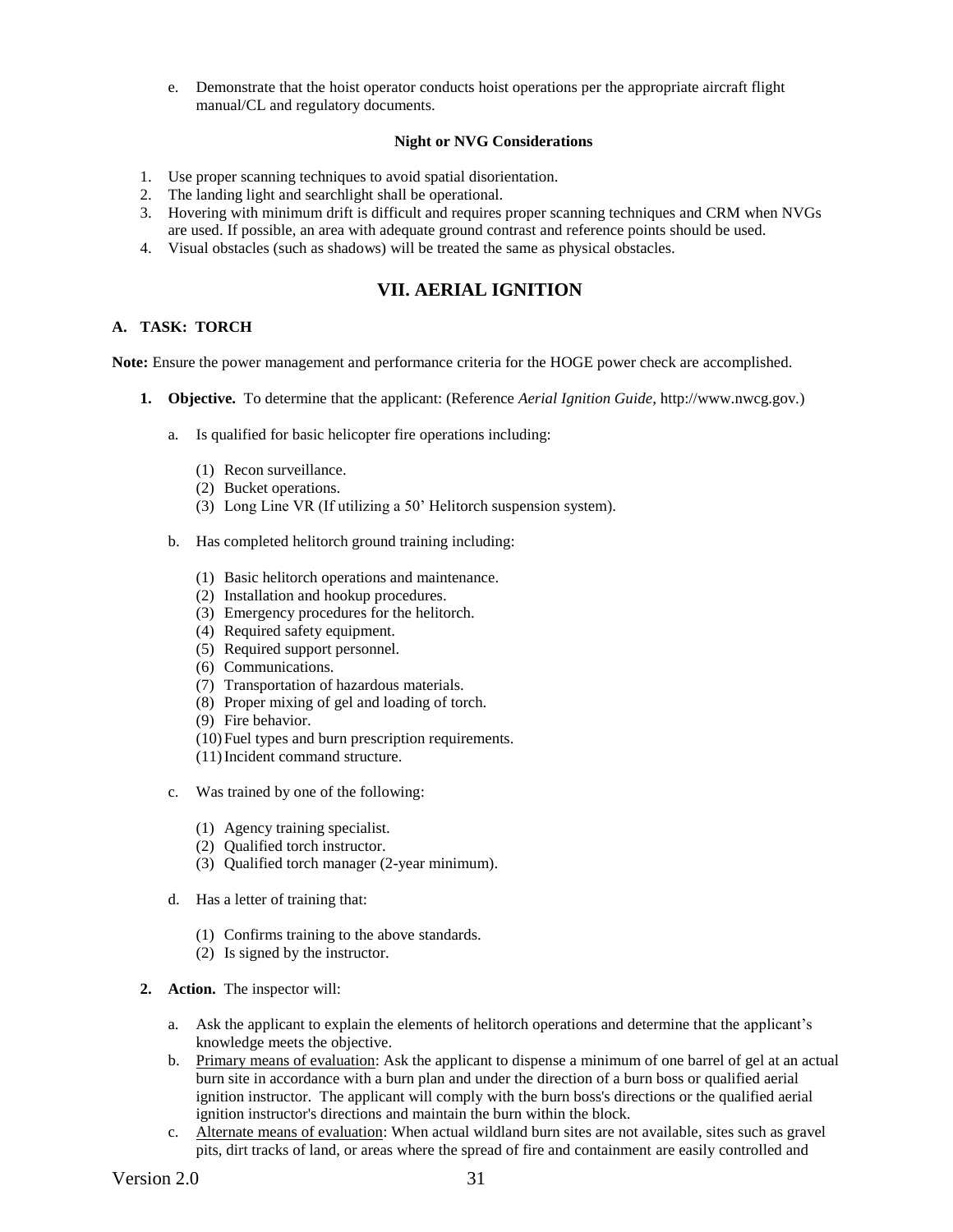e. Demonstrate that the hoist operator conducts hoist operations per the appropriate aircraft flight manual/CL and regulatory documents.

**Night or NVG Considerations**

1. Use proper scanning techniques to avoid spatial disorientation.
2. The landing light and searchlight shall be operational.
3. Hovering with minimum drift is difficult and requires proper scanning techniques and CRM when NVGs are used. If possible, an area with adequate ground contrast and reference points should be used.
4. Visual obstacles (such as shadows) will be treated the same as physical obstacles.

## VII. AERIAL IGNITION

### A. TASK: TORCH

**Note:** Ensure the power management and performance criteria for the HOGE power check are accomplished.

1. **Objective.** To determine that the applicant: (Reference *Aerial Ignition Guide*, http://www.nwcg.gov.)

   a. Is qualified for basic helicopter fire operations including:

      (1) Recon surveillance.
      (2) Bucket operations.
      (3) Long Line VR (If utilizing a 50' Helitorch suspension system).

   b. Has completed helitorch ground training including:

      (1) Basic helitorch operations and maintenance.
      (2) Installation and hookup procedures.
      (3) Emergency procedures for the helitorch.
      (4) Required safety equipment.
      (5) Required support personnel.
      (6) Communications.
      (7) Transportation of hazardous materials.
      (8) Proper mixing of gel and loading of torch.
      (9) Fire behavior.
      (10) Fuel types and burn prescription requirements.
      (11) Incident command structure.

   c. Was trained by one of the following:

      (1) Agency training specialist.
      (2) Qualified torch instructor.
      (3) Qualified torch manager (2-year minimum).

   d. Has a letter of training that:

      (1) Confirms training to the above standards.
      (2) Is signed by the instructor.

2. **Action.** The inspector will:

   a. Ask the applicant to explain the elements of helitorch operations and determine that the applicant's knowledge meets the objective.
   b. Primary means of evaluation: Ask the applicant to dispense a minimum of one barrel of gel at an actual burn site in accordance with a burn plan and under the direction of a burn boss or qualified aerial ignition instructor. The applicant will comply with the burn boss's directions or the qualified aerial ignition instructor's directions and maintain the burn within the block.
   c. Alternate means of evaluation: When actual wildland burn sites are not available, sites such as gravel pits, dirt tracks of land, or areas where the spread of fire and containment are easily controlled and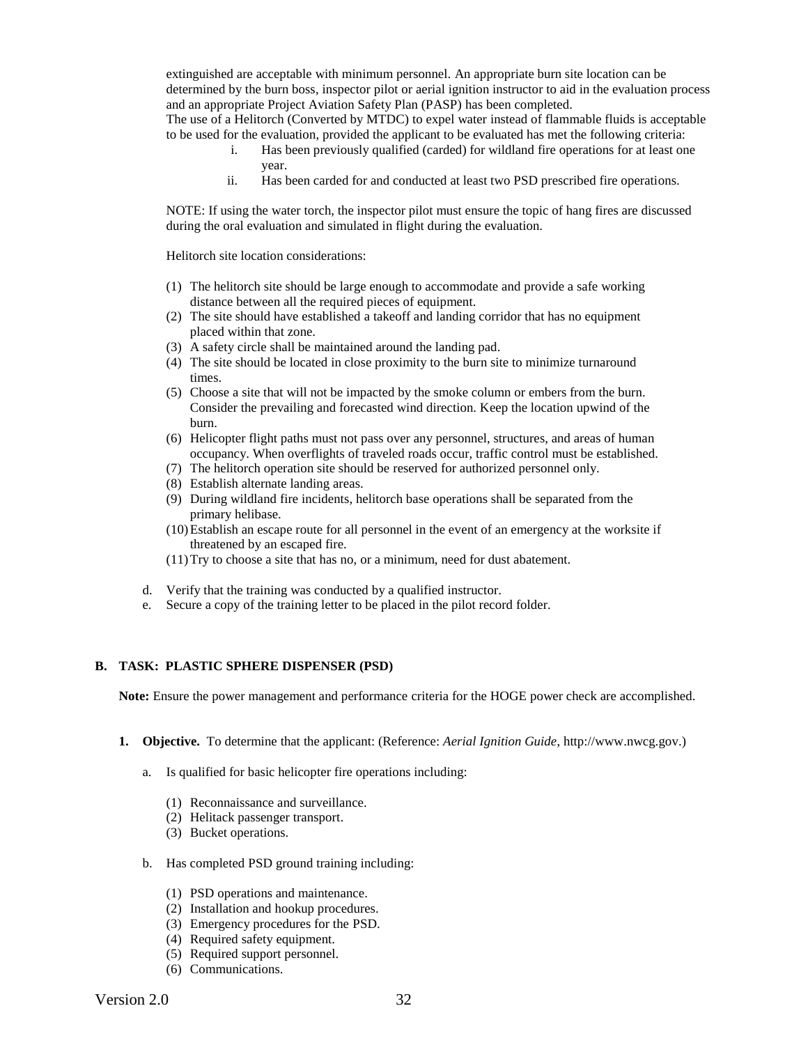extinguished are acceptable with minimum personnel. An appropriate burn site location can be determined by the burn boss, inspector pilot or aerial ignition instructor to aid in the evaluation process and an appropriate Project Aviation Safety Plan (PASP) has been completed.

The use of a Helitorch (Converted by MTDC) to expel water instead of flammable fluids is acceptable to be used for the evaluation, provided the applicant to be evaluated has met the following criteria:

i. Has been previously qualified (carded) for wildland fire operations for at least one year.
ii. Has been carded for and conducted at least two PSD prescribed fire operations.

NOTE: If using the water torch, the inspector pilot must ensure the topic of hang fires are discussed during the oral evaluation and simulated in flight during the evaluation.

Helitorch site location considerations:

(1) The helitorch site should be large enough to accommodate and provide a safe working distance between all the required pieces of equipment.
(2) The site should have established a takeoff and landing corridor that has no equipment placed within that zone.
(3) A safety circle shall be maintained around the landing pad.
(4) The site should be located in close proximity to the burn site to minimize turnaround times.
(5) Choose a site that will not be impacted by the smoke column or embers from the burn. Consider the prevailing and forecasted wind direction. Keep the location upwind of the burn.
(6) Helicopter flight paths must not pass over any personnel, structures, and areas of human occupancy. When overflights of traveled roads occur, traffic control must be established.
(7) The helitorch operation site should be reserved for authorized personnel only.
(8) Establish alternate landing areas.
(9) During wildland fire incidents, helitorch base operations shall be separated from the primary helibase.
(10) Establish an escape route for all personnel in the event of an emergency at the worksite if threatened by an escaped fire.
(11) Try to choose a site that has no, or a minimum, need for dust abatement.

d. Verify that the training was conducted by a qualified instructor.
e. Secure a copy of the training letter to be placed in the pilot record folder.

### B. TASK: PLASTIC SPHERE DISPENSER (PSD)

**Note:** Ensure the power management and performance criteria for the HOGE power check are accomplished.

**1. Objective.** To determine that the applicant: (Reference: *Aerial Ignition Guide*, http://www.nwcg.gov.)

a. Is qualified for basic helicopter fire operations including:

(1) Reconnaissance and surveillance.
(2) Helitack passenger transport.
(3) Bucket operations.

b. Has completed PSD ground training including:

(1) PSD operations and maintenance.
(2) Installation and hookup procedures.
(3) Emergency procedures for the PSD.
(4) Required safety equipment.
(5) Required support personnel.
(6) Communications.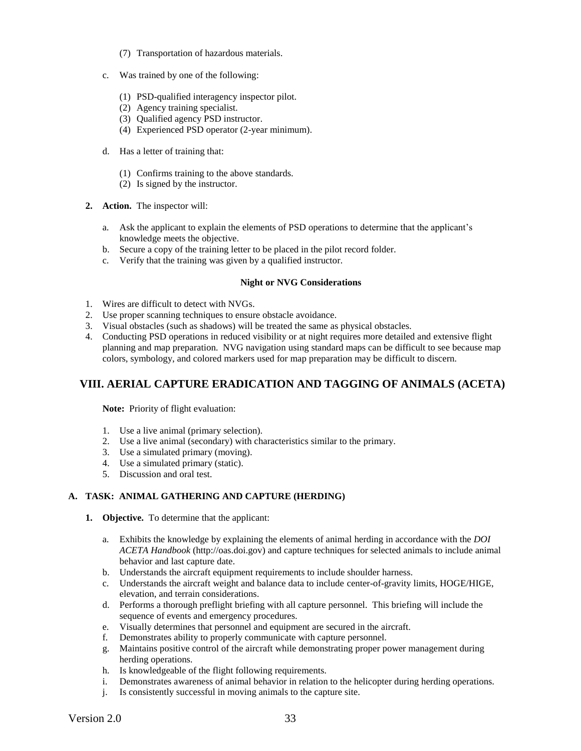(7) Transportation of hazardous materials.

c. Was trained by one of the following:

(1) PSD-qualified interagency inspector pilot.
(2) Agency training specialist.
(3) Qualified agency PSD instructor.
(4) Experienced PSD operator (2-year minimum).

d. Has a letter of training that:

(1) Confirms training to the above standards.
(2) Is signed by the instructor.

**2. Action.** The inspector will:

a. Ask the applicant to explain the elements of PSD operations to determine that the applicant's knowledge meets the objective.
b. Secure a copy of the training letter to be placed in the pilot record folder.
c. Verify that the training was given by a qualified instructor.

**Night or NVG Considerations**

1. Wires are difficult to detect with NVGs.
2. Use proper scanning techniques to ensure obstacle avoidance.
3. Visual obstacles (such as shadows) will be treated the same as physical obstacles.
4. Conducting PSD operations in reduced visibility or at night requires more detailed and extensive flight planning and map preparation. NVG navigation using standard maps can be difficult to see because map colors, symbology, and colored markers used for map preparation may be difficult to discern.

## VIII. AERIAL CAPTURE ERADICATION AND TAGGING OF ANIMALS (ACETA)

**Note:** Priority of flight evaluation:

1. Use a live animal (primary selection).
2. Use a live animal (secondary) with characteristics similar to the primary.
3. Use a simulated primary (moving).
4. Use a simulated primary (static).
5. Discussion and oral test.

### A. TASK: ANIMAL GATHERING AND CAPTURE (HERDING)

**1. Objective.** To determine that the applicant:

a. Exhibits the knowledge by explaining the elements of animal herding in accordance with the *DOI ACETA Handbook* (http://oas.doi.gov) and capture techniques for selected animals to include animal behavior and last capture date.
b. Understands the aircraft equipment requirements to include shoulder harness.
c. Understands the aircraft weight and balance data to include center-of-gravity limits, HOGE/HIGE, elevation, and terrain considerations.
d. Performs a thorough preflight briefing with all capture personnel. This briefing will include the sequence of events and emergency procedures.
e. Visually determines that personnel and equipment are secured in the aircraft.
f. Demonstrates ability to properly communicate with capture personnel.
g. Maintains positive control of the aircraft while demonstrating proper power management during herding operations.
h. Is knowledgeable of the flight following requirements.
i. Demonstrates awareness of animal behavior in relation to the helicopter during herding operations.
j. Is consistently successful in moving animals to the capture site.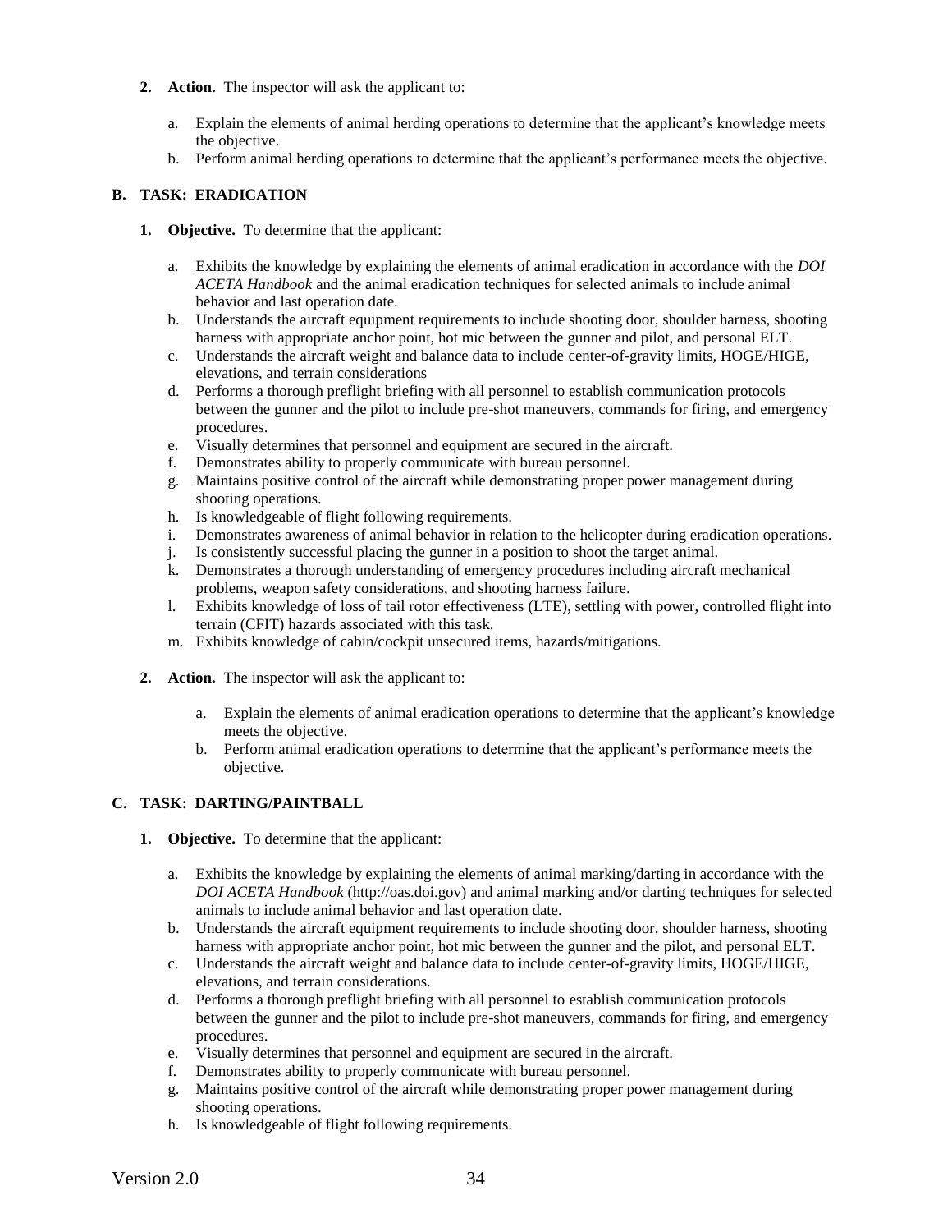2. **Action.** The inspector will ask the applicant to:

    a. Explain the elements of animal herding operations to determine that the applicant's knowledge meets the objective.
    b. Perform animal herding operations to determine that the applicant's performance meets the objective.

### B. TASK: ERADICATION

1. **Objective.** To determine that the applicant:

    a. Exhibits the knowledge by explaining the elements of animal eradication in accordance with the *DOI ACETA Handbook* and the animal eradication techniques for selected animals to include animal behavior and last operation date.
    b. Understands the aircraft equipment requirements to include shooting door, shoulder harness, shooting harness with appropriate anchor point, hot mic between the gunner and pilot, and personal ELT.
    c. Understands the aircraft weight and balance data to include center-of-gravity limits, HOGE/HIGE, elevations, and terrain considerations
    d. Performs a thorough preflight briefing with all personnel to establish communication protocols between the gunner and the pilot to include pre-shot maneuvers, commands for firing, and emergency procedures.
    e. Visually determines that personnel and equipment are secured in the aircraft.
    f. Demonstrates ability to properly communicate with bureau personnel.
    g. Maintains positive control of the aircraft while demonstrating proper power management during shooting operations.
    h. Is knowledgeable of flight following requirements.
    i. Demonstrates awareness of animal behavior in relation to the helicopter during eradication operations.
    j. Is consistently successful placing the gunner in a position to shoot the target animal.
    k. Demonstrates a thorough understanding of emergency procedures including aircraft mechanical problems, weapon safety considerations, and shooting harness failure.
    l. Exhibits knowledge of loss of tail rotor effectiveness (LTE), settling with power, controlled flight into terrain (CFIT) hazards associated with this task.
    m. Exhibits knowledge of cabin/cockpit unsecured items, hazards/mitigations.

2. **Action.** The inspector will ask the applicant to:

    a. Explain the elements of animal eradication operations to determine that the applicant's knowledge meets the objective.
    b. Perform animal eradication operations to determine that the applicant's performance meets the objective.

### C. TASK: DARTING/PAINTBALL

1. **Objective.** To determine that the applicant:

    a. Exhibits the knowledge by explaining the elements of animal marking/darting in accordance with the *DOI ACETA Handbook* (http://oas.doi.gov) and animal marking and/or darting techniques for selected animals to include animal behavior and last operation date.
    b. Understands the aircraft equipment requirements to include shooting door, shoulder harness, shooting harness with appropriate anchor point, hot mic between the gunner and the pilot, and personal ELT.
    c. Understands the aircraft weight and balance data to include center-of-gravity limits, HOGE/HIGE, elevations, and terrain considerations.
    d. Performs a thorough preflight briefing with all personnel to establish communication protocols between the gunner and the pilot to include pre-shot maneuvers, commands for firing, and emergency procedures.
    e. Visually determines that personnel and equipment are secured in the aircraft.
    f. Demonstrates ability to properly communicate with bureau personnel.
    g. Maintains positive control of the aircraft while demonstrating proper power management during shooting operations.
    h. Is knowledgeable of flight following requirements.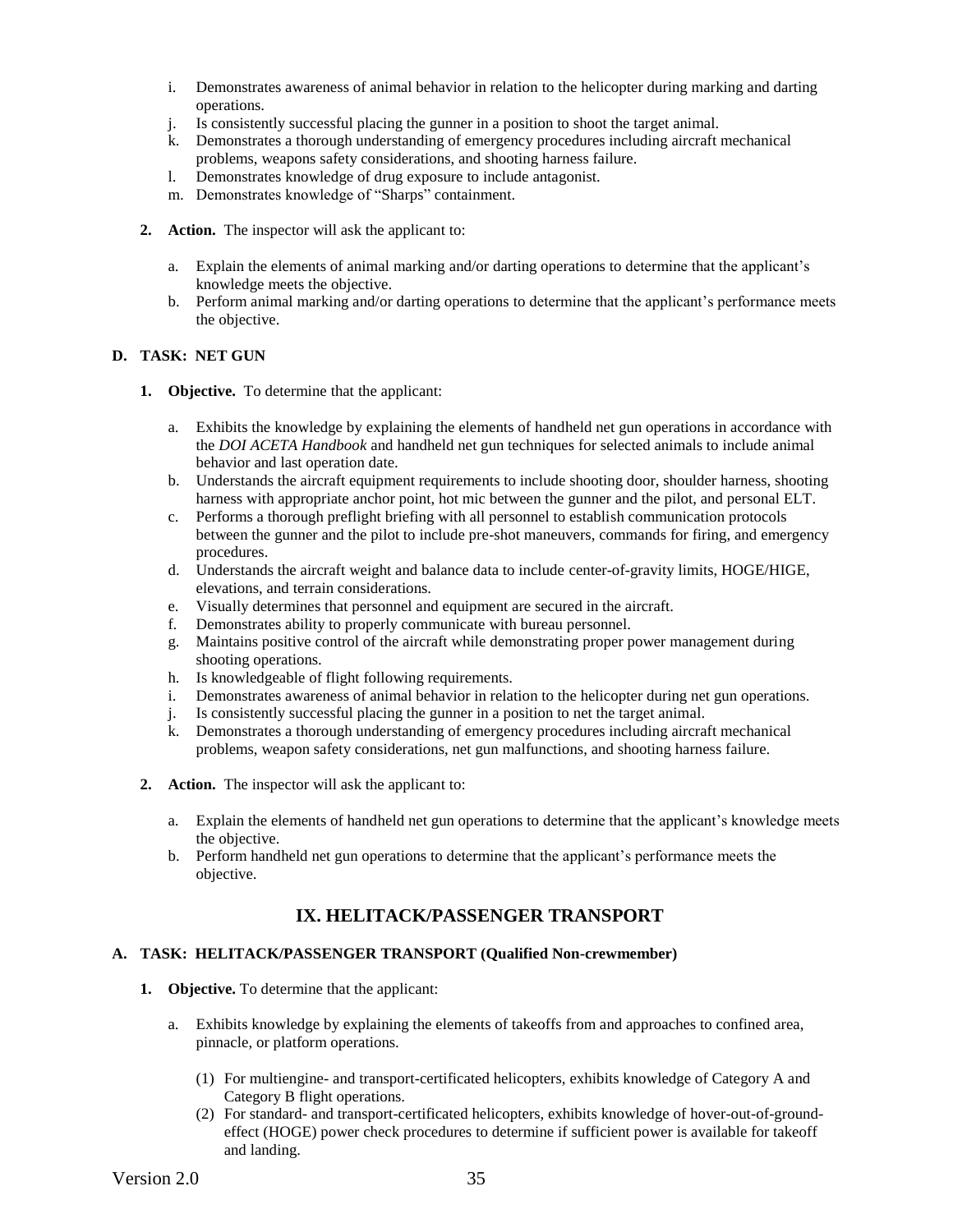i. Demonstrates awareness of animal behavior in relation to the helicopter during marking and darting operations.
   j. Is consistently successful placing the gunner in a position to shoot the target animal.
   k. Demonstrates a thorough understanding of emergency procedures including aircraft mechanical problems, weapons safety considerations, and shooting harness failure.
   l. Demonstrates knowledge of drug exposure to include antagonist.
   m. Demonstrates knowledge of "Sharps" containment.

2. **Action.** The inspector will ask the applicant to:

   a. Explain the elements of animal marking and/or darting operations to determine that the applicant's knowledge meets the objective.
   b. Perform animal marking and/or darting operations to determine that the applicant's performance meets the objective.

### D. TASK: NET GUN

1. **Objective.** To determine that the applicant:

   a. Exhibits the knowledge by explaining the elements of handheld net gun operations in accordance with the *DOI ACETA Handbook* and handheld net gun techniques for selected animals to include animal behavior and last operation date.
   b. Understands the aircraft equipment requirements to include shooting door, shoulder harness, shooting harness with appropriate anchor point, hot mic between the gunner and the pilot, and personal ELT.
   c. Performs a thorough preflight briefing with all personnel to establish communication protocols between the gunner and the pilot to include pre-shot maneuvers, commands for firing, and emergency procedures.
   d. Understands the aircraft weight and balance data to include center-of-gravity limits, HOGE/HIGE, elevations, and terrain considerations.
   e. Visually determines that personnel and equipment are secured in the aircraft.
   f. Demonstrates ability to properly communicate with bureau personnel.
   g. Maintains positive control of the aircraft while demonstrating proper power management during shooting operations.
   h. Is knowledgeable of flight following requirements.
   i. Demonstrates awareness of animal behavior in relation to the helicopter during net gun operations.
   j. Is consistently successful placing the gunner in a position to net the target animal.
   k. Demonstrates a thorough understanding of emergency procedures including aircraft mechanical problems, weapon safety considerations, net gun malfunctions, and shooting harness failure.

2. **Action.** The inspector will ask the applicant to:

   a. Explain the elements of handheld net gun operations to determine that the applicant's knowledge meets the objective.
   b. Perform handheld net gun operations to determine that the applicant's performance meets the objective.

## IX. HELITACK/PASSENGER TRANSPORT

### A. TASK: HELITACK/PASSENGER TRANSPORT (Qualified Non-crewmember)

1. **Objective.** To determine that the applicant:

   a. Exhibits knowledge by explaining the elements of takeoffs from and approaches to confined area, pinnacle, or platform operations.

      (1) For multiengine- and transport-certificated helicopters, exhibits knowledge of Category A and Category B flight operations.

      (2) For standard- and transport-certificated helicopters, exhibits knowledge of hover-out-of-ground-effect (HOGE) power check procedures to determine if sufficient power is available for takeoff and landing.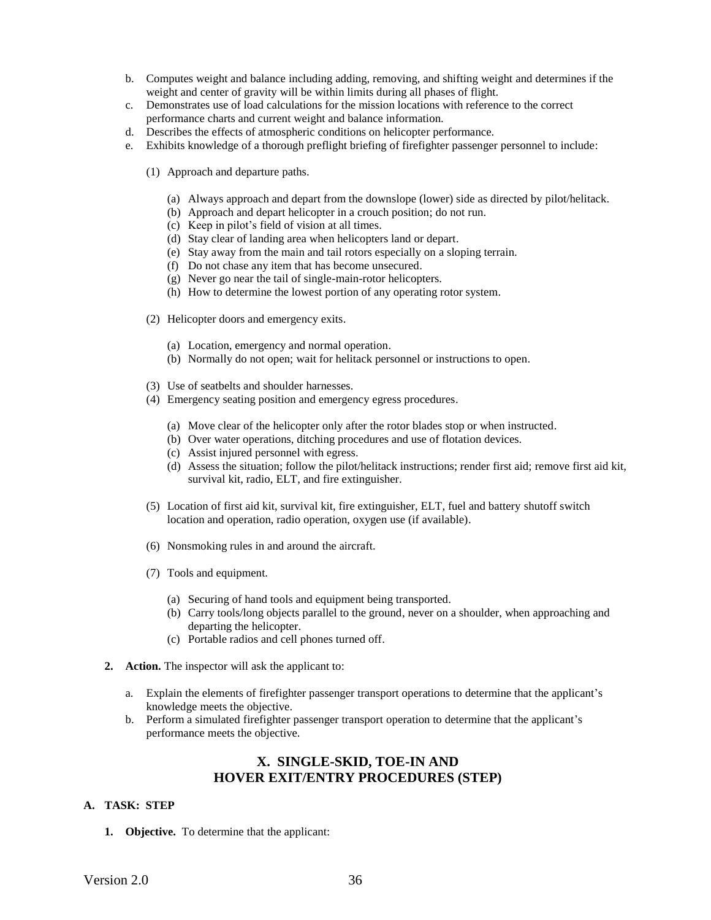b. Computes weight and balance including adding, removing, and shifting weight and determines if the weight and center of gravity will be within limits during all phases of flight.
c. Demonstrates use of load calculations for the mission locations with reference to the correct performance charts and current weight and balance information.
d. Describes the effects of atmospheric conditions on helicopter performance.
e. Exhibits knowledge of a thorough preflight briefing of firefighter passenger personnel to include:

   (1) Approach and departure paths.

      (a) Always approach and depart from the downslope (lower) side as directed by pilot/helitack.
      (b) Approach and depart helicopter in a crouch position; do not run.
      (c) Keep in pilot's field of vision at all times.
      (d) Stay clear of landing area when helicopters land or depart.
      (e) Stay away from the main and tail rotors especially on a sloping terrain.
      (f) Do not chase any item that has become unsecured.
      (g) Never go near the tail of single-main-rotor helicopters.
      (h) How to determine the lowest portion of any operating rotor system.

   (2) Helicopter doors and emergency exits.

      (a) Location, emergency and normal operation.
      (b) Normally do not open; wait for helitack personnel or instructions to open.

   (3) Use of seatbelts and shoulder harnesses.
   (4) Emergency seating position and emergency egress procedures.

      (a) Move clear of the helicopter only after the rotor blades stop or when instructed.
      (b) Over water operations, ditching procedures and use of flotation devices.
      (c) Assist injured personnel with egress.
      (d) Assess the situation; follow the pilot/helitack instructions; render first aid; remove first aid kit, survival kit, radio, ELT, and fire extinguisher.

   (5) Location of first aid kit, survival kit, fire extinguisher, ELT, fuel and battery shutoff switch location and operation, radio operation, oxygen use (if available).

   (6) Nonsmoking rules in and around the aircraft.

   (7) Tools and equipment.

      (a) Securing of hand tools and equipment being transported.
      (b) Carry tools/long objects parallel to the ground, never on a shoulder, when approaching and departing the helicopter.
      (c) Portable radios and cell phones turned off.

**2. Action.** The inspector will ask the applicant to:

a. Explain the elements of firefighter passenger transport operations to determine that the applicant's knowledge meets the objective.
b. Perform a simulated firefighter passenger transport operation to determine that the applicant's performance meets the objective.

## X. SINGLE-SKID, TOE-IN AND HOVER EXIT/ENTRY PROCEDURES (STEP)

### A. TASK: STEP

**1. Objective.** To determine that the applicant: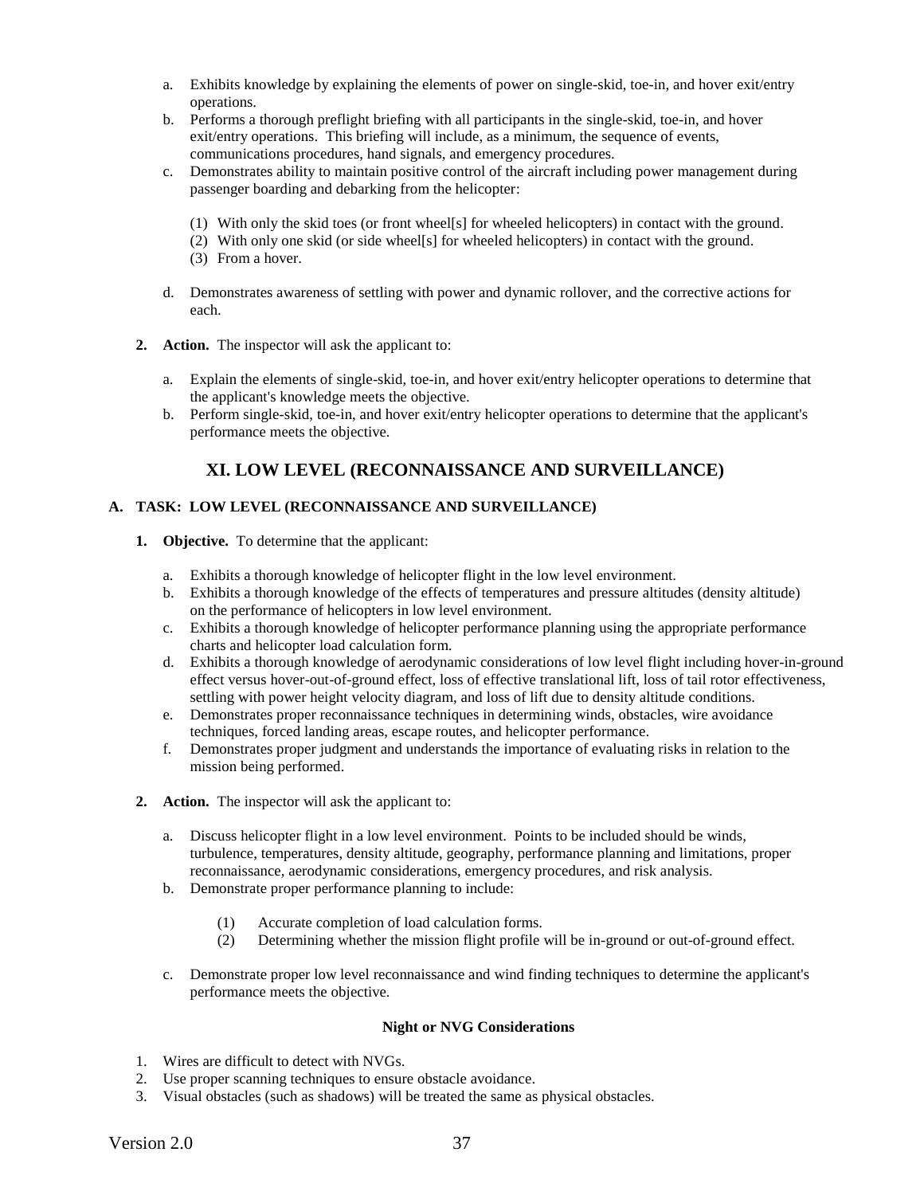a. Exhibits knowledge by explaining the elements of power on single-skid, toe-in, and hover exit/entry operations.
b. Performs a thorough preflight briefing with all participants in the single-skid, toe-in, and hover exit/entry operations. This briefing will include, as a minimum, the sequence of events, communications procedures, hand signals, and emergency procedures.
c. Demonstrates ability to maintain positive control of the aircraft including power management during passenger boarding and debarking from the helicopter:

    (1) With only the skid toes (or front wheel[s] for wheeled helicopters) in contact with the ground.
    (2) With only one skid (or side wheel[s] for wheeled helicopters) in contact with the ground.
    (3) From a hover.

d. Demonstrates awareness of settling with power and dynamic rollover, and the corrective actions for each.

**2. Action.** The inspector will ask the applicant to:

a. Explain the elements of single-skid, toe-in, and hover exit/entry helicopter operations to determine that the applicant's knowledge meets the objective.
b. Perform single-skid, toe-in, and hover exit/entry helicopter operations to determine that the applicant's performance meets the objective.

## XI. LOW LEVEL (RECONNAISSANCE AND SURVEILLANCE)

### A. TASK: LOW LEVEL (RECONNAISSANCE AND SURVEILLANCE)

**1. Objective.** To determine that the applicant:

a. Exhibits a thorough knowledge of helicopter flight in the low level environment.
b. Exhibits a thorough knowledge of the effects of temperatures and pressure altitudes (density altitude) on the performance of helicopters in low level environment.
c. Exhibits a thorough knowledge of helicopter performance planning using the appropriate performance charts and helicopter load calculation form.
d. Exhibits a thorough knowledge of aerodynamic considerations of low level flight including hover-in-ground effect versus hover-out-of-ground effect, loss of effective translational lift, loss of tail rotor effectiveness, settling with power height velocity diagram, and loss of lift due to density altitude conditions.
e. Demonstrates proper reconnaissance techniques in determining winds, obstacles, wire avoidance techniques, forced landing areas, escape routes, and helicopter performance.
f. Demonstrates proper judgment and understands the importance of evaluating risks in relation to the mission being performed.

**2. Action.** The inspector will ask the applicant to:

a. Discuss helicopter flight in a low level environment. Points to be included should be winds, turbulence, temperatures, density altitude, geography, performance planning and limitations, proper reconnaissance, aerodynamic considerations, emergency procedures, and risk analysis.
b. Demonstrate proper performance planning to include:

    (1) Accurate completion of load calculation forms.
    (2) Determining whether the mission flight profile will be in-ground or out-of-ground effect.

c. Demonstrate proper low level reconnaissance and wind finding techniques to determine the applicant's performance meets the objective.

**Night or NVG Considerations**

1. Wires are difficult to detect with NVGs.
2. Use proper scanning techniques to ensure obstacle avoidance.
3. Visual obstacles (such as shadows) will be treated the same as physical obstacles.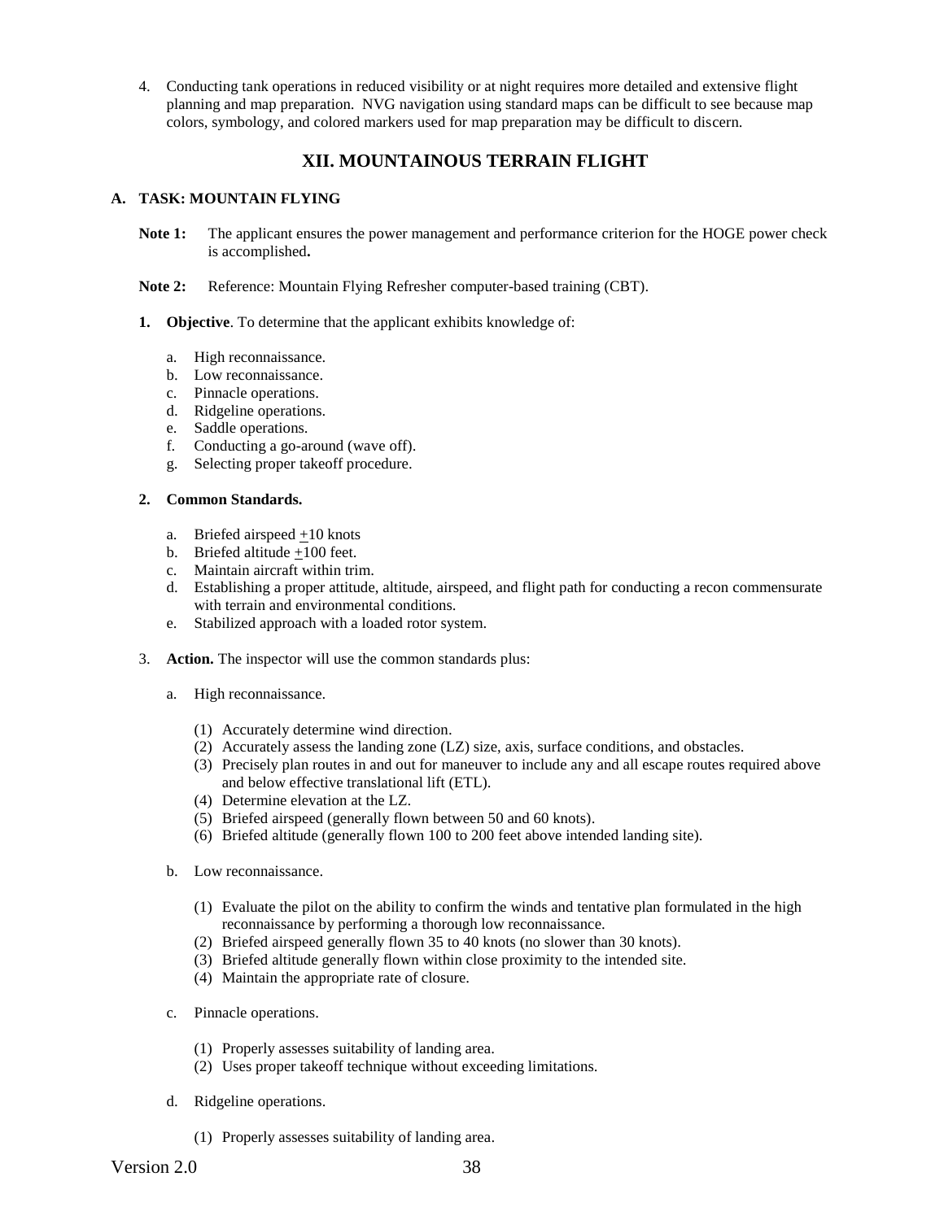4. Conducting tank operations in reduced visibility or at night requires more detailed and extensive flight planning and map preparation. NVG navigation using standard maps can be difficult to see because map colors, symbology, and colored markers used for map preparation may be difficult to discern.

## XII. MOUNTAINOUS TERRAIN FLIGHT

### A. TASK: MOUNTAIN FLYING

**Note 1:** The applicant ensures the power management and performance criterion for the HOGE power check is accomplished**.**

**Note 2:** Reference: Mountain Flying Refresher computer-based training (CBT).

**1. Objective**. To determine that the applicant exhibits knowledge of:

a. High reconnaissance.
b. Low reconnaissance.
c. Pinnacle operations.
d. Ridgeline operations.
e. Saddle operations.
f. Conducting a go-around (wave off).
g. Selecting proper takeoff procedure.

**2. Common Standards.**

a. Briefed airspeed ±10 knots
b. Briefed altitude ±100 feet.
c. Maintain aircraft within trim.
d. Establishing a proper attitude, altitude, airspeed, and flight path for conducting a recon commensurate with terrain and environmental conditions.
e. Stabilized approach with a loaded rotor system.

3. **Action.** The inspector will use the common standards plus:

a. High reconnaissance.

(1) Accurately determine wind direction.
(2) Accurately assess the landing zone (LZ) size, axis, surface conditions, and obstacles.
(3) Precisely plan routes in and out for maneuver to include any and all escape routes required above and below effective translational lift (ETL).
(4) Determine elevation at the LZ.
(5) Briefed airspeed (generally flown between 50 and 60 knots).
(6) Briefed altitude (generally flown 100 to 200 feet above intended landing site).

b. Low reconnaissance.

(1) Evaluate the pilot on the ability to confirm the winds and tentative plan formulated in the high reconnaissance by performing a thorough low reconnaissance.
(2) Briefed airspeed generally flown 35 to 40 knots (no slower than 30 knots).
(3) Briefed altitude generally flown within close proximity to the intended site.
(4) Maintain the appropriate rate of closure.

c. Pinnacle operations.

(1) Properly assesses suitability of landing area.
(2) Uses proper takeoff technique without exceeding limitations.

d. Ridgeline operations.

(1) Properly assesses suitability of landing area.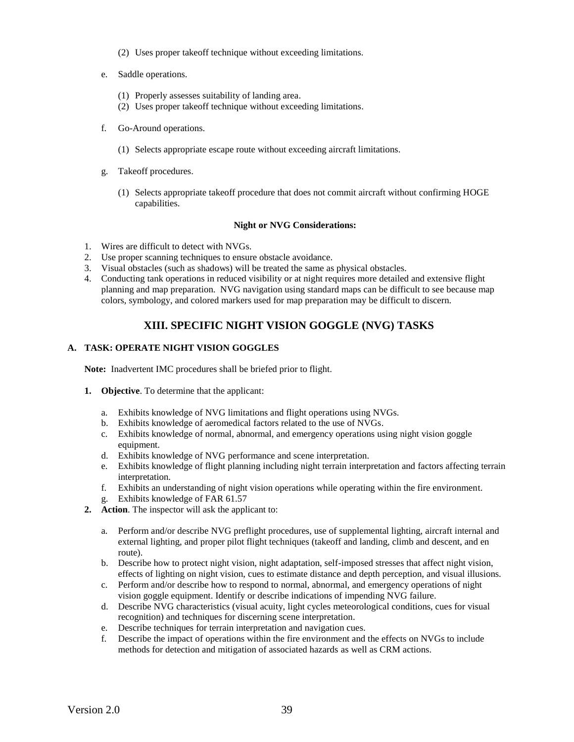(2) Uses proper takeoff technique without exceeding limitations.

e. Saddle operations.

(1) Properly assesses suitability of landing area.
(2) Uses proper takeoff technique without exceeding limitations.

f. Go-Around operations.

(1) Selects appropriate escape route without exceeding aircraft limitations.

g. Takeoff procedures.

(1) Selects appropriate takeoff procedure that does not commit aircraft without confirming HOGE capabilities.

**Night or NVG Considerations:**

1. Wires are difficult to detect with NVGs.
2. Use proper scanning techniques to ensure obstacle avoidance.
3. Visual obstacles (such as shadows) will be treated the same as physical obstacles.
4. Conducting tank operations in reduced visibility or at night requires more detailed and extensive flight planning and map preparation. NVG navigation using standard maps can be difficult to see because map colors, symbology, and colored markers used for map preparation may be difficult to discern.

## XIII. SPECIFIC NIGHT VISION GOGGLE (NVG) TASKS

### A. TASK: OPERATE NIGHT VISION GOGGLES

**Note:** Inadvertent IMC procedures shall be briefed prior to flight.

**1. Objective**. To determine that the applicant:

a. Exhibits knowledge of NVG limitations and flight operations using NVGs.
b. Exhibits knowledge of aeromedical factors related to the use of NVGs.
c. Exhibits knowledge of normal, abnormal, and emergency operations using night vision goggle equipment.
d. Exhibits knowledge of NVG performance and scene interpretation.
e. Exhibits knowledge of flight planning including night terrain interpretation and factors affecting terrain interpretation.
f. Exhibits an understanding of night vision operations while operating within the fire environment.
g. Exhibits knowledge of FAR 61.57

**2. Action**. The inspector will ask the applicant to:

a. Perform and/or describe NVG preflight procedures, use of supplemental lighting, aircraft internal and external lighting, and proper pilot flight techniques (takeoff and landing, climb and descent, and en route).
b. Describe how to protect night vision, night adaptation, self-imposed stresses that affect night vision, effects of lighting on night vision, cues to estimate distance and depth perception, and visual illusions.
c. Perform and/or describe how to respond to normal, abnormal, and emergency operations of night vision goggle equipment. Identify or describe indications of impending NVG failure.
d. Describe NVG characteristics (visual acuity, light cycles meteorological conditions, cues for visual recognition) and techniques for discerning scene interpretation.
e. Describe techniques for terrain interpretation and navigation cues.
f. Describe the impact of operations within the fire environment and the effects on NVGs to include methods for detection and mitigation of associated hazards as well as CRM actions.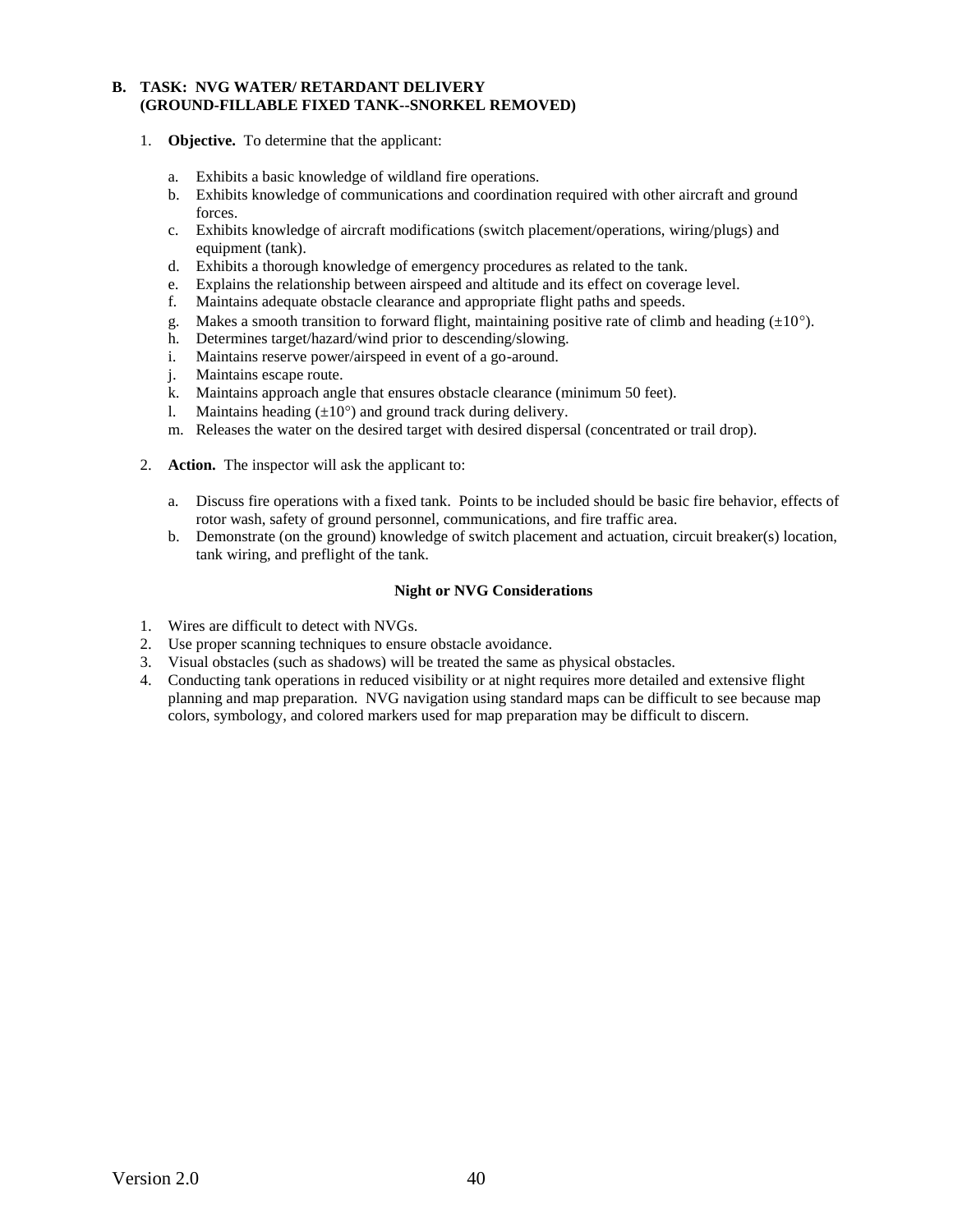### B. TASK: NVG WATER/ RETARDANT DELIVERY (GROUND-FILLABLE FIXED TANK--SNORKEL REMOVED)

1. **Objective.** To determine that the applicant:

   a. Exhibits a basic knowledge of wildland fire operations.
   b. Exhibits knowledge of communications and coordination required with other aircraft and ground forces.
   c. Exhibits knowledge of aircraft modifications (switch placement/operations, wiring/plugs) and equipment (tank).
   d. Exhibits a thorough knowledge of emergency procedures as related to the tank.
   e. Explains the relationship between airspeed and altitude and its effect on coverage level.
   f. Maintains adequate obstacle clearance and appropriate flight paths and speeds.
   g. Makes a smooth transition to forward flight, maintaining positive rate of climb and heading (±10°).
   h. Determines target/hazard/wind prior to descending/slowing.
   i. Maintains reserve power/airspeed in event of a go-around.
   j. Maintains escape route.
   k. Maintains approach angle that ensures obstacle clearance (minimum 50 feet).
   l. Maintains heading (±10°) and ground track during delivery.
   m. Releases the water on the desired target with desired dispersal (concentrated or trail drop).

2. **Action.** The inspector will ask the applicant to:

   a. Discuss fire operations with a fixed tank. Points to be included should be basic fire behavior, effects of rotor wash, safety of ground personnel, communications, and fire traffic area.
   b. Demonstrate (on the ground) knowledge of switch placement and actuation, circuit breaker(s) location, tank wiring, and preflight of the tank.

**Night or NVG Considerations**

1. Wires are difficult to detect with NVGs.
2. Use proper scanning techniques to ensure obstacle avoidance.
3. Visual obstacles (such as shadows) will be treated the same as physical obstacles.
4. Conducting tank operations in reduced visibility or at night requires more detailed and extensive flight planning and map preparation. NVG navigation using standard maps can be difficult to see because map colors, symbology, and colored markers used for map preparation may be difficult to discern.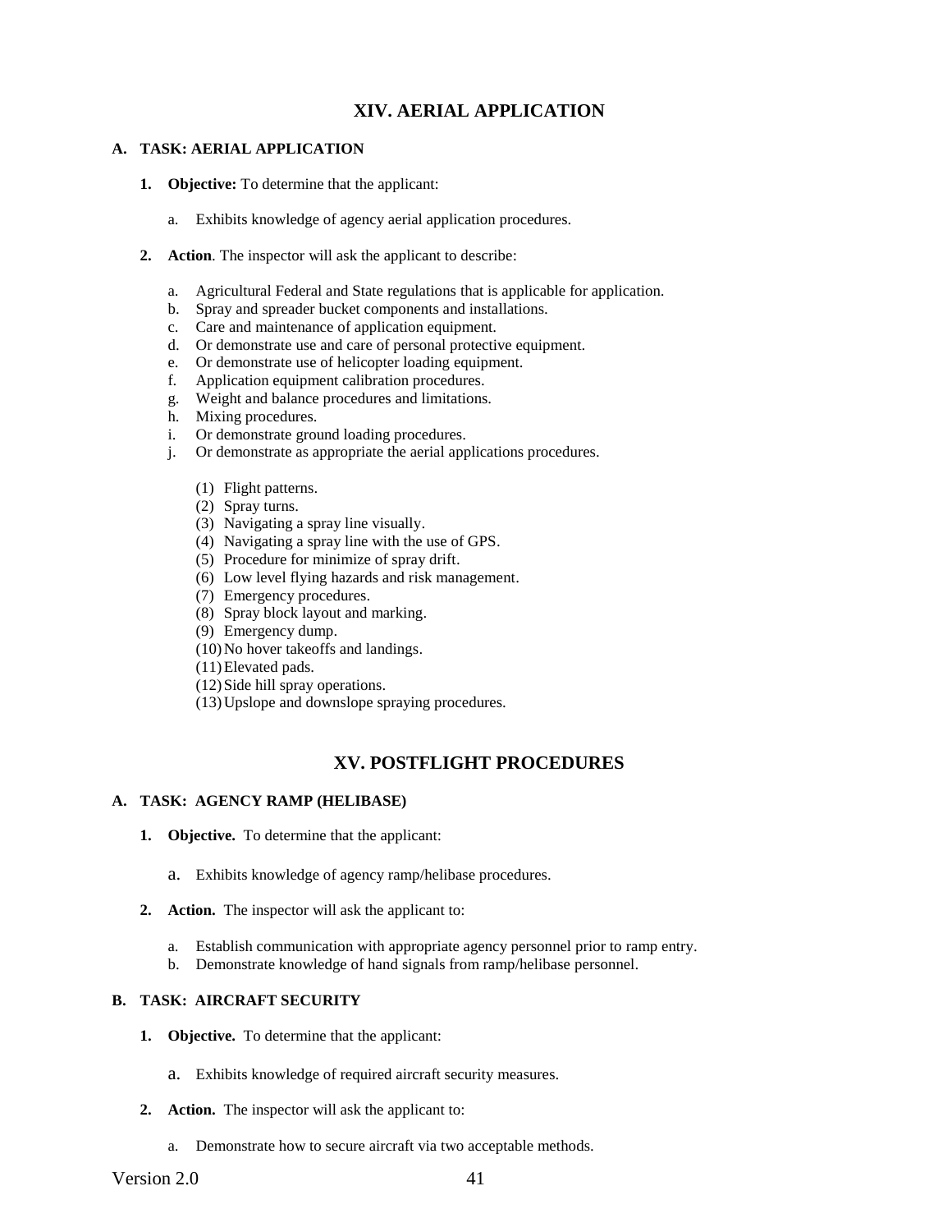## XIV. AERIAL APPLICATION

### A. TASK: AERIAL APPLICATION

1. **Objective:** To determine that the applicant:

   a. Exhibits knowledge of agency aerial application procedures.

2. **Action**. The inspector will ask the applicant to describe:

   a. Agricultural Federal and State regulations that is applicable for application.
   b. Spray and spreader bucket components and installations.
   c. Care and maintenance of application equipment.
   d. Or demonstrate use and care of personal protective equipment.
   e. Or demonstrate use of helicopter loading equipment.
   f. Application equipment calibration procedures.
   g. Weight and balance procedures and limitations.
   h. Mixing procedures.
   i. Or demonstrate ground loading procedures.
   j. Or demonstrate as appropriate the aerial applications procedures.

      (1) Flight patterns.
      (2) Spray turns.
      (3) Navigating a spray line visually.
      (4) Navigating a spray line with the use of GPS.
      (5) Procedure for minimize of spray drift.
      (6) Low level flying hazards and risk management.
      (7) Emergency procedures.
      (8) Spray block layout and marking.
      (9) Emergency dump.
      (10) No hover takeoffs and landings.
      (11) Elevated pads.
      (12) Side hill spray operations.
      (13) Upslope and downslope spraying procedures.

## XV. POSTFLIGHT PROCEDURES

### A. TASK: AGENCY RAMP (HELIBASE)

1. **Objective.** To determine that the applicant:

   a. Exhibits knowledge of agency ramp/helibase procedures.

2. **Action.** The inspector will ask the applicant to:

   a. Establish communication with appropriate agency personnel prior to ramp entry.
   b. Demonstrate knowledge of hand signals from ramp/helibase personnel.

### B. TASK: AIRCRAFT SECURITY

1. **Objective.** To determine that the applicant:

   a. Exhibits knowledge of required aircraft security measures.

2. **Action.** The inspector will ask the applicant to:

   a. Demonstrate how to secure aircraft via two acceptable methods.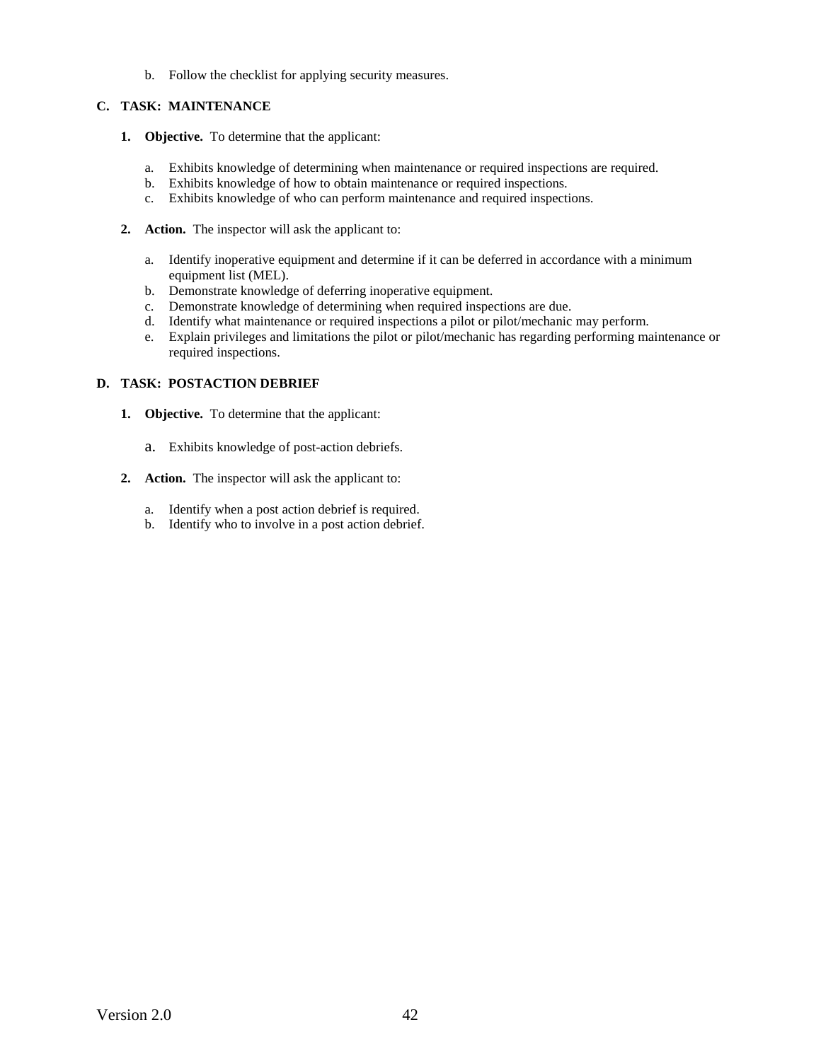b. Follow the checklist for applying security measures.

### C. TASK: MAINTENANCE

**1. Objective.** To determine that the applicant:

a. Exhibits knowledge of determining when maintenance or required inspections are required.
b. Exhibits knowledge of how to obtain maintenance or required inspections.
c. Exhibits knowledge of who can perform maintenance and required inspections.

**2. Action.** The inspector will ask the applicant to:

a. Identify inoperative equipment and determine if it can be deferred in accordance with a minimum equipment list (MEL).
b. Demonstrate knowledge of deferring inoperative equipment.
c. Demonstrate knowledge of determining when required inspections are due.
d. Identify what maintenance or required inspections a pilot or pilot/mechanic may perform.
e. Explain privileges and limitations the pilot or pilot/mechanic has regarding performing maintenance or required inspections.

### D. TASK: POSTACTION DEBRIEF

**1. Objective.** To determine that the applicant:

a. Exhibits knowledge of post-action debriefs.

**2. Action.** The inspector will ask the applicant to:

a. Identify when a post action debrief is required.
b. Identify who to involve in a post action debrief.